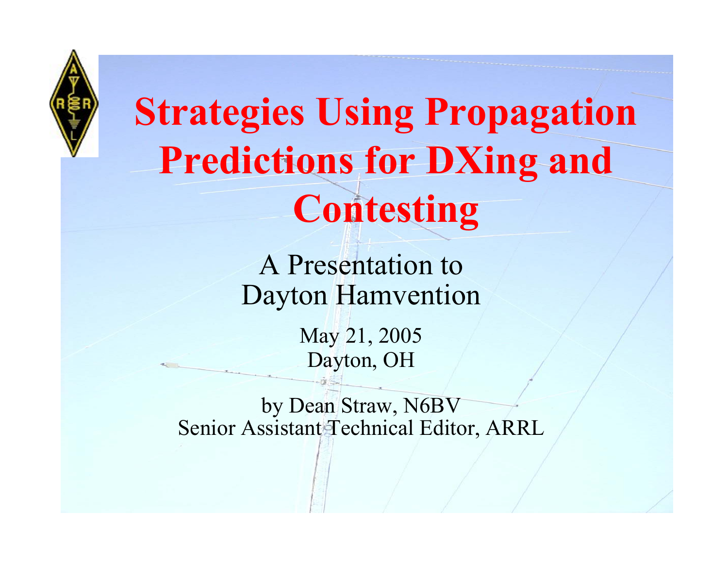# Strategies Using Propagation Predictions for DXing and Contesting

A Presentation to
Dayton Hamvention

May 21, 2005
Dayton, OH

by Dean Straw, N6BV
Senior Assistant Technical Editor, ARRL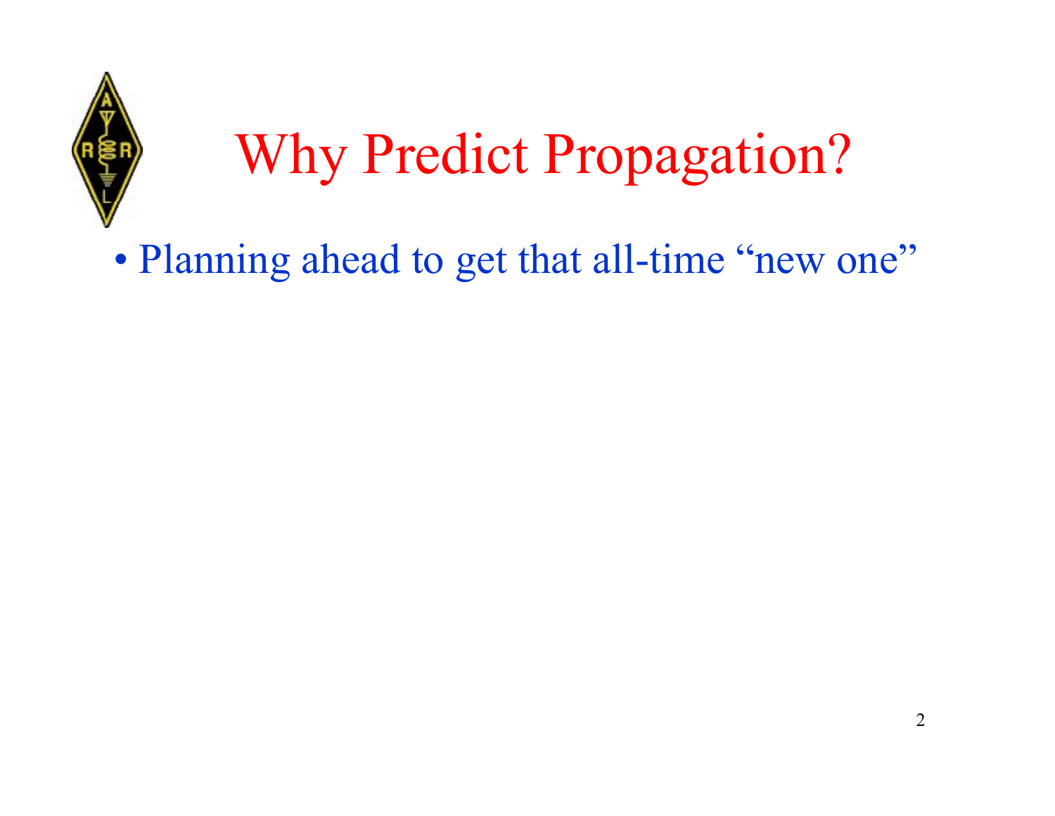# Why Predict Propagation?

- Planning ahead to get that all-time "new one"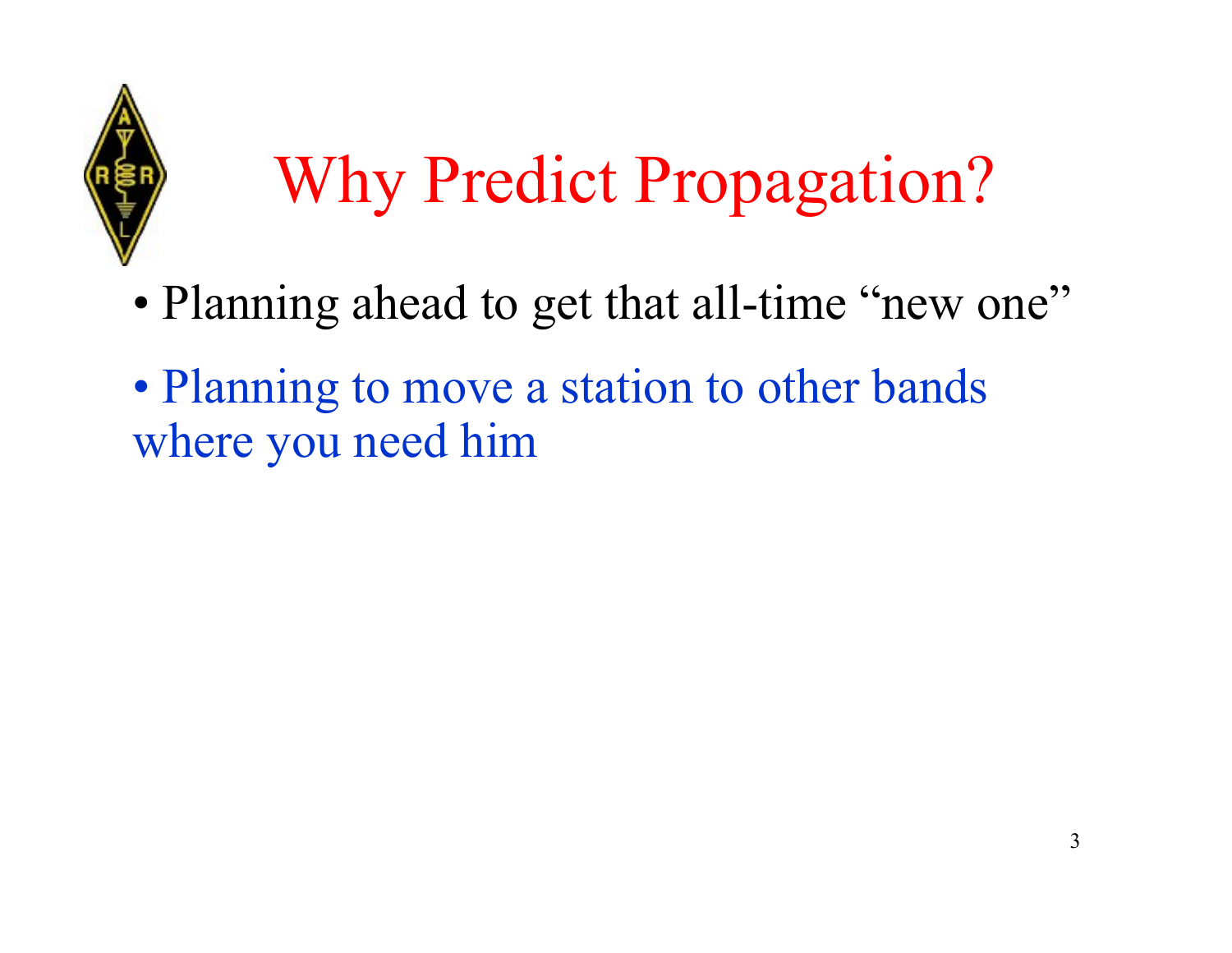# Why Predict Propagation?

- Planning ahead to get that all-time "new one"
- Planning to move a station to other bands where you need him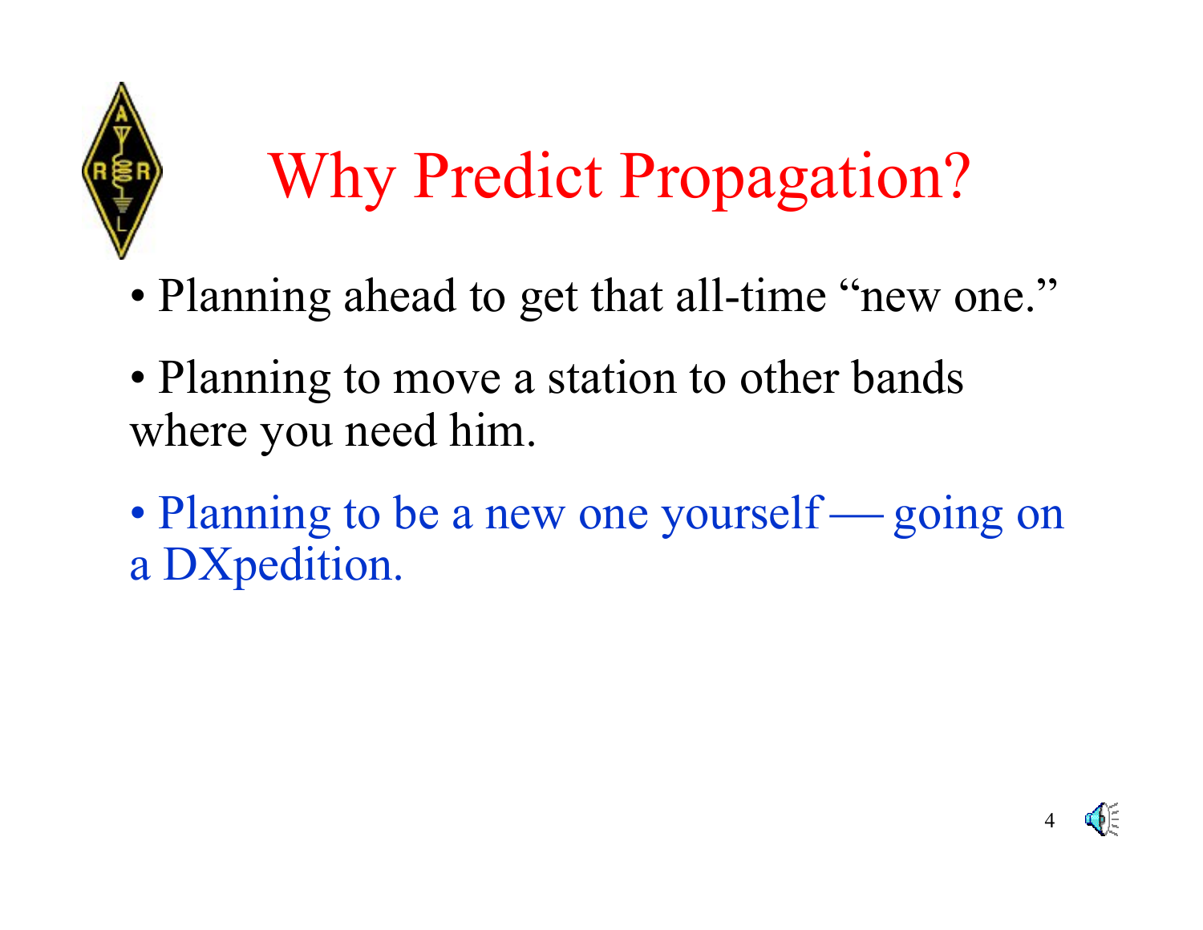# Why Predict Propagation?

- Planning ahead to get that all-time "new one."
- Planning to move a station to other bands where you need him.
- Planning to be a new one yourself — going on a DXpedition.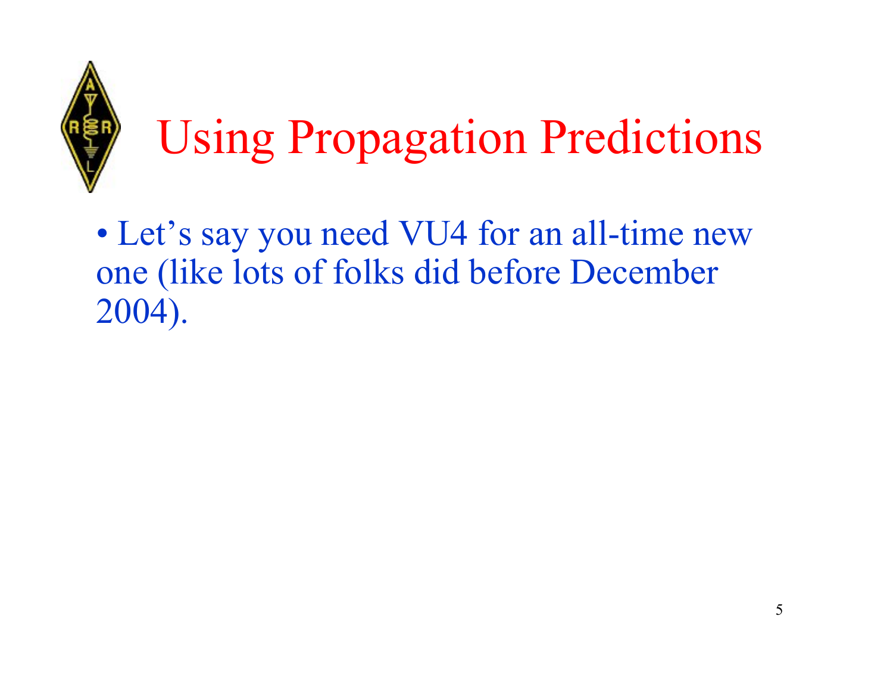# Using Propagation Predictions

- Let’s say you need VU4 for an all-time new one (like lots of folks did before December 2004).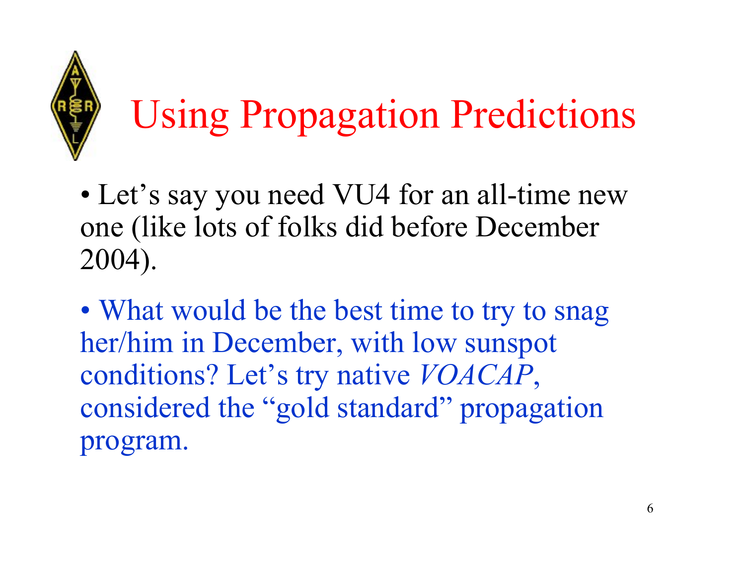# Using Propagation Predictions

- Let's say you need VU4 for an all-time new one (like lots of folks did before December 2004).

- What would be the best time to try to snag her/him in December, with low sunspot conditions? Let's try native *VOACAP*, considered the "gold standard" propagation program.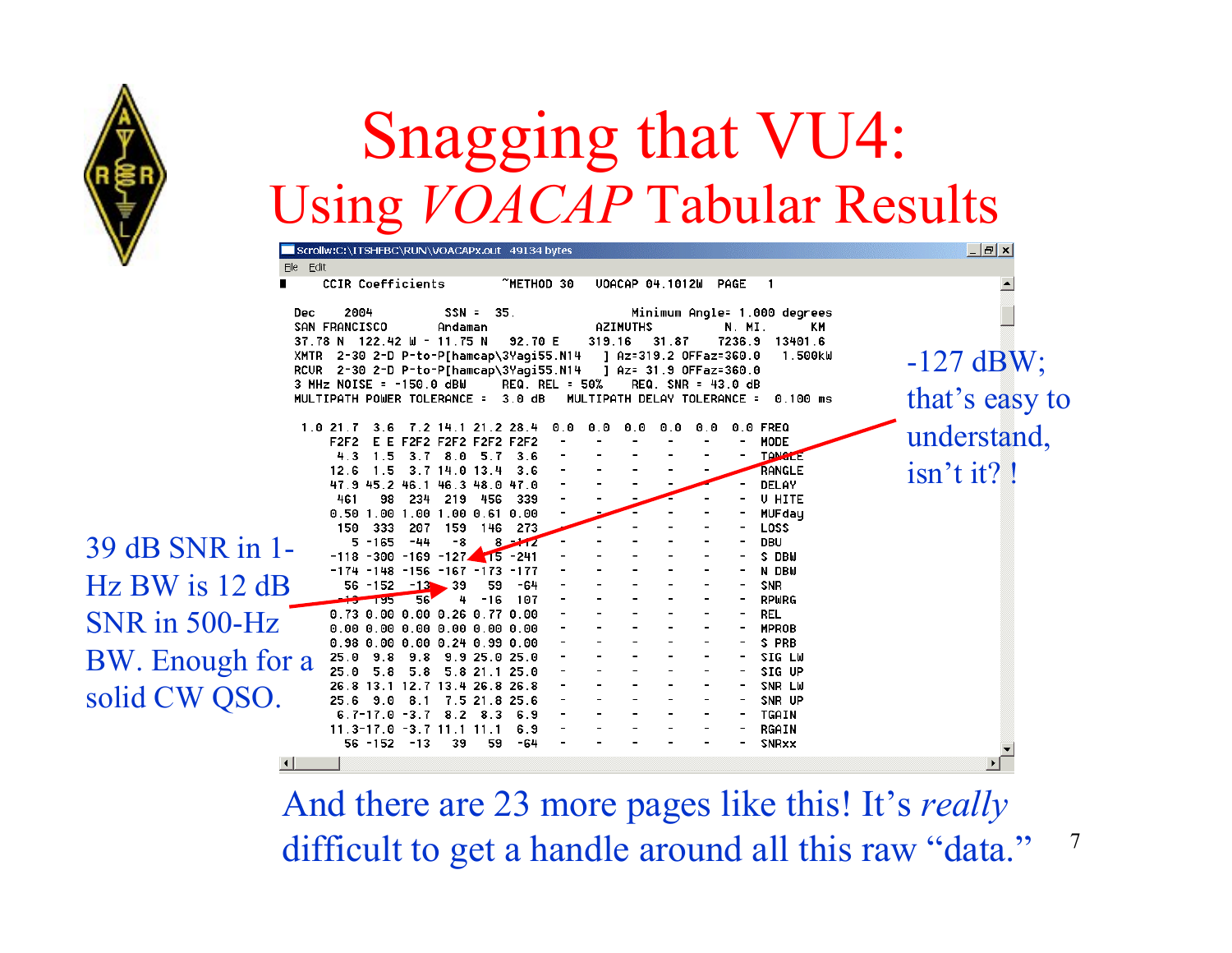# Snagging that VU4:

## Using *VOACAP* Tabular Results

```
Scrollw:C:\ITSHFBC\RUN\VOACAPx.out  49134 bytes
File  Edit
      CCIR Coefficients          ~METHOD 30   VOACAP 04.1012W  PAGE   1

  Dec     2004          SSN =  35.              Minimum Angle= 1.000 degrees
  SAN FRANCISCO        Andaman            AZIMUTHS          N. MI.      KM
  37.78 N  122.42 W - 11.75 N   92.70 E   319.16   31.87    7236.9  13401.6
  XMTR  2-30 2-D P-to-P[hamcap\3Yagi55.N14   ] Az=319.2 OFFaz=360.0   1.500kW
  RCVR  2-30 2-D P-to-P[hamcap\3Yagi55.N14   ] Az= 31.9 OFFaz=360.0
  3 MHz NOISE = -150.0 dBW     REQ. REL = 50%     REQ. SNR = 43.0 dB
  MULTIPATH POWER TOLERANCE =  3.0 dB   MULTIPATH DELAY TOLERANCE =  0.100 ms

   1.0 21.7   3.6   7.2 14.1 21.2 28.4  0.0  0.0  0.0  0.0  0.0  0.0 FREQ
       F2F2   E E F2F2 F2F2 F2F2 F2F2   -    -    -    -    -    -  MODE
        4.3   1.5   3.7   8.0   5.7   3.6   -    -    -    -    -    -  TANGLE
       12.6   1.5   3.7 14.0 13.4   3.6   -    -    -    -    -    -  RANGLE
       47.9 45.2 46.1 46.3 48.0 47.0   -    -    -    -    -    -  DELAY
        461    98   234   219   456   339   -    -    -    -    -    -  V HITE
       0.50 1.00 1.00 1.00 0.61 0.00   -    -    -    -    -    -  MUFday
        150   333   207   159   146   273   -    -    -    -    -    -  LOSS
          5 -165   -44    -8     8 -112   -    -    -    -    -    -  DBU
       -118 -300 -169 -127   -15 -241   -    -    -    -    -    -  S DBW
       -174 -148 -156 -167 -173 -177   -    -    -    -    -    -  N DBW
         56 -152   -13    39    59   -64   -    -    -    -    -    -  SNR
        -13 -195    56     4   -16   107   -    -    -    -    -    -  RPWRG
       0.73 0.00 0.00 0.26 0.77 0.00   -    -    -    -    -    -  REL
       0.00 0.00 0.00 0.00 0.00 0.00   -    -    -    -    -    -  MPROB
       0.98 0.00 0.00 0.24 0.99 0.00   -    -    -    -    -    -  S PRB
       25.0   9.8   9.8   9.9 25.0 25.0   -    -    -    -    -    -  SIG LW
       25.0   5.8   5.8   5.8 21.1 25.0   -    -    -    -    -    -  SIG UP
       26.8 13.1 12.7 13.4 26.8 26.8   -    -    -    -    -    -  SNR LW
       25.6   9.0   8.1   7.5 21.8 25.6   -    -    -    -    -    -  SNR UP
        6.7-17.0  -3.7   8.2   8.3   6.9   -    -    -    -    -    -  TGAIN
       11.3-17.0  -3.7 11.1 11.1   6.9   -    -    -    -    -    -  RGAIN
         56 -152   -13    39    59   -64   -    -    -    -    -    -  SNRxx
```

-127 dBW; that's easy to understand, isn't it? !

39 dB SNR in 1-Hz BW is 12 dB SNR in 500-Hz BW. Enough for a solid CW QSO.

And there are 23 more pages like this! It's *really* difficult to get a handle around all this raw "data."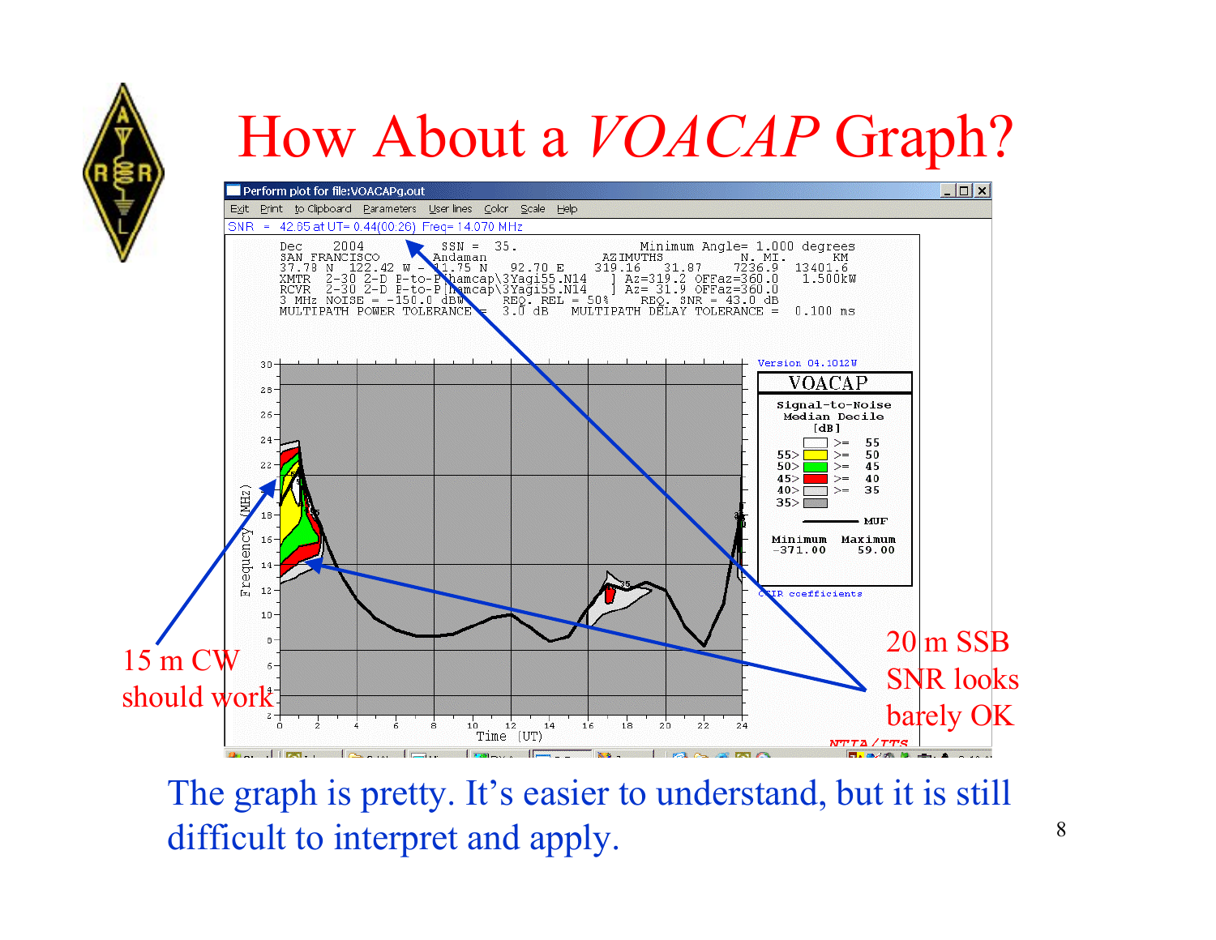# How About a *VOACAP* Graph?

15 m CW should work

20 m SSB SNR looks barely OK

The graph is pretty. It's easier to understand, but it is still difficult to interpret and apply.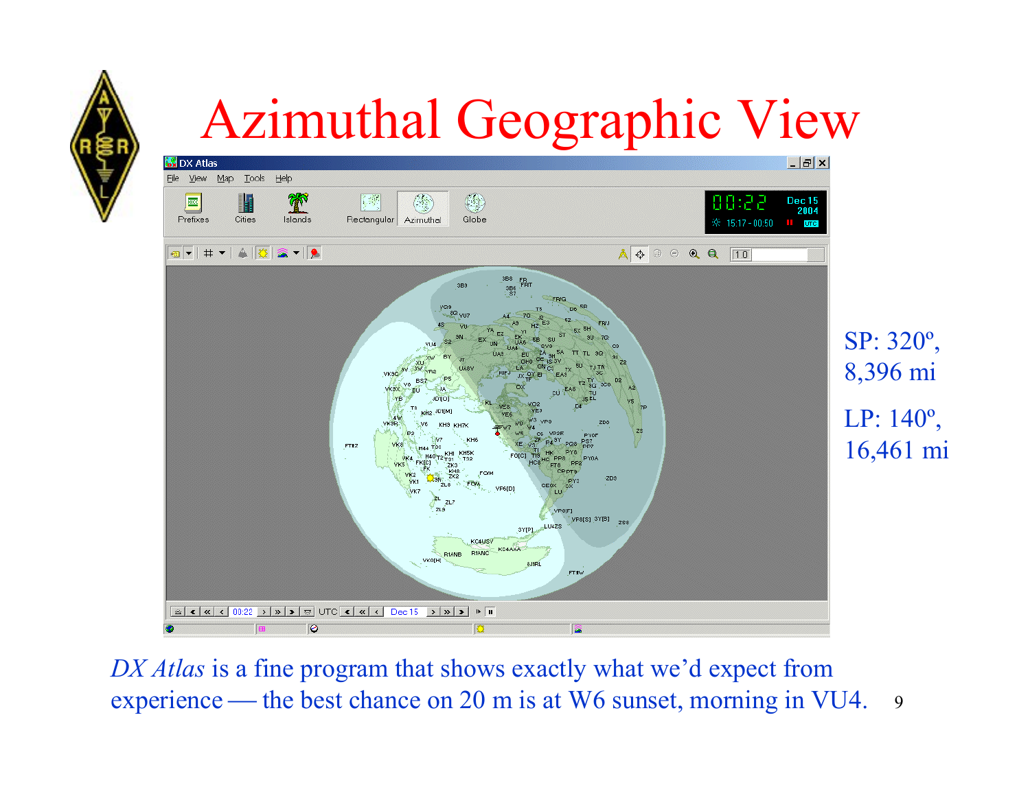# Azimuthal Geographic View

SP: 320º, 8,396 mi

LP: 140º, 16,461 mi

*DX Atlas* is a fine program that shows exactly what we'd expect from experience — the best chance on 20 m is at W6 sunset, morning in VU4.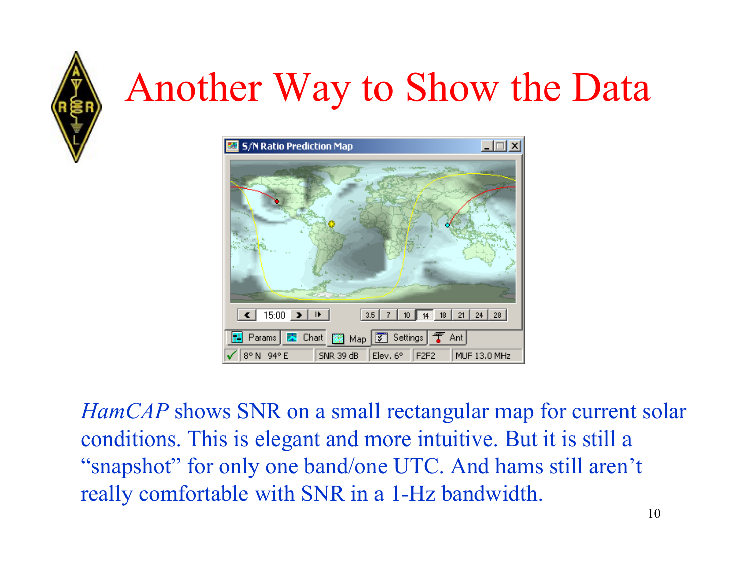# Another Way to Show the Data

*HamCAP* shows SNR on a small rectangular map for current solar conditions. This is elegant and more intuitive. But it is still a "snapshot" for only one band/one UTC. And hams still aren't really comfortable with SNR in a 1-Hz bandwidth.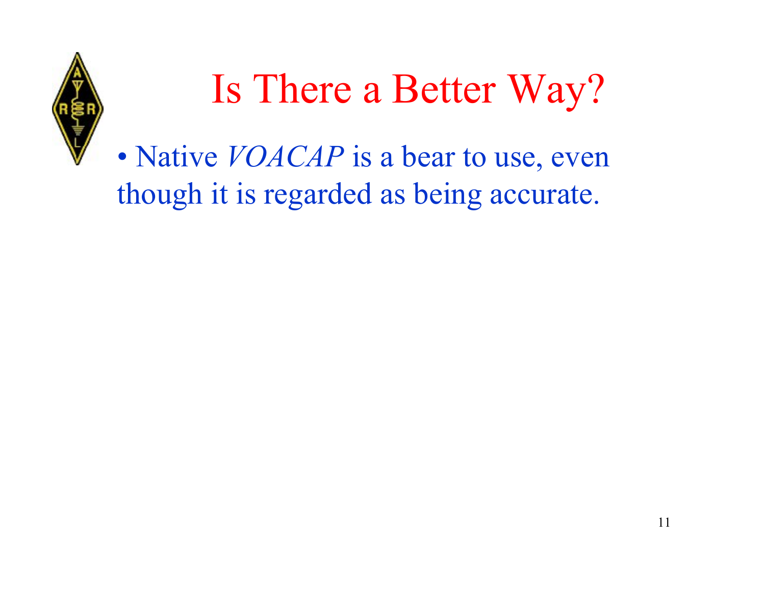# Is There a Better Way?

- Native *VOACAP* is a bear to use, even though it is regarded as being accurate.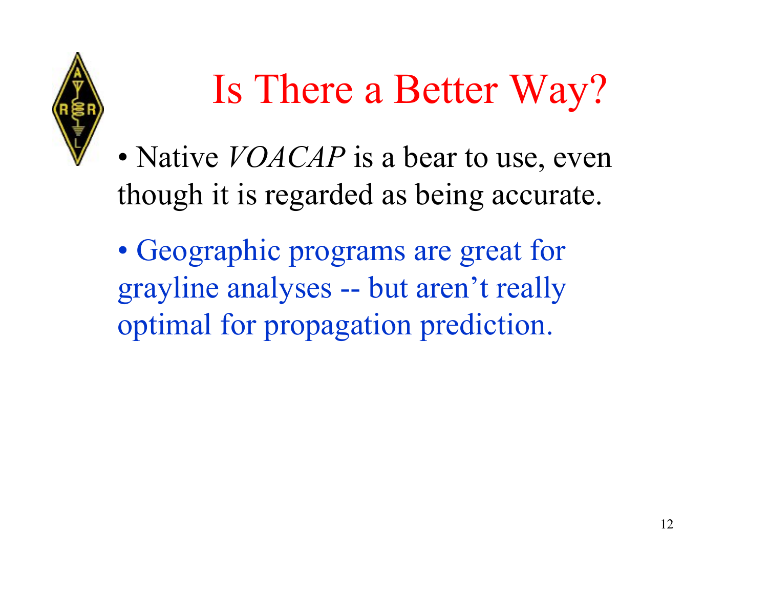# Is There a Better Way?

- Native *VOACAP* is a bear to use, even though it is regarded as being accurate.
- Geographic programs are great for grayline analyses -- but aren't really optimal for propagation prediction.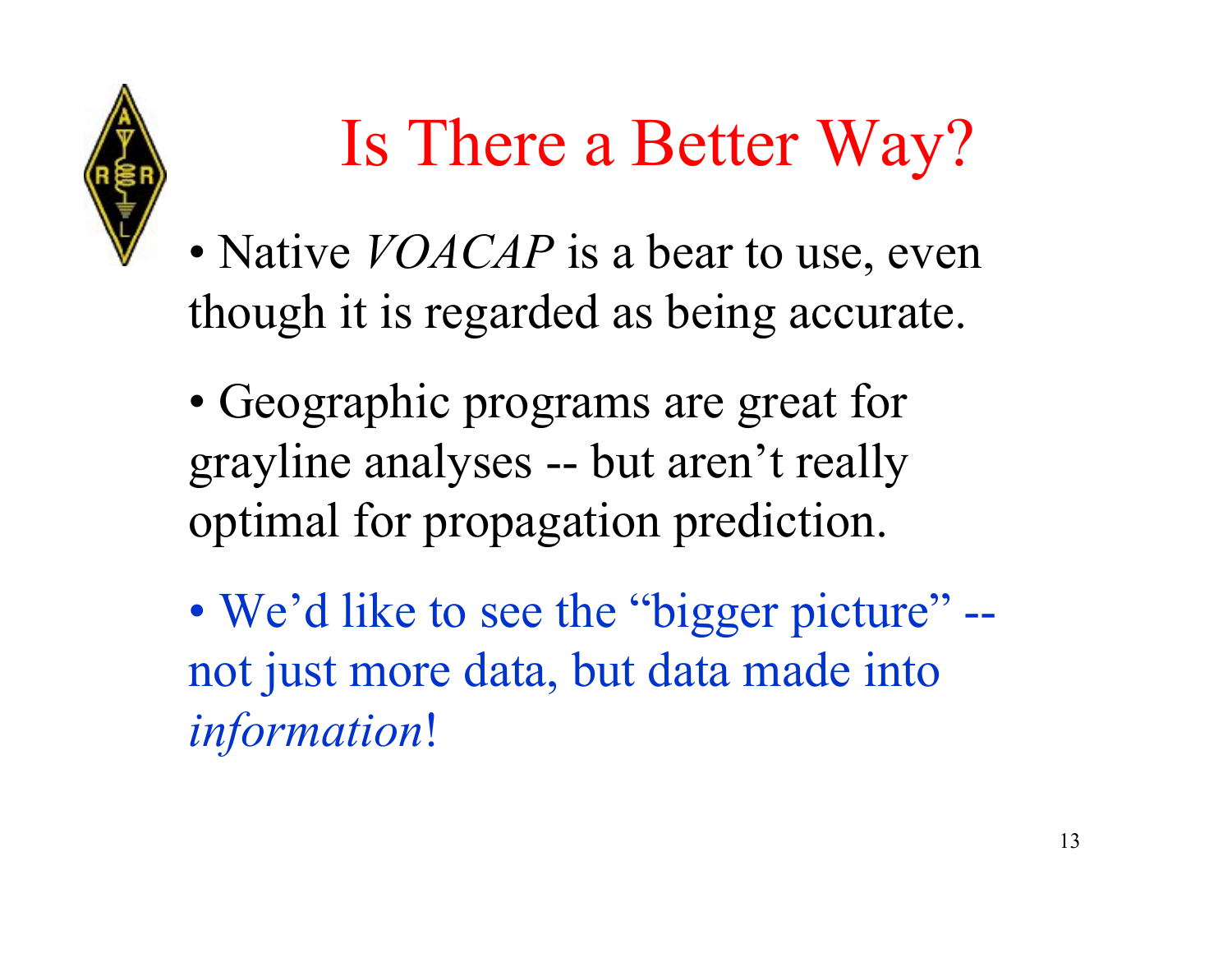# Is There a Better Way?

- Native *VOACAP* is a bear to use, even though it is regarded as being accurate.
- Geographic programs are great for grayline analyses -- but aren't really optimal for propagation prediction.
- We'd like to see the "bigger picture" -- not just more data, but data made into *information*!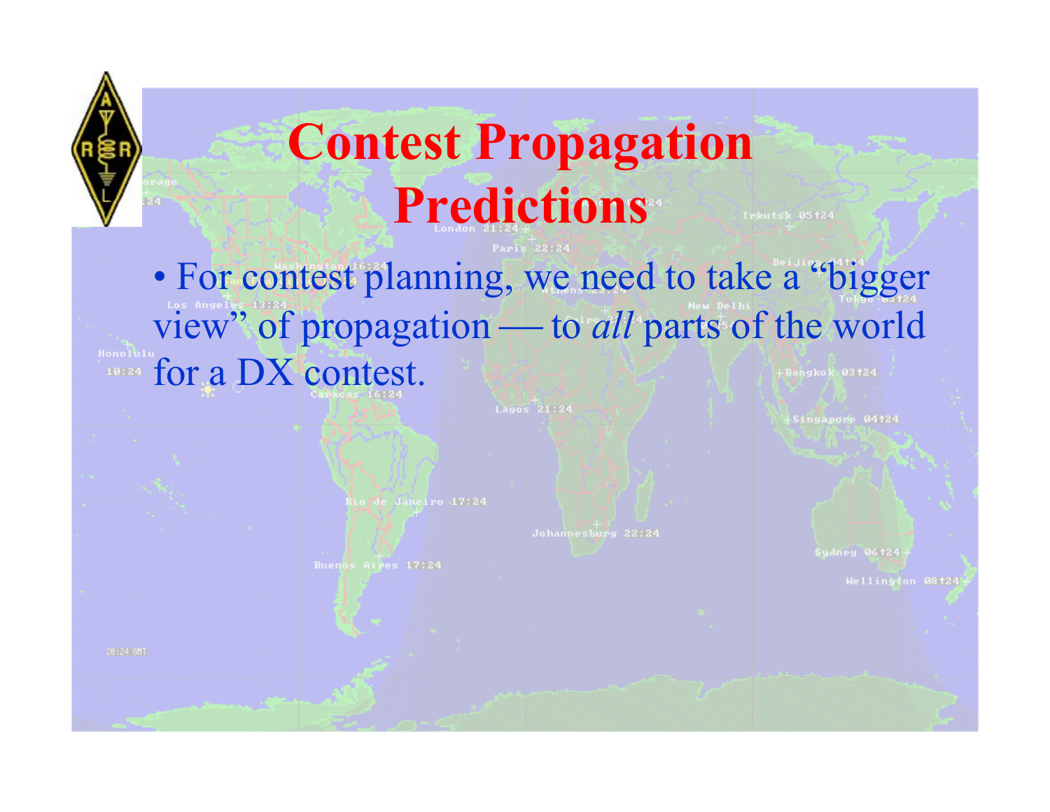# Contest Propagation Predictions

- For contest planning, we need to take a "bigger view" of propagation — to *all* parts of the world for a DX contest.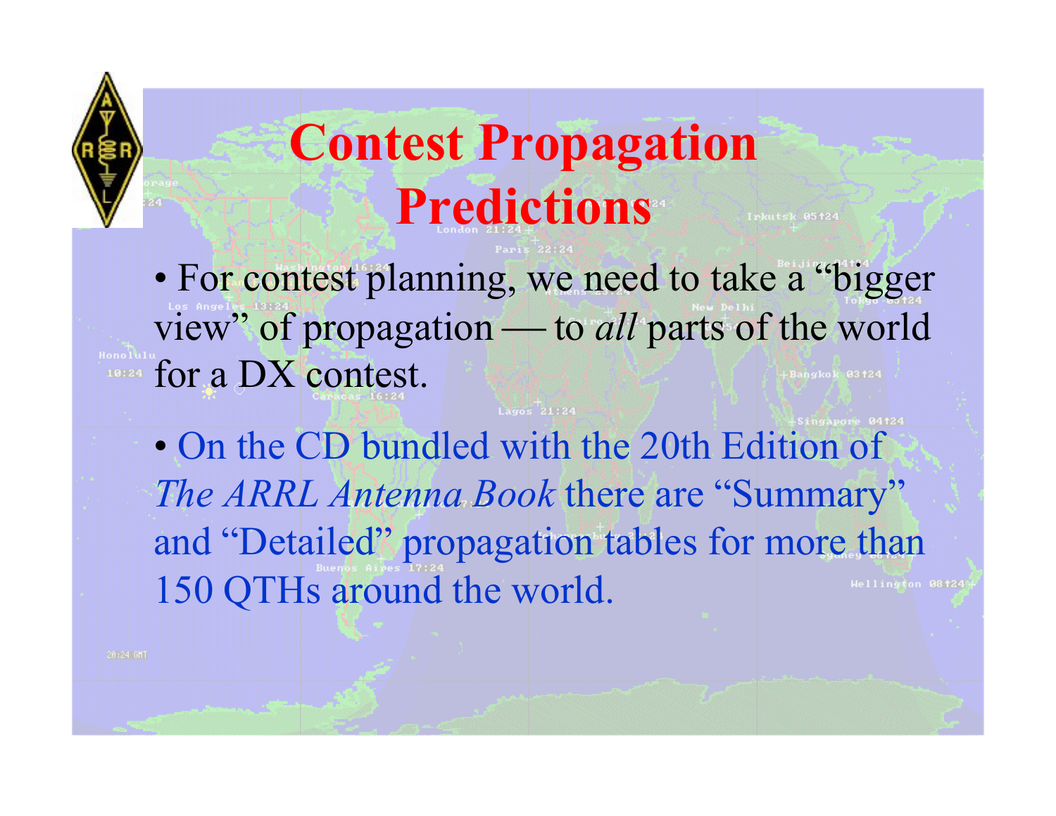# Contest Propagation Predictions

- For contest planning, we need to take a “bigger view” of propagation — to *all* parts of the world for a DX contest.
- On the CD bundled with the 20th Edition of *The ARRL Antenna Book* there are “Summary” and “Detailed” propagation tables for more than 150 QTHs around the world.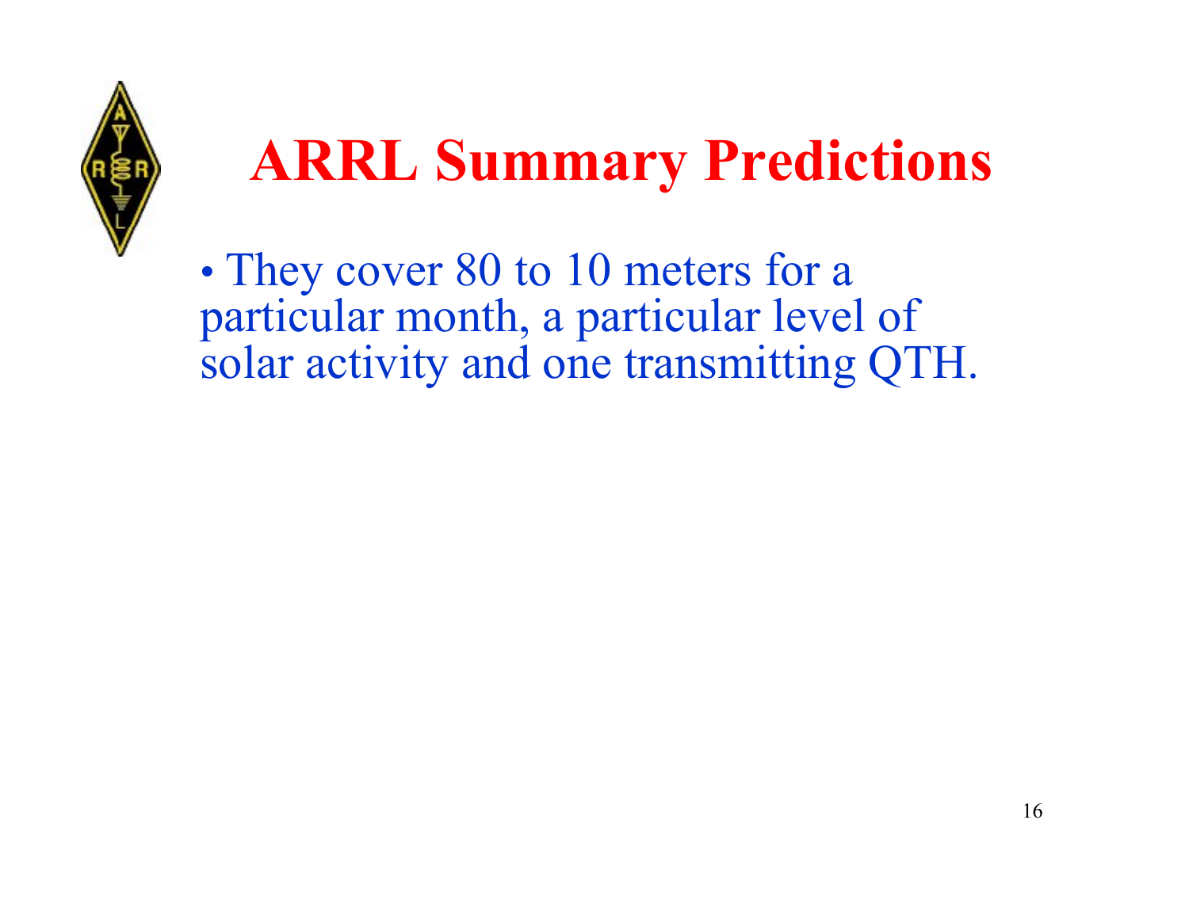# ARRL Summary Predictions

- They cover 80 to 10 meters for a particular month, a particular level of solar activity and one transmitting QTH.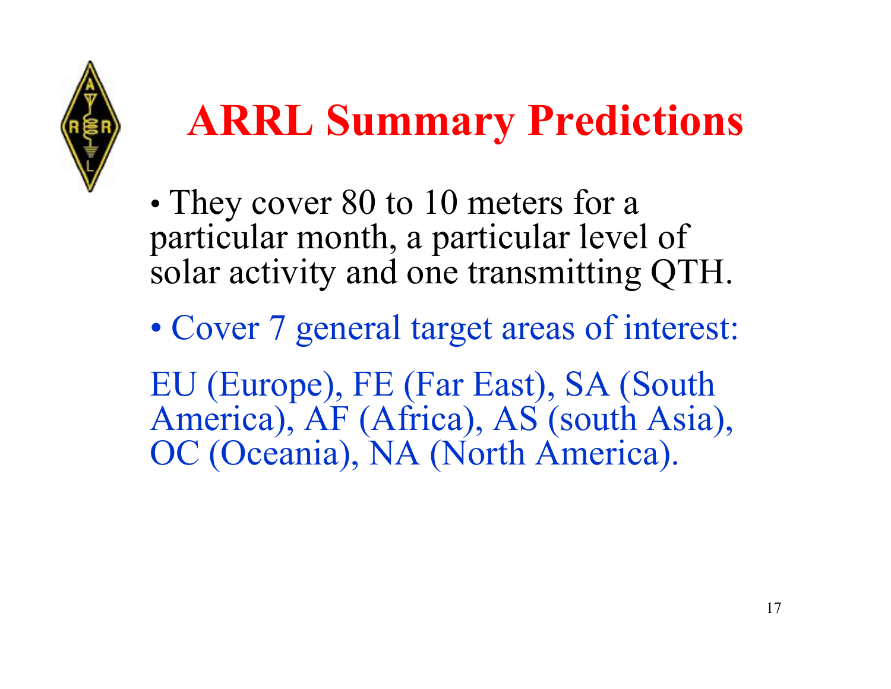# ARRL Summary Predictions

- They cover 80 to 10 meters for a particular month, a particular level of solar activity and one transmitting QTH.
- Cover 7 general target areas of interest:

EU (Europe), FE (Far East), SA (South America), AF (Africa), AS (south Asia), OC (Oceania), NA (North America).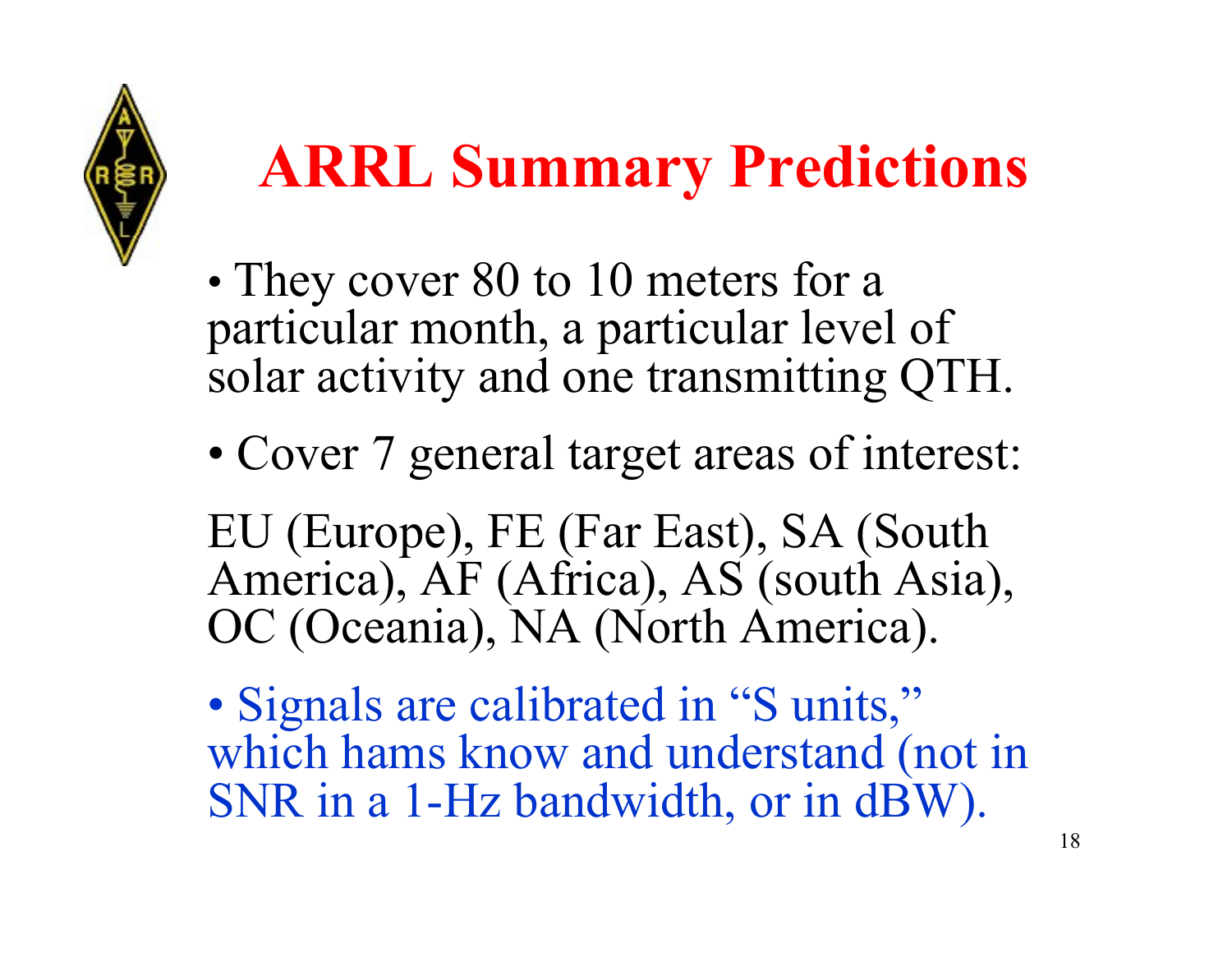# ARRL Summary Predictions

- They cover 80 to 10 meters for a particular month, a particular level of solar activity and one transmitting QTH.

- Cover 7 general target areas of interest:

EU (Europe), FE (Far East), SA (South America), AF (Africa), AS (south Asia), OC (Oceania), NA (North America).

- Signals are calibrated in "S units," which hams know and understand (not in SNR in a 1-Hz bandwidth, or in dBW).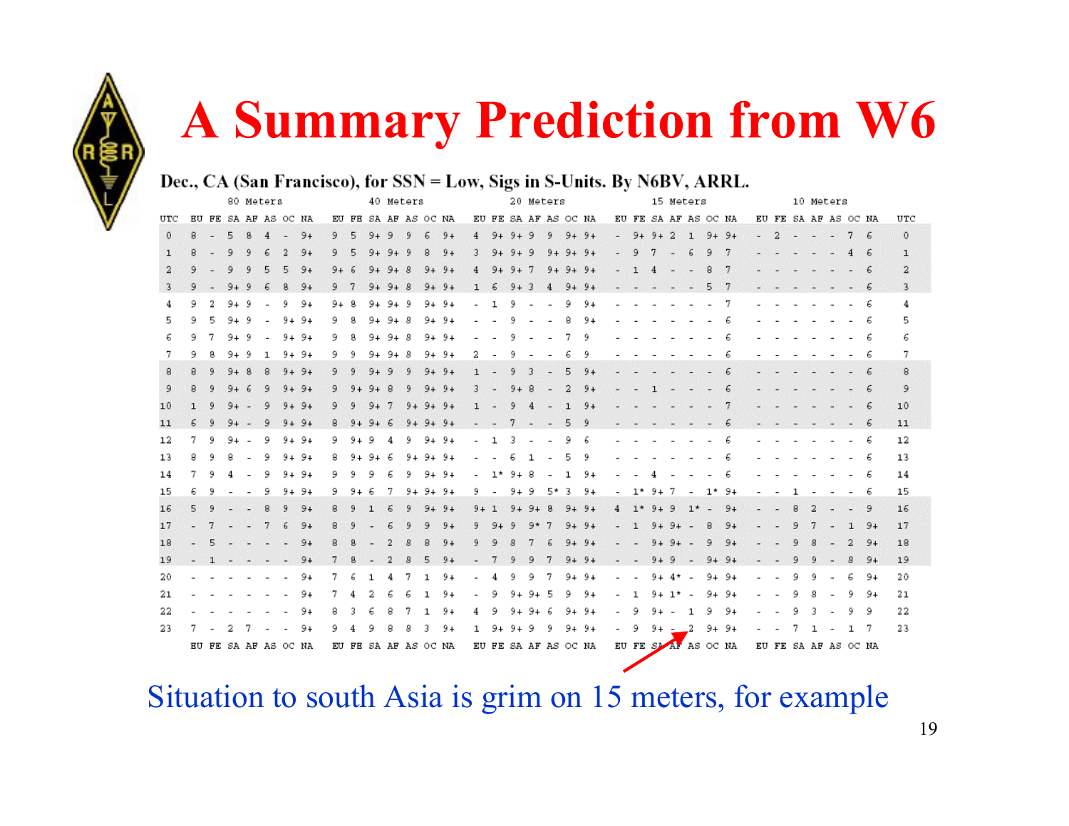# A Summary Prediction from W6

**Dec., CA (San Francisco), for SSN = Low, Sigs in S-Units. By N6BV, ARRL.**

| UTC | 80 Meters | | | | | | | 40 Meters | | | | | | | 20 Meters | | | | | | | 15 Meters | | | | | | | 10 Meters | | | | | | | UTC |
|---|---|---|---|---|---|---|---|---|---|---|---|---|---|---|---|---|---|---|---|---|---|---|---|---|---|---|---|---|---|---|---|---|---|---|---|---|
| | EU | FE | SA | AF | AS | OC | NA | EU | FE | SA | AF | AS | OC | NA | EU | FE | SA | AF | AS | OC | NA | EU | FE | SA | AF | AS | OC | NA | EU | FE | SA | AF | AS | OC | NA | |
| 0 | 8 | - | 5 | 8 | 4 | - | 9+ | 9 | 5 | 9+ | 9 | 9 | 6 | 9+ | 4 | 9+ | 9+ | 9 | 9 | 9+ | 9+ | - | 9+ | 9+ | 2 | 1 | 9+ | 9+ | - | 2 | - | - | - | 7 | 6 | 0 |
| 1 | 8 | - | 9 | 9 | 6 | 2 | 9+ | 9 | 5 | 9+ | 9+ | 9 | 8 | 9+ | 3 | 9+ | 9+ | 9 | 9+ | 9+ | 9+ | - | 9 | 7 | - | 6 | 9 | 7 | - | - | - | - | - | 4 | 6 | 1 |
| 2 | 9 | - | 9 | 9 | 5 | 5 | 9+ | 9+ | 6 | 9+ | 9+ | 8 | 9+ | 9+ | 4 | 9+ | 9+ | 7 | 9+ | 9+ | 9+ | - | 1 | 4 | - | - | 8 | 7 | - | - | - | - | - | - | 6 | 2 |
| 3 | 9 | - | 9+ | 9 | 6 | 8 | 9+ | 9 | 7 | 9+ | 9+ | 8 | 9+ | 9+ | 1 | 6 | 9+ | 3 | 4 | 9+ | 9+ | - | - | - | - | - | 5 | 7 | - | - | - | - | - | - | 6 | 3 |
| 4 | 9 | 2 | 9+ | 9 | - | 9 | 9+ | 9+ | 8 | 9+ | 9+ | 9 | 9+ | 9+ | - | 1 | 9 | - | - | 9 | 9+ | - | - | - | - | - | - | 7 | - | - | - | - | - | - | 6 | 4 |
| 5 | 9 | 5 | 9+ | 9 | - | 9+ | 9+ | 9 | 8 | 9+ | 9+ | 8 | 9+ | 9+ | - | - | 9 | - | - | 8 | 9+ | - | - | - | - | - | - | 6 | - | - | - | - | - | - | 6 | 5 |
| 6 | 9 | 7 | 9+ | 9 | - | 9+ | 9+ | 9 | 8 | 9+ | 9+ | 8 | 9+ | 9+ | - | - | 9 | - | - | 7 | 9 | - | - | - | - | - | - | 6 | - | - | - | - | - | - | 6 | 6 |
| 7 | 9 | 8 | 9+ | 9 | 1 | 9+ | 9+ | 9 | 9 | 9+ | 9+ | 8 | 9+ | 9+ | 2 | - | 9 | - | - | 6 | 9 | - | - | - | - | - | - | 6 | - | - | - | - | - | - | 6 | 7 |
| 8 | 8 | 9 | 9+ | 8 | 8 | 9+ | 9+ | 9 | 9 | 9+ | 9 | 9 | 9+ | 9+ | 1 | - | 9 | 3 | - | 5 | 9+ | - | - | - | - | - | - | 6 | - | - | - | - | - | - | 6 | 8 |
| 9 | 8 | 9 | 9+ | 6 | 9 | 9+ | 9+ | 9 | 9+ | 9+ | 8 | 9 | 9+ | 9+ | 3 | - | 9+ | 8 | - | 2 | 9+ | - | - | 1 | - | - | - | 6 | - | - | - | - | - | - | 6 | 9 |
| 10 | 1 | 9 | 9+ | - | 9 | 9+ | 9+ | 9 | 9 | 9+ | 7 | 9+ | 9+ | 9+ | 1 | - | 9 | 4 | - | 1 | 9+ | - | - | - | - | - | - | 7 | - | - | - | - | - | - | 6 | 10 |
| 11 | 6 | 9 | 9+ | - | 9 | 9+ | 9+ | 8 | 9+ | 9+ | 6 | 9+ | 9+ | 9+ | - | - | 7 | - | - | 5 | 9 | - | - | - | - | - | - | 6 | - | - | - | - | - | - | 6 | 11 |
| 12 | 7 | 9 | 9+ | - | 9 | 9+ | 9+ | 9 | 9+ | 9 | 4 | 9 | 9+ | 9+ | - | 1 | 3 | - | - | 9 | 6 | - | - | - | - | - | - | 6 | - | - | - | - | - | - | 6 | 12 |
| 13 | 8 | 9 | 8 | - | 9 | 9+ | 9+ | 8 | 9+ | 9+ | 6 | 9+ | 9+ | 9+ | - | - | 6 | 1 | - | 5 | 9 | - | - | - | - | - | - | 6 | - | - | - | - | - | - | 6 | 13 |
| 14 | 7 | 9 | 4 | - | 9 | 9+ | 9+ | 9 | 9 | 9 | 6 | 9 | 9+ | 9+ | - | 1* | 9+ | 8 | - | 1 | 9+ | - | - | 4 | - | - | - | 6 | - | - | - | - | - | - | 6 | 14 |
| 15 | 6 | 9 | - | - | 9 | 9+ | 9+ | 9 | 9+ | 6 | 7 | 9+ | 9+ | 9+ | 9 | - | 9+ | 9 | 5* | 3 | 9+ | - | 1* | 9+ | 7 | - | 1* | 9+ | - | - | 1 | - | - | - | 6 | 15 |
| 16 | 5 | 9 | - | - | 8 | 9 | 9+ | 8 | 9 | 1 | 6 | 9 | 9+ | 9+ | 9+ | 1 | 9+ | 9+ | 8 | 9+ | 9+ | 4 | 1* | 9+ | 9 | 1* | - | 9+ | - | - | 8 | 2 | - | - | 9 | 16 |
| 17 | - | 7 | - | - | 7 | 6 | 9+ | 8 | 9 | - | 6 | 9 | 9 | 9+ | 9 | 9+ | 9 | 9* | 7 | 9+ | 9+ | - | 1 | 9+ | 9+ | - | 8 | 9+ | - | - | 9 | 7 | - | 1 | 9+ | 17 |
| 18 | - | 5 | - | - | - | - | 9+ | 8 | 8 | - | 2 | 8 | 8 | 9+ | 9 | 9 | 8 | 7 | 6 | 9+ | 9+ | - | - | 9+ | 9+ | - | 9 | 9+ | - | - | 9 | 8 | - | 2 | 9+ | 18 |
| 19 | - | 1 | - | - | - | - | 9+ | 7 | 8 | - | 2 | 8 | 5 | 9+ | - | 7 | 9 | 9 | 7 | 9+ | 9+ | - | - | 9+ | 9 | - | 9+ | 9+ | - | - | 9 | 9 | - | 8 | 9+ | 19 |
| 20 | - | - | - | - | - | - | 9+ | 7 | 6 | 1 | 4 | 7 | 1 | 9+ | - | 4 | 9 | 9 | 7 | 9+ | 9+ | - | - | 9+ | 4* | - | 9+ | 9+ | - | - | 9 | 9 | - | 6 | 9+ | 20 |
| 21 | - | - | - | - | - | - | 9+ | 7 | 4 | 2 | 6 | 6 | 1 | 9+ | - | 9 | 9+ | 9+ | 5 | 9 | 9+ | - | 1 | 9+ | 1* | - | 9+ | 9+ | - | - | 9 | 8 | - | 9 | 9+ | 21 |
| 22 | - | - | - | - | - | - | 9+ | 8 | 3 | 6 | 8 | 7 | 1 | 9+ | 4 | 9 | 9+ | 9+ | 6 | 9+ | 9+ | - | 9 | 9+ | - | 1 | 9 | 9+ | - | - | 9 | 3 | - | 9 | 9 | 22 |
| 23 | 7 | - | 2 | 7 | - | - | 9+ | 9 | 4 | 9 | 8 | 8 | 3 | 9+ | 1 | 9+ | 9+ | 9 | 9 | 9+ | 9+ | - | 9 | 9+ | - | 2 | 9+ | 9+ | - | - | 7 | 1 | - | 1 | 7 | 23 |
| | EU | FE | SA | AF | AS | OC | NA | EU | FE | SA | AF | AS | OC | NA | EU | FE | SA | AF | AS | OC | NA | EU | FE | SA | AF | AS | OC | NA | EU | FE | SA | AF | AS | OC | NA | |

Situation to south Asia is grim on 15 meters, for example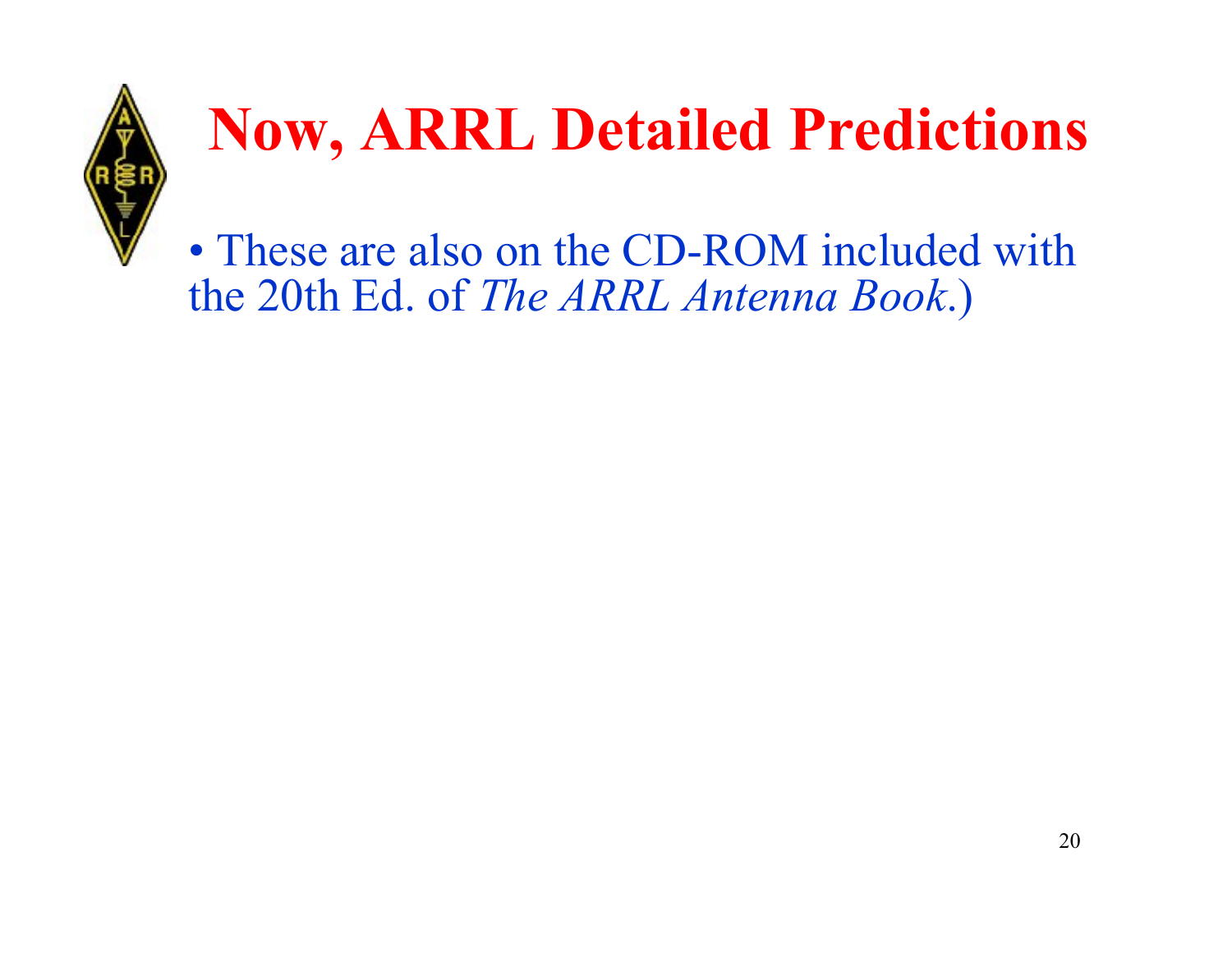# Now, ARRL Detailed Predictions

- These are also on the CD-ROM included with the 20th Ed. of *The ARRL Antenna Book*.)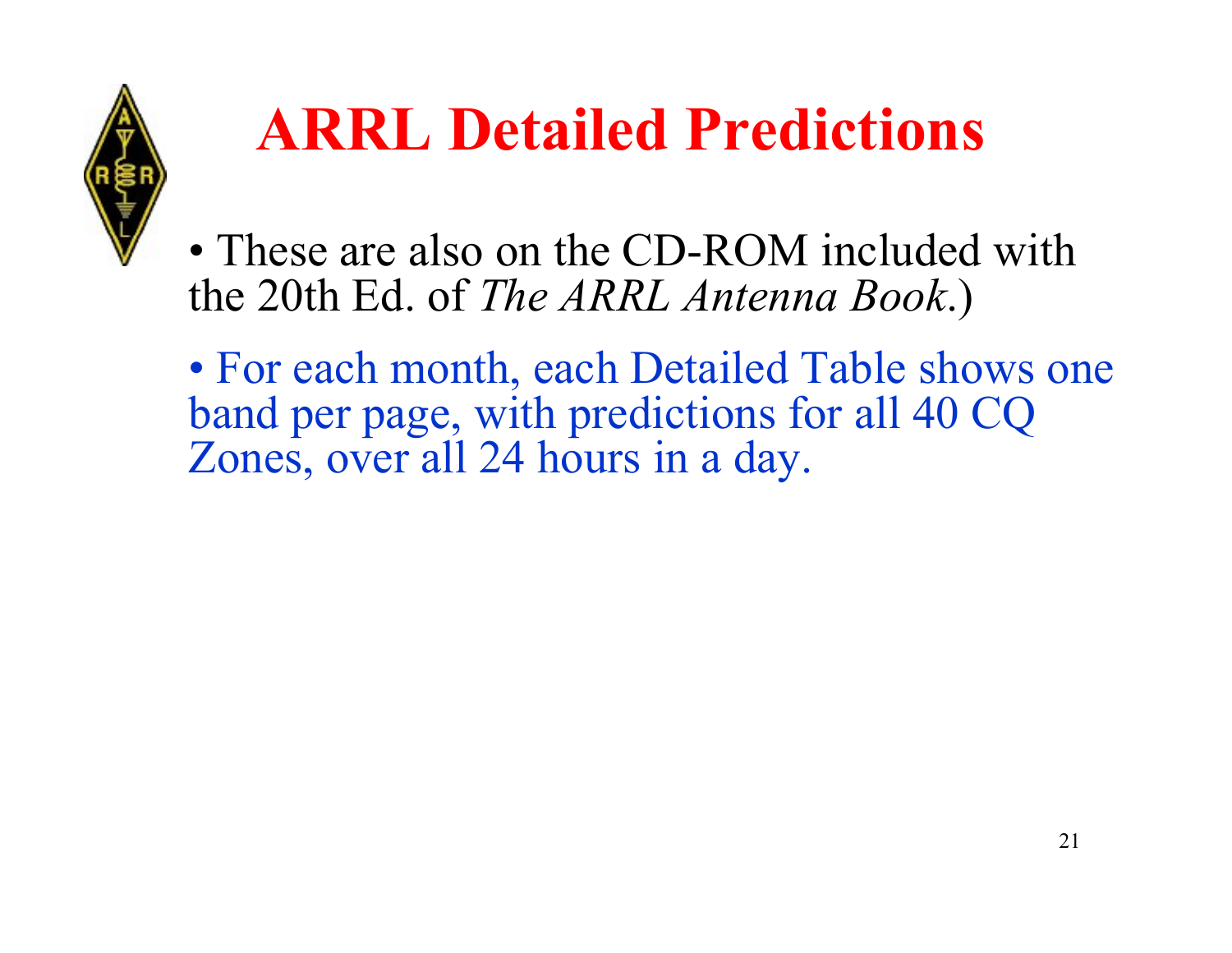# ARRL Detailed Predictions

- These are also on the CD-ROM included with the 20th Ed. of *The ARRL Antenna Book*.)
- For each month, each Detailed Table shows one band per page, with predictions for all 40 CQ Zones, over all 24 hours in a day.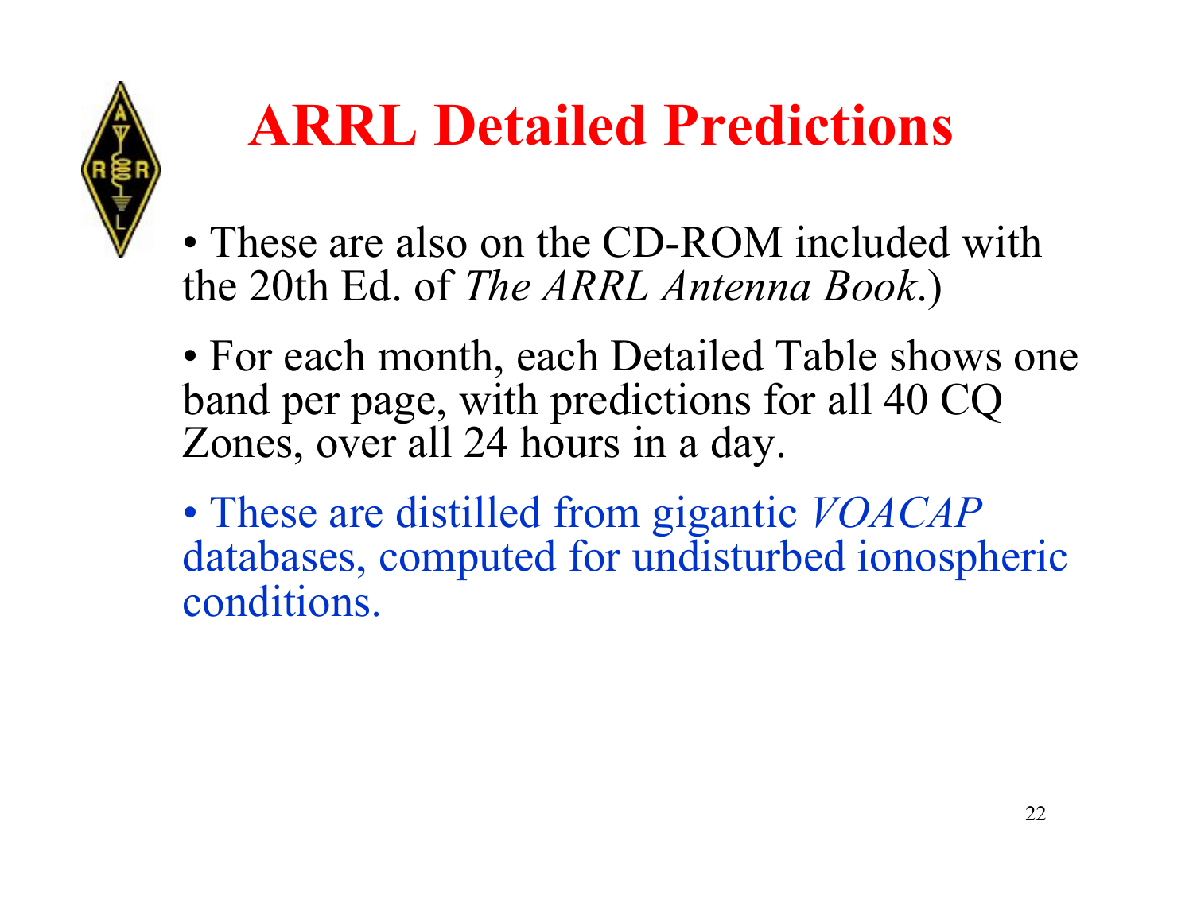# ARRL Detailed Predictions

- These are also on the CD-ROM included with the 20th Ed. of *The ARRL Antenna Book*.)
- For each month, each Detailed Table shows one band per page, with predictions for all 40 CQ Zones, over all 24 hours in a day.
- These are distilled from gigantic *VOACAP* databases, computed for undisturbed ionospheric conditions.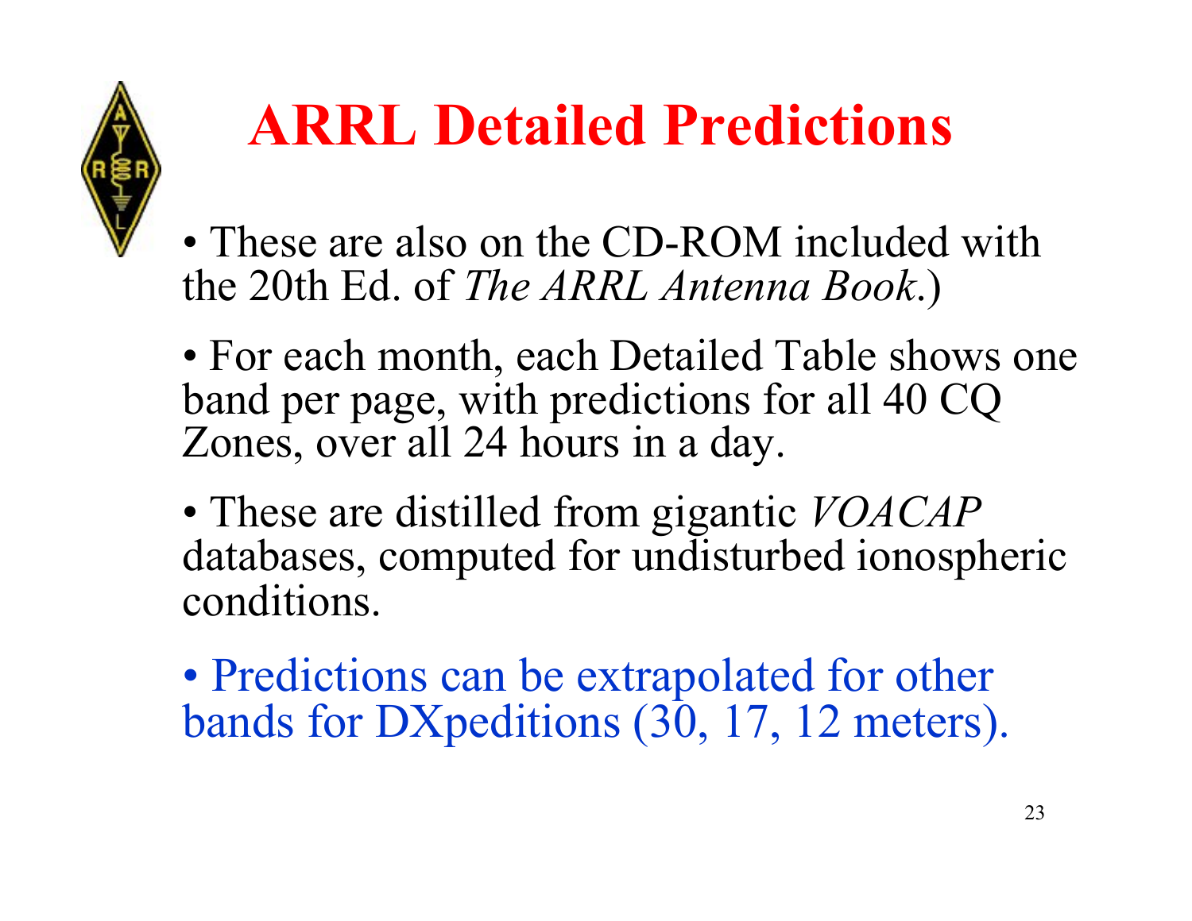# ARRL Detailed Predictions

- These are also on the CD-ROM included with the 20th Ed. of *The ARRL Antenna Book*.)
- For each month, each Detailed Table shows one band per page, with predictions for all 40 CQ Zones, over all 24 hours in a day.
- These are distilled from gigantic *VOACAP* databases, computed for undisturbed ionospheric conditions.
- Predictions can be extrapolated for other bands for DXpeditions (30, 17, 12 meters).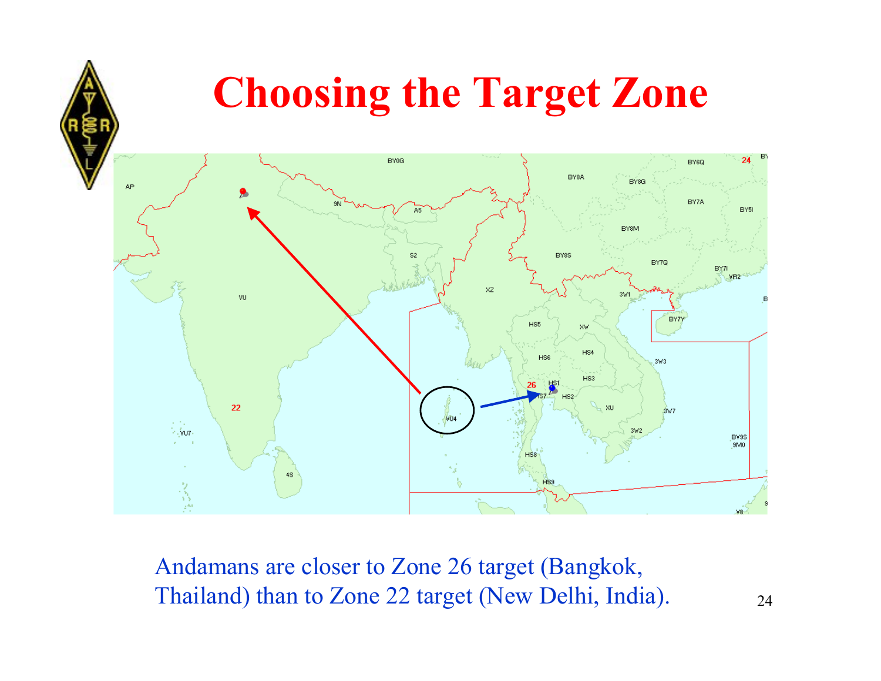# Choosing the Target Zone

Andamans are closer to Zone 26 target (Bangkok, Thailand) than to Zone 22 target (New Delhi, India).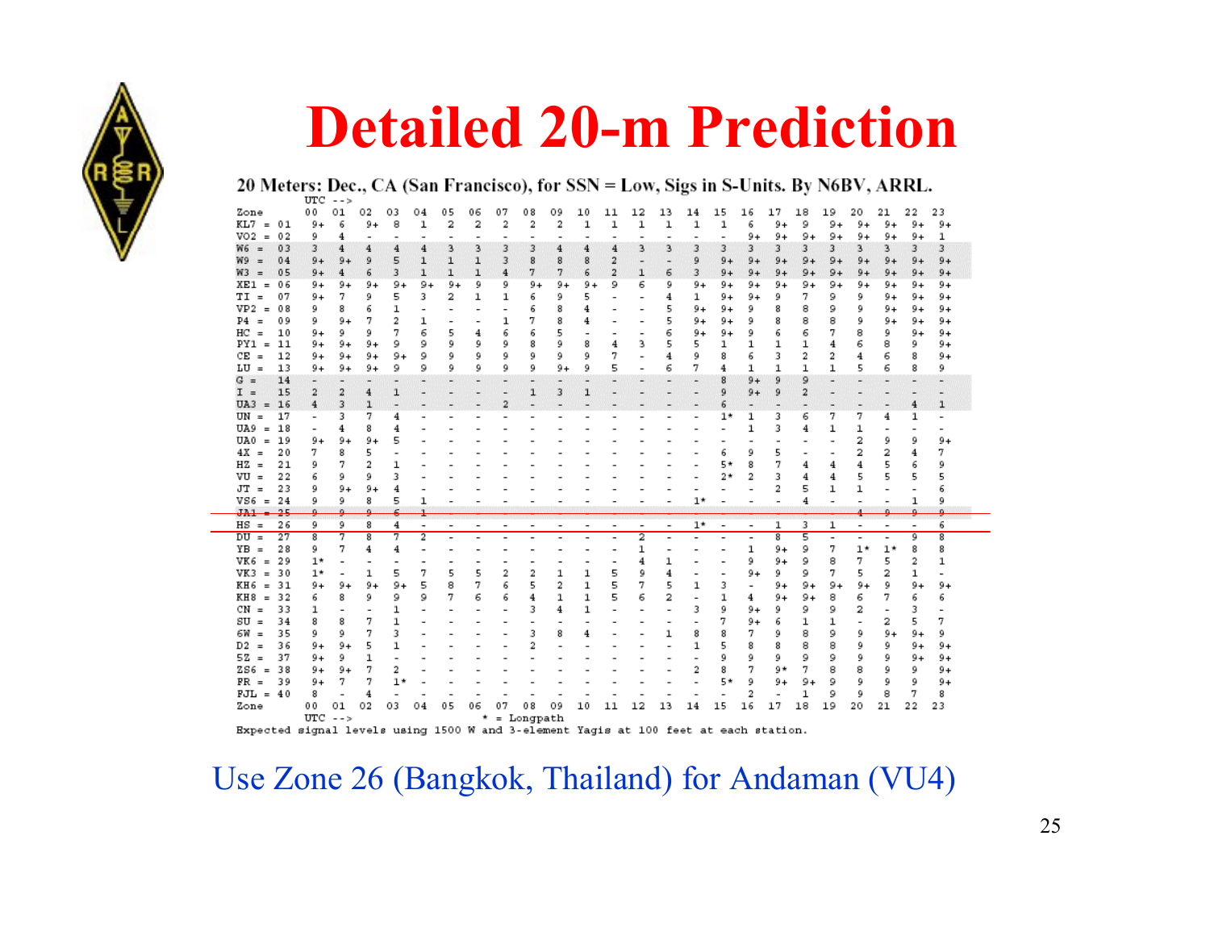# Detailed 20-m Prediction

**20 Meters: Dec., CA (San Francisco), for SSN = Low, Sigs in S-Units. By N6BV, ARRL.**

UTC -->

| Zone | 00 | 01 | 02 | 03 | 04 | 05 | 06 | 07 | 08 | 09 | 10 | 11 | 12 | 13 | 14 | 15 | 16 | 17 | 18 | 19 | 20 | 21 | 22 | 23 |
|---|---|---|---|---|---|---|---|---|---|---|---|---|---|---|---|---|---|---|---|---|---|---|---|---|
| KL7 = 01 | 9+ | 6 | 9+ | 8 | 1 | 2 | 2 | 2 | 2 | 2 | 1 | 1 | 1 | 1 | 1 | 1 | 6 | 9+ | 9 | 9+ | 9+ | 9+ | 9+ | 9+ |
| VO2 = 02 | 9 | 4 | - | - | - | - | - | - | - | - | - | - | - | - | - | - | 9+ | 9+ | 9+ | 9+ | 9+ | 9+ | 9+ | 1 |
| W6 = 03 | 3 | 4 | 4 | 4 | 4 | 3 | 3 | 3 | 3 | 4 | 4 | 4 | 3 | 3 | 3 | 3 | 3 | 3 | 3 | 3 | 3 | 3 | 3 | 3 |
| W9 = 04 | 9+ | 9+ | 9 | 5 | 1 | 1 | 1 | 3 | 8 | 8 | 8 | 2 | - | - | 9 | 9+ | 9+ | 9+ | 9+ | 9+ | 9+ | 9+ | 9+ | 9+ |
| W3 = 05 | 9+ | 4 | 6 | 3 | 1 | 1 | 1 | 4 | 7 | 7 | 6 | 2 | 1 | 6 | 3 | 9+ | 9+ | 9+ | 9+ | 9+ | 9+ | 9+ | 9+ | 9+ |
| XE1 = 06 | 9+ | 9+ | 9+ | 9+ | 9+ | 9+ | 9 | 9 | 9+ | 9+ | 9+ | 9 | 6 | 9 | 9+ | 9+ | 9+ | 9+ | 9+ | 9+ | 9+ | 9+ | 9+ | 9+ |
| TI = 07 | 9+ | 7 | 9 | 5 | 3 | 2 | 1 | 1 | 6 | 9 | 5 | - | - | 4 | 1 | 9+ | 9+ | 9 | 7 | 9 | 9 | 9+ | 9+ | 9+ |
| VP2 = 08 | 9 | 8 | 6 | 1 | - | - | - | - | 6 | 8 | 4 | - | - | 5 | 9+ | 9+ | 9 | 8 | 8 | 9 | 9 | 9+ | 9+ | 9+ |
| P4 = 09 | 9 | 9+ | 7 | 2 | 1 | - | - | 1 | 7 | 8 | 4 | - | - | 5 | 9+ | 9+ | 9 | 8 | 8 | 8 | 9 | 9+ | 9+ | 9+ |
| HC = 10 | 9+ | 9 | 9 | 7 | 6 | 5 | 4 | 6 | 6 | 5 | - | - | - | 6 | 9+ | 9+ | 9 | 6 | 6 | 7 | 8 | 9 | 9+ | 9+ |
| PY1 = 11 | 9+ | 9+ | 9+ | 9 | 9 | 9 | 9 | 9 | 8 | 9 | 8 | 4 | 3 | 5 | 5 | 1 | 1 | 1 | 1 | 4 | 6 | 8 | 9 | 9+ |
| CE = 12 | 9+ | 9+ | 9+ | 9+ | 9 | 9 | 9 | 9 | 9 | 9 | 9 | 7 | - | 4 | 9 | 8 | 6 | 3 | 2 | 2 | 4 | 6 | 8 | 9+ |
| LU = 13 | 9+ | 9+ | 9+ | 9 | 9 | 9 | 9 | 9 | 9 | 9+ | 9 | 5 | - | 6 | 7 | 4 | 1 | 1 | 1 | 1 | 5 | 6 | 8 | 9 |
| G = 14 | - | - | - | - | - | - | - | - | - | - | - | - | - | - | - | 8 | 9+ | 9 | 9 | - | - | - | - | - |
| I = 15 | 2 | 2 | 4 | 1 | - | - | - | - | 1 | 3 | 1 | - | - | - | - | 9 | 9+ | 9 | 2 | - | - | - | - | - |
| UA3 = 16 | 4 | 3 | 1 | - | - | - | - | 2 | - | - | - | - | - | - | - | 6 | - | - | - | - | - | - | 4 | 1 |
| UN = 17 | - | 3 | 7 | 4 | - | - | - | - | - | - | - | - | - | - | - | 1* | 1 | 3 | 6 | 7 | 7 | 4 | 1 | - |
| UA9 = 18 | - | 4 | 8 | 4 | - | - | - | - | - | - | - | - | - | - | - | - | 1 | 3 | 4 | 1 | 1 | - | - | - |
| UA0 = 19 | 9+ | 9+ | 9+ | 5 | - | - | - | - | - | - | - | - | - | - | - | - | - | - | - | - | 2 | 9 | 9 | 9+ |
| 4X = 20 | 7 | 8 | 5 | - | - | - | - | - | - | - | - | - | - | - | - | 6 | 9 | 5 | - | - | 2 | 2 | 4 | 7 |
| HZ = 21 | 9 | 7 | 2 | 1 | - | - | - | - | - | - | - | - | - | - | - | 5* | 8 | 7 | 4 | 4 | 4 | 5 | 6 | 9 |
| VU = 22 | 6 | 9 | 9 | 3 | - | - | - | - | - | - | - | - | - | - | - | 2* | 2 | 3 | 4 | 4 | 5 | 5 | 5 | 5 |
| JT = 23 | 9 | 9+ | 9+ | 4 | - | - | - | - | - | - | - | - | - | - | - | - | - | 2 | 5 | 1 | 1 | - | - | 6 |
| VS6 = 24 | 9 | 9 | 8 | 5 | 1 | - | - | - | - | - | - | - | - | - | 1* | - | - | - | 4 | - | - | - | 1 | 9 |
| ~~JA1 = 25~~ | ~~9~~ | ~~9~~ | ~~9~~ | ~~6~~ | ~~1~~ | - | - | - | - | - | - | - | - | - | - | - | - | - | - | - | ~~4~~ | ~~9~~ | ~~9~~ | ~~9~~ |
| HS = 26 | 9 | 9 | 8 | 4 | - | - | - | - | - | - | - | - | - | - | 1* | - | - | 1 | 3 | 1 | - | - | - | 6 |
| DU = 27 | 8 | 7 | 8 | 7 | 2 | - | - | - | - | - | - | - | 2 | - | - | - | - | 8 | 5 | - | - | - | 9 | 8 |
| YB = 28 | 9 | 7 | 4 | 4 | - | - | - | - | - | - | - | - | 1 | - | - | - | 1 | 9+ | 9 | 7 | 1* | 1* | 8 | 8 |
| VK6 = 29 | 1* | - | - | - | - | - | - | - | - | - | - | - | 4 | 1 | - | - | 9 | 9+ | 9 | 8 | 7 | 5 | 2 | 1 |
| VK3 = 30 | 1* | - | 1 | 5 | 7 | 5 | 5 | 2 | 2 | 1 | 1 | 5 | 9 | 4 | - | - | 9+ | 9 | 9 | 7 | 5 | 2 | 1 | - |
| KH6 = 31 | 9+ | 9+ | 9+ | 9+ | 5 | 8 | 7 | 6 | 5 | 2 | 1 | 5 | 7 | 5 | 1 | 3 | - | 9+ | 9+ | 9+ | 9+ | 9 | 9+ | 9+ |
| KH8 = 32 | 6 | 8 | 9 | 9 | 9 | 7 | 6 | 6 | 4 | 1 | 1 | 5 | 6 | 2 | - | 1 | 4 | 9+ | 9+ | 8 | 6 | 7 | 6 | 6 |
| CN = 33 | 1 | - | - | 1 | - | - | - | - | 3 | 4 | 1 | - | - | - | 3 | 9 | 9+ | 9 | 9 | 9 | 2 | - | 3 | - |
| SU = 34 | 8 | 8 | 7 | 1 | - | - | - | - | - | - | - | - | - | - | - | 7 | 9+ | 6 | 1 | 1 | - | 2 | 5 | 7 |
| 6W = 35 | 9 | 9 | 7 | 3 | - | - | - | - | 3 | 8 | 4 | - | - | 1 | 8 | 8 | 7 | 9 | 8 | 9 | 9 | 9+ | 9+ | 9 |
| D2 = 36 | 9+ | 9+ | 5 | 1 | - | - | - | - | 2 | - | - | - | - | - | 1 | 5 | 8 | 8 | 8 | 8 | 9 | 9 | 9+ | 9+ |
| 5Z = 37 | 9+ | 9 | 1 | - | - | - | - | - | - | - | - | - | - | - | - | 9 | 9 | 9 | 9 | 9 | 9 | 9 | 9+ | 9+ |
| ZS6 = 38 | 9+ | 9+ | 7 | 2 | - | - | - | - | - | - | - | - | - | - | 2 | 8 | 7 | 9* | 7 | 8 | 8 | 9 | 9 | 9+ |
| FR = 39 | 9+ | 7 | 7 | 1* | - | - | - | - | - | - | - | - | - | - | - | 5* | 9 | 9+ | 9+ | 9 | 9 | 9 | 9 | 9+ |
| FJL = 40 | 8 | - | 4 | - | - | - | - | - | - | - | - | - | - | - | - | - | 2 | - | 1 | 9 | 9 | 8 | 7 | 8 |
| Zone | 00 | 01 | 02 | 03 | 04 | 05 | 06 | 07 | 08 | 09 | 10 | 11 | 12 | 13 | 14 | 15 | 16 | 17 | 18 | 19 | 20 | 21 | 22 | 23 |

UTC -->  * = Longpath

Expected signal levels using 1500 W and 3-element Yagis at 100 feet at each station.

Use Zone 26 (Bangkok, Thailand) for Andaman (VU4)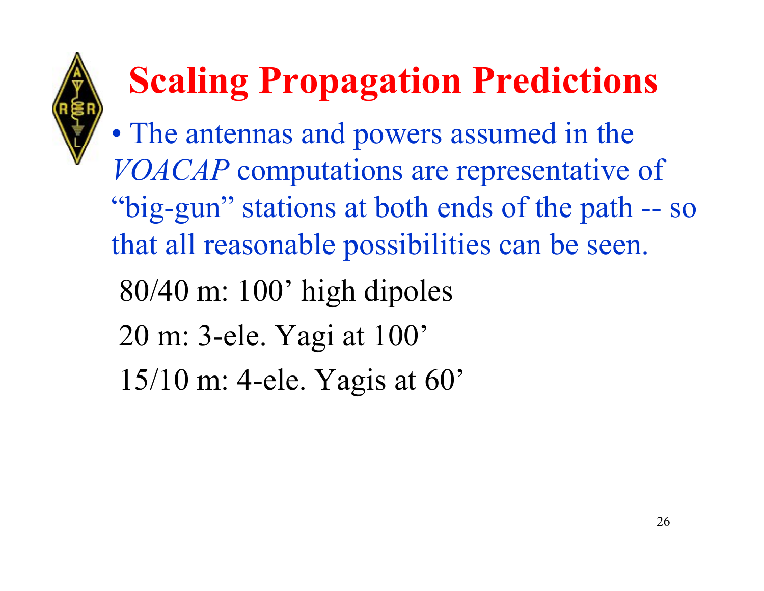# Scaling Propagation Predictions

- The antennas and powers assumed in the *VOACAP* computations are representative of "big-gun" stations at both ends of the path -- so that all reasonable possibilities can be seen.

80/40 m: 100' high dipoles

20 m: 3-ele. Yagi at 100'

15/10 m: 4-ele. Yagis at 60'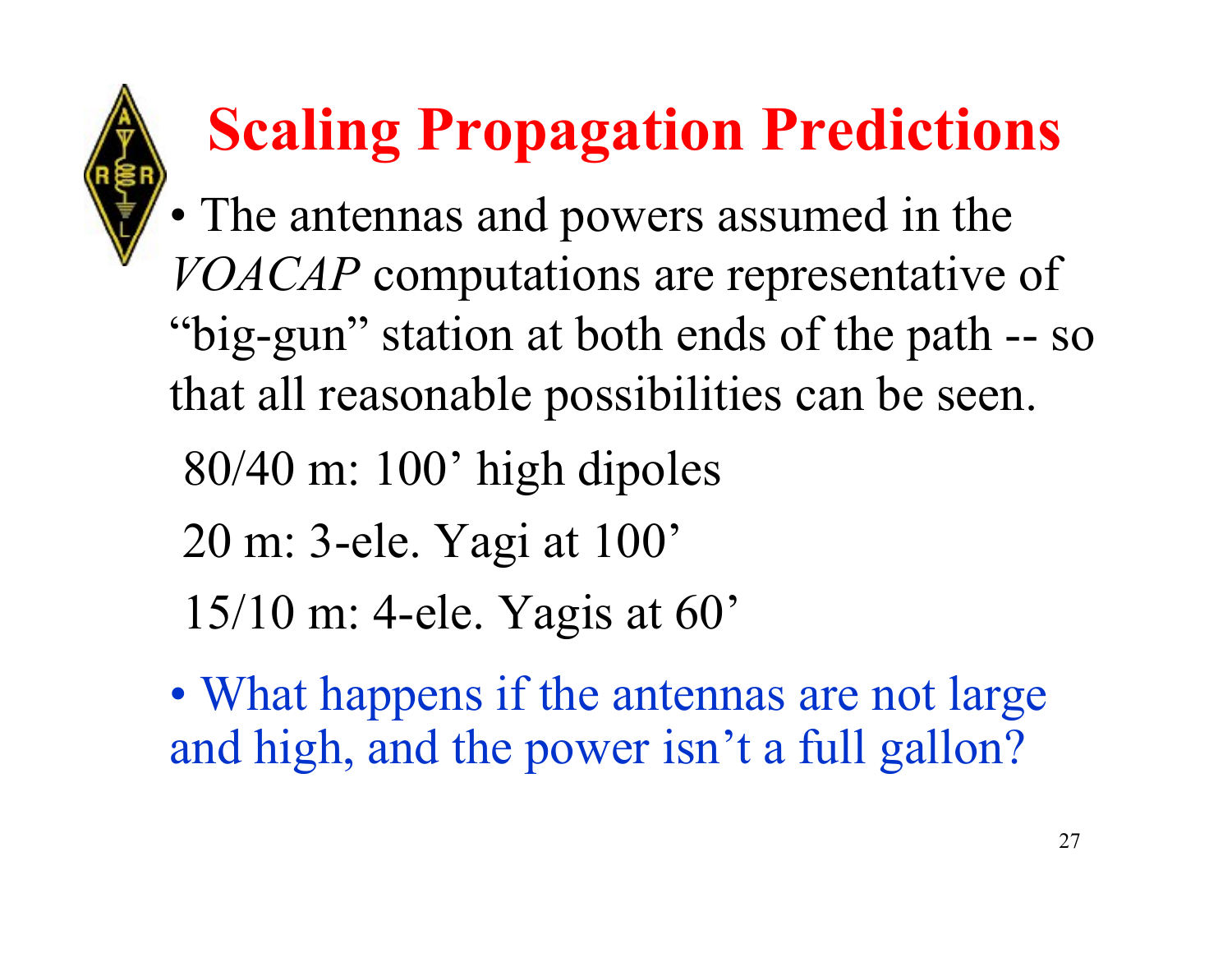# Scaling Propagation Predictions

- The antennas and powers assumed in the *VOACAP* computations are representative of "big-gun" station at both ends of the path -- so that all reasonable possibilities can be seen.

80/40 m: 100' high dipoles

20 m: 3-ele. Yagi at 100'

15/10 m: 4-ele. Yagis at 60'

- What happens if the antennas are not large and high, and the power isn't a full gallon?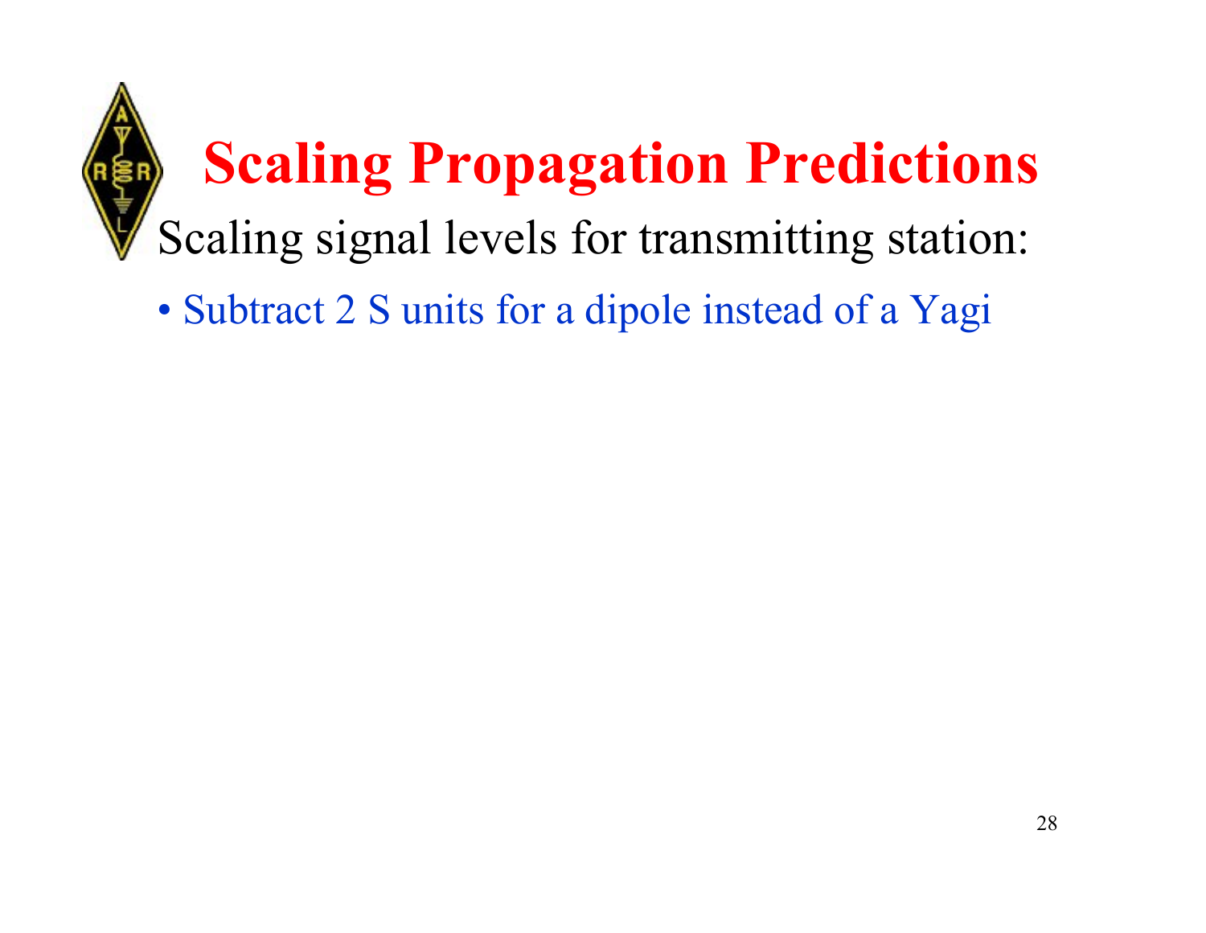# Scaling Propagation Predictions

Scaling signal levels for transmitting station:

- Subtract 2 S units for a dipole instead of a Yagi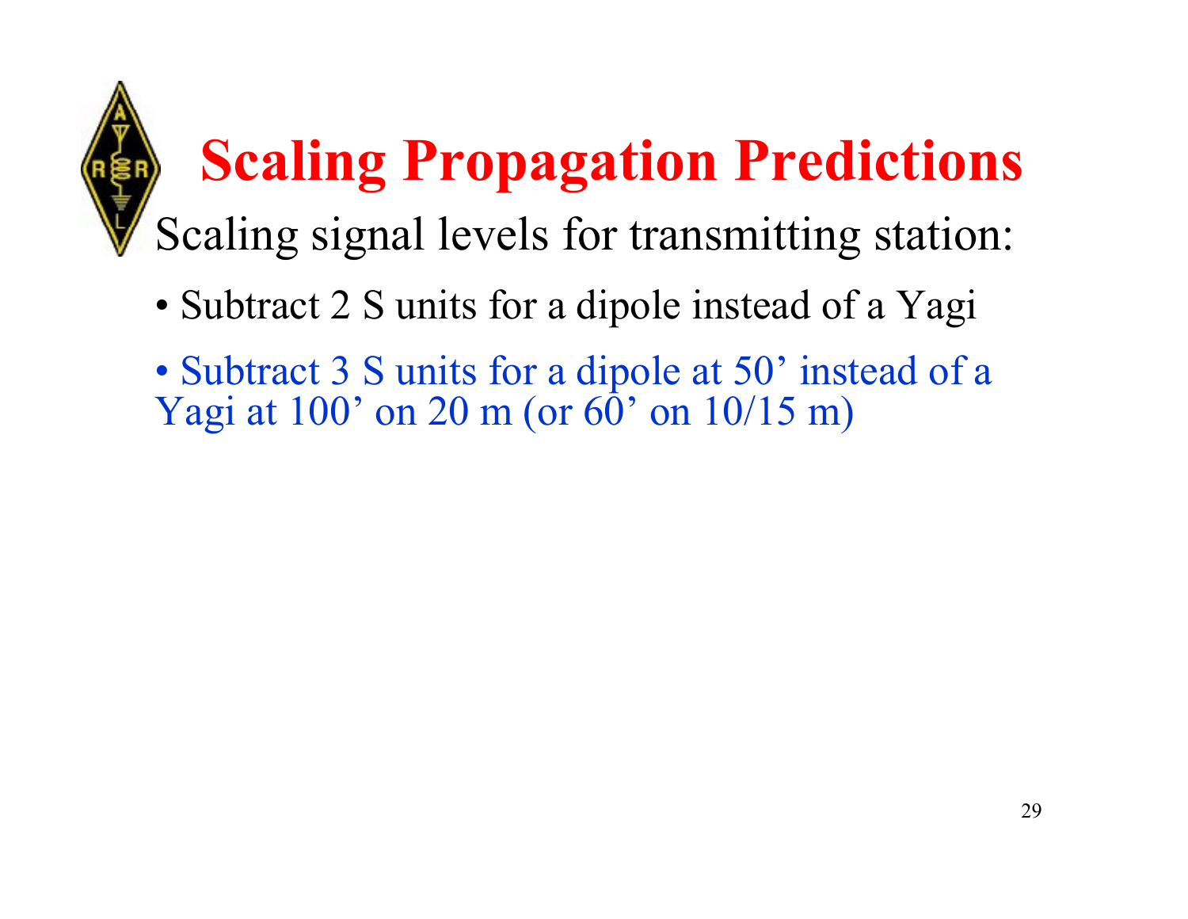# Scaling Propagation Predictions

Scaling signal levels for transmitting station:

- Subtract 2 S units for a dipole instead of a Yagi
- Subtract 3 S units for a dipole at 50’ instead of a Yagi at 100’ on 20 m (or 60’ on 10/15 m)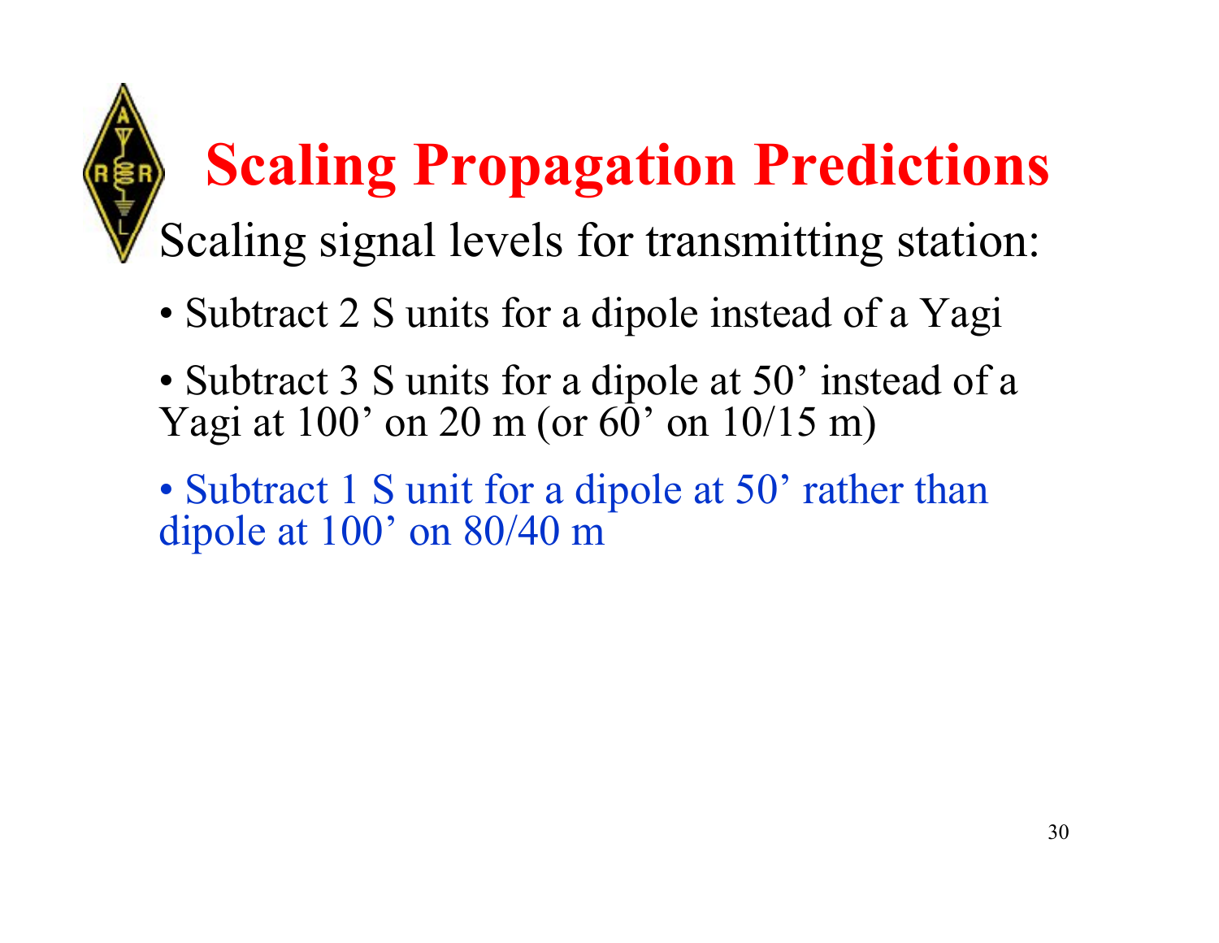# Scaling Propagation Predictions

Scaling signal levels for transmitting station:

- Subtract 2 S units for a dipole instead of a Yagi
- Subtract 3 S units for a dipole at 50’ instead of a Yagi at 100’ on 20 m (or 60’ on 10/15 m)
- Subtract 1 S unit for a dipole at 50’ rather than dipole at 100’ on 80/40 m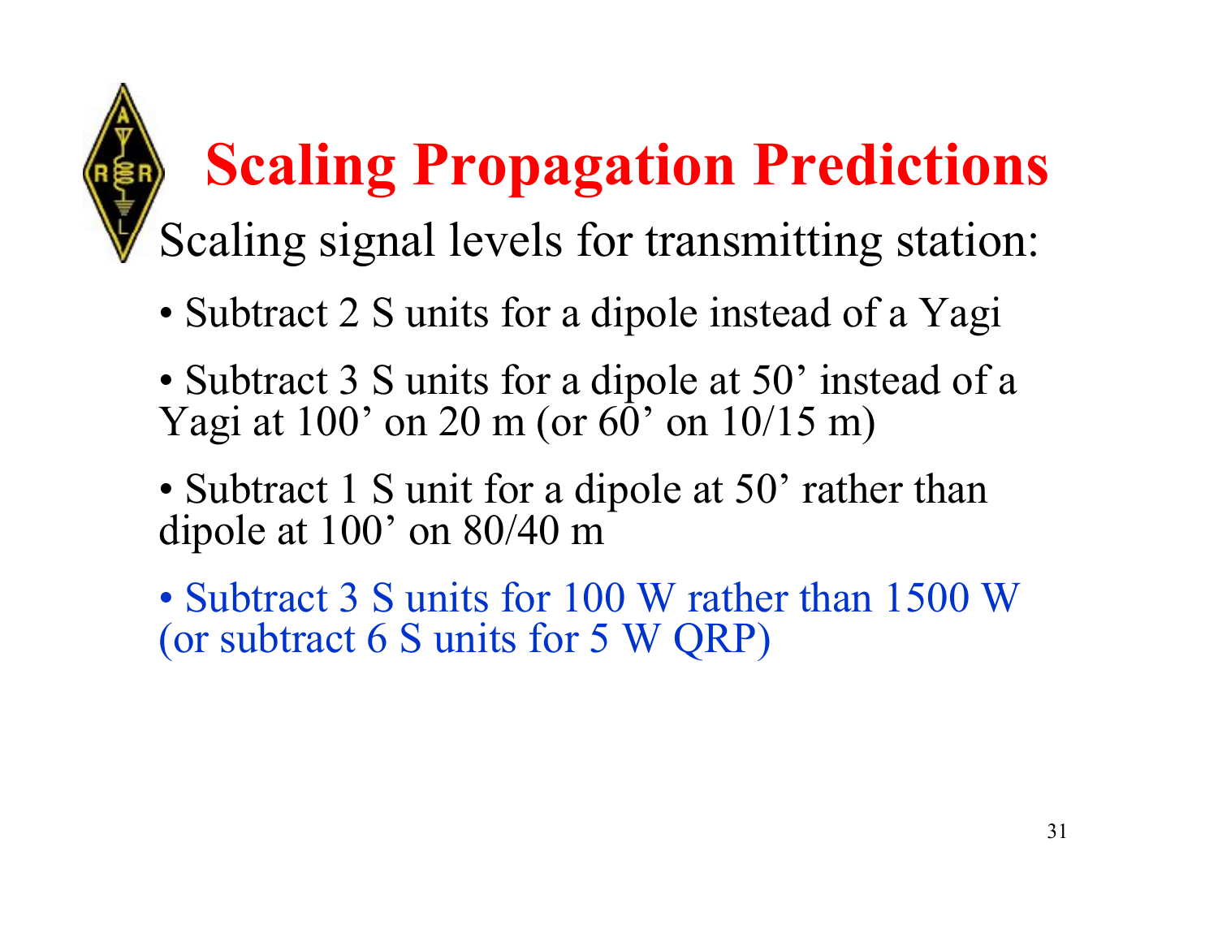# Scaling Propagation Predictions

Scaling signal levels for transmitting station:

- Subtract 2 S units for a dipole instead of a Yagi
- Subtract 3 S units for a dipole at 50’ instead of a Yagi at 100’ on 20 m (or 60’ on 10/15 m)
- Subtract 1 S unit for a dipole at 50’ rather than dipole at 100’ on 80/40 m
- Subtract 3 S units for 100 W rather than 1500 W (or subtract 6 S units for 5 W QRP)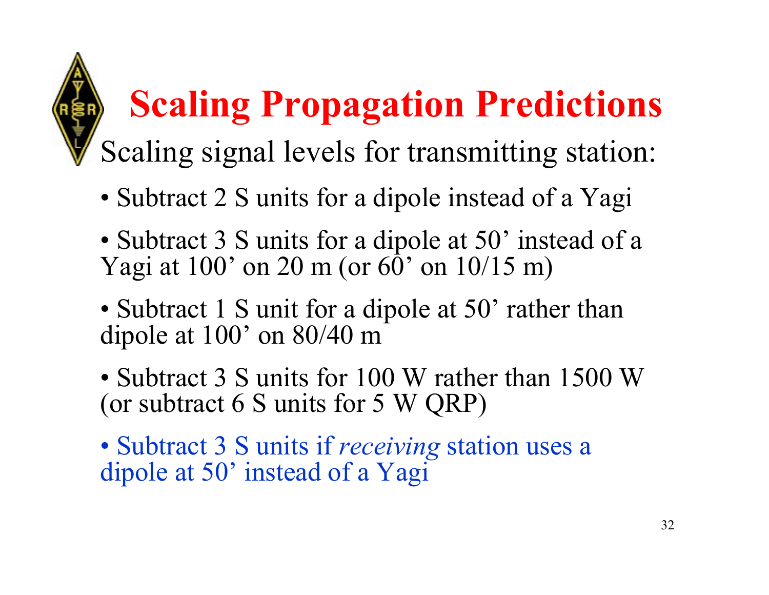# Scaling Propagation Predictions

Scaling signal levels for transmitting station:

- Subtract 2 S units for a dipole instead of a Yagi
- Subtract 3 S units for a dipole at 50' instead of a Yagi at 100' on 20 m (or 60' on 10/15 m)
- Subtract 1 S unit for a dipole at 50' rather than dipole at 100' on 80/40 m
- Subtract 3 S units for 100 W rather than 1500 W (or subtract 6 S units for 5 W QRP)
- Subtract 3 S units if *receiving* station uses a dipole at 50' instead of a Yagi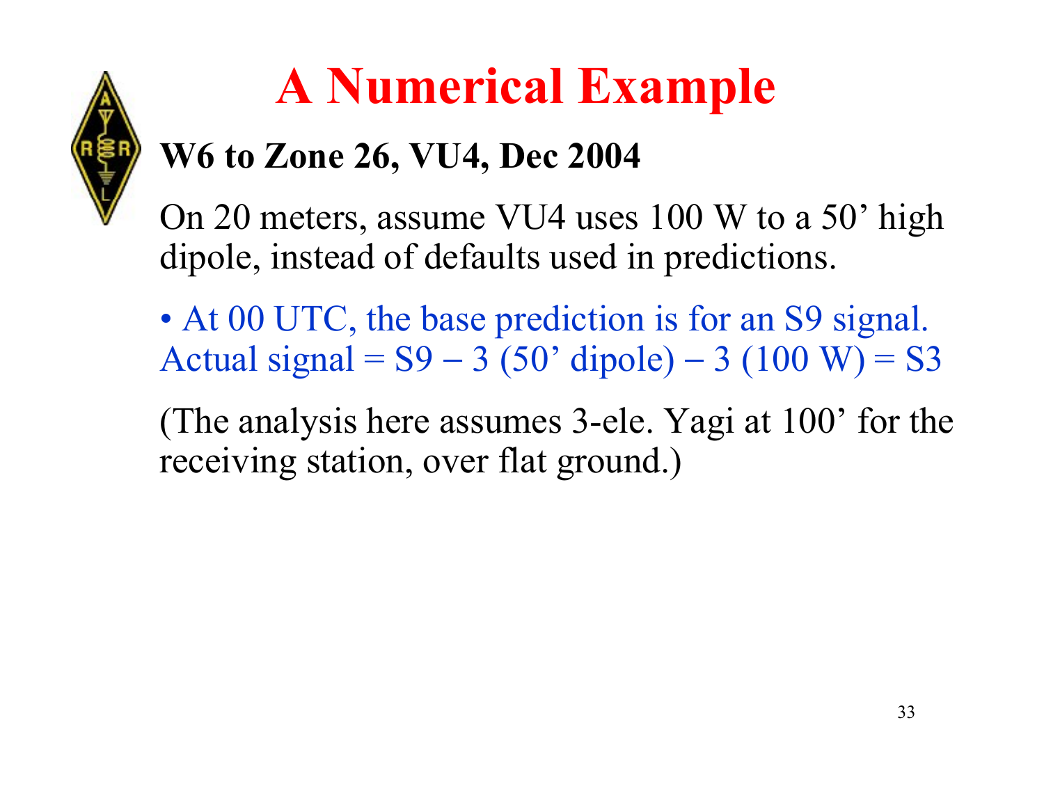# A Numerical Example

**W6 to Zone 26, VU4, Dec 2004**

On 20 meters, assume VU4 uses 100 W to a 50' high dipole, instead of defaults used in predictions.

- At 00 UTC, the base prediction is for an S9 signal. Actual signal = S9 − 3 (50' dipole) − 3 (100 W) = S3

(The analysis here assumes 3-ele. Yagi at 100' for the receiving station, over flat ground.)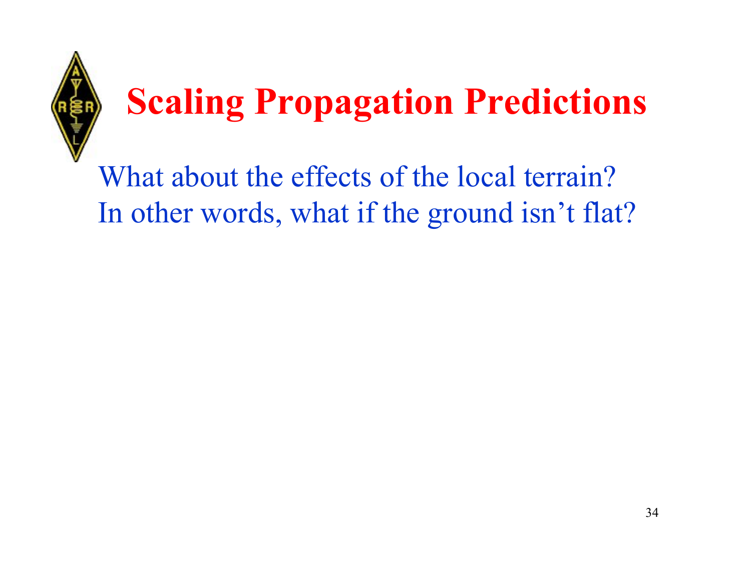# Scaling Propagation Predictions

What about the effects of the local terrain?
In other words, what if the ground isn't flat?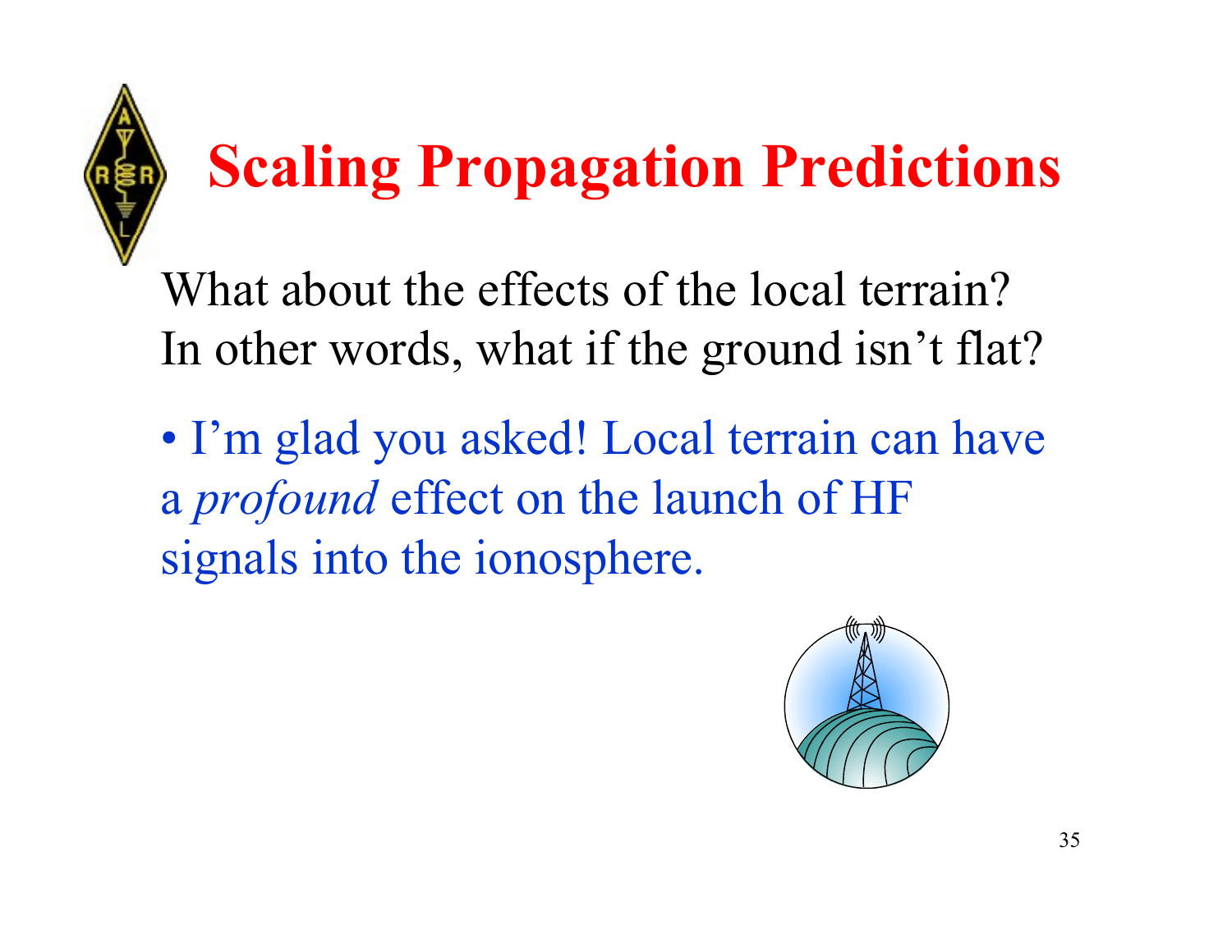# Scaling Propagation Predictions

What about the effects of the local terrain? In other words, what if the ground isn't flat?

- I'm glad you asked! Local terrain can have a *profound* effect on the launch of HF signals into the ionosphere.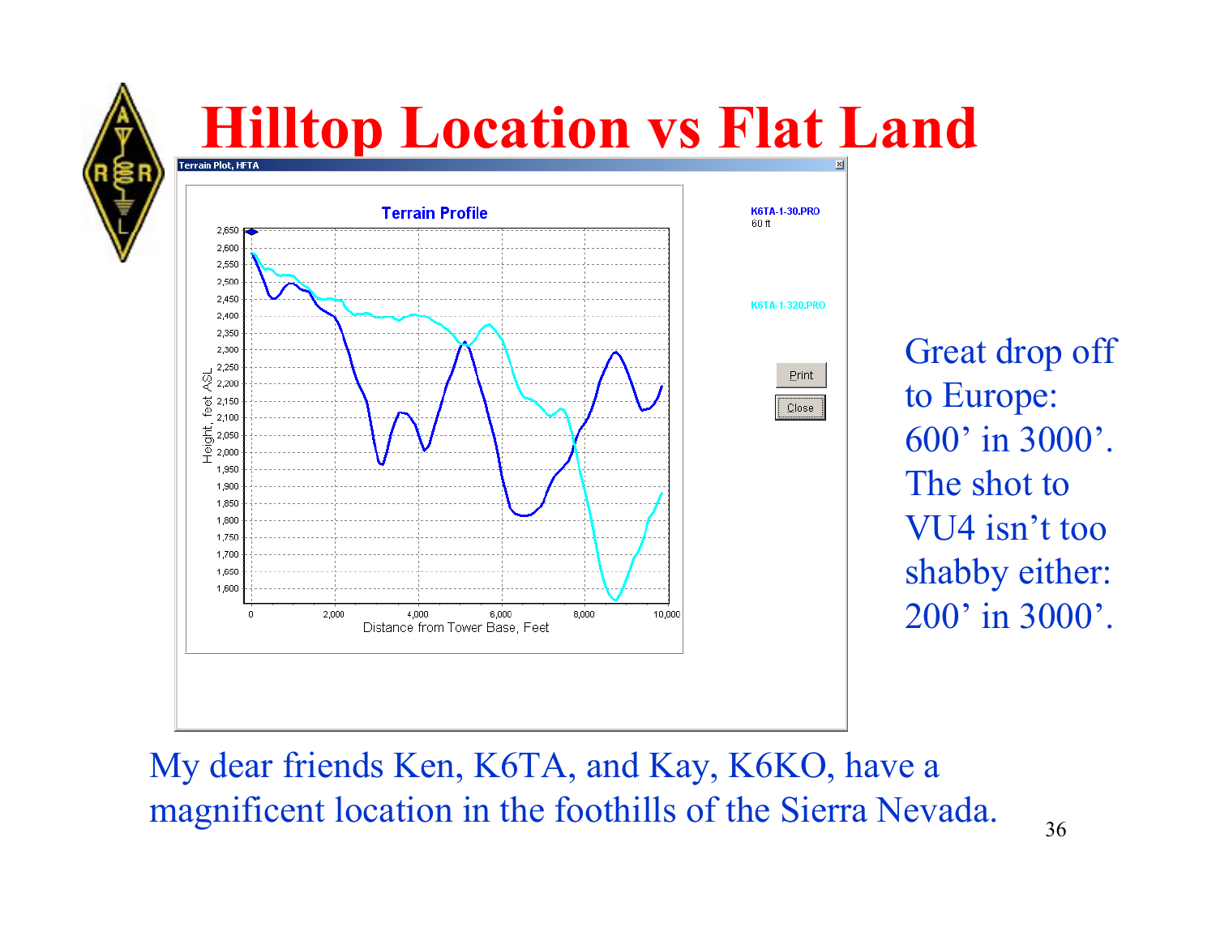# Hilltop Location vs Flat Land

Great drop off to Europe: 600' in 3000'. The shot to VU4 isn't too shabby either: 200' in 3000'.

My dear friends Ken, K6TA, and Kay, K6KO, have a magnificent location in the foothills of the Sierra Nevada.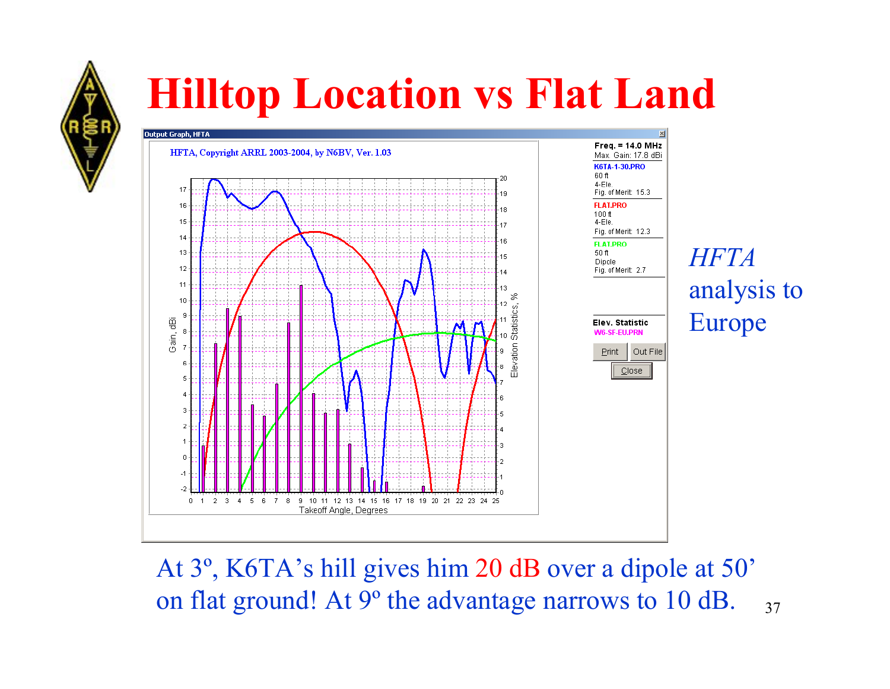# Hilltop Location vs Flat Land

HFTA, Copyright ARRL 2003-2004, by N6BV, Ver. 1.03

Freq. = 14.0 MHz
Max. Gain: 17.8 dBi

K6TA-1-30.PRO
60 ft
4-Ele.
Fig. of Merit: 15.3

FLAT.PRO
100 ft
4-Ele.
Fig. of Merit: 12.3

FLAT.PRO
50 ft
Dipole
Fig. of Merit: 2.7

Elev. Statistic
W6-SF-EU.PRN

*HFTA* analysis to Europe

At 3º, K6TA's hill gives him 20 dB over a dipole at 50' on flat ground! At 9º the advantage narrows to 10 dB.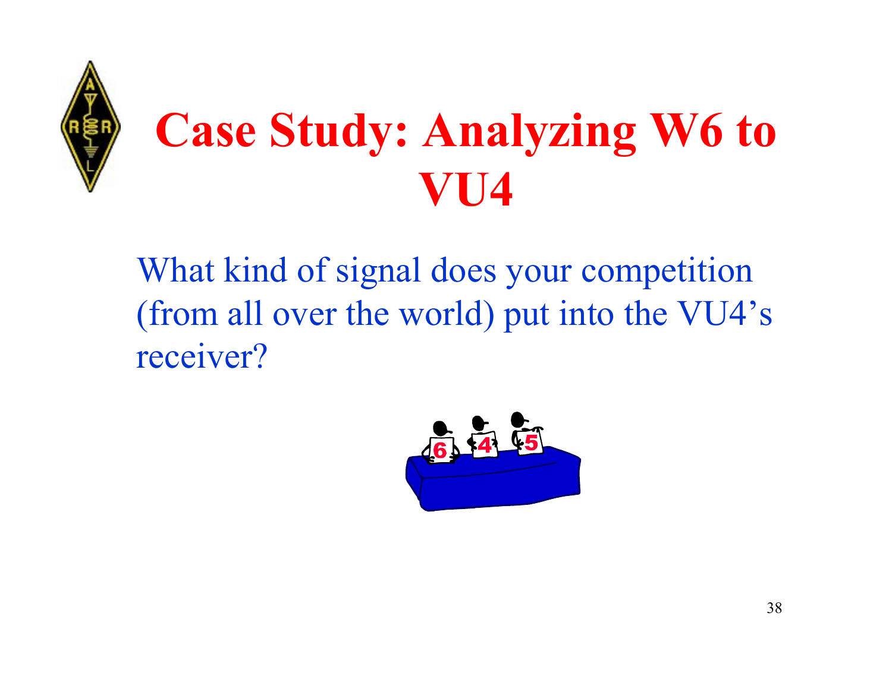# Case Study: Analyzing W6 to VU4

What kind of signal does your competition (from all over the world) put into the VU4's receiver?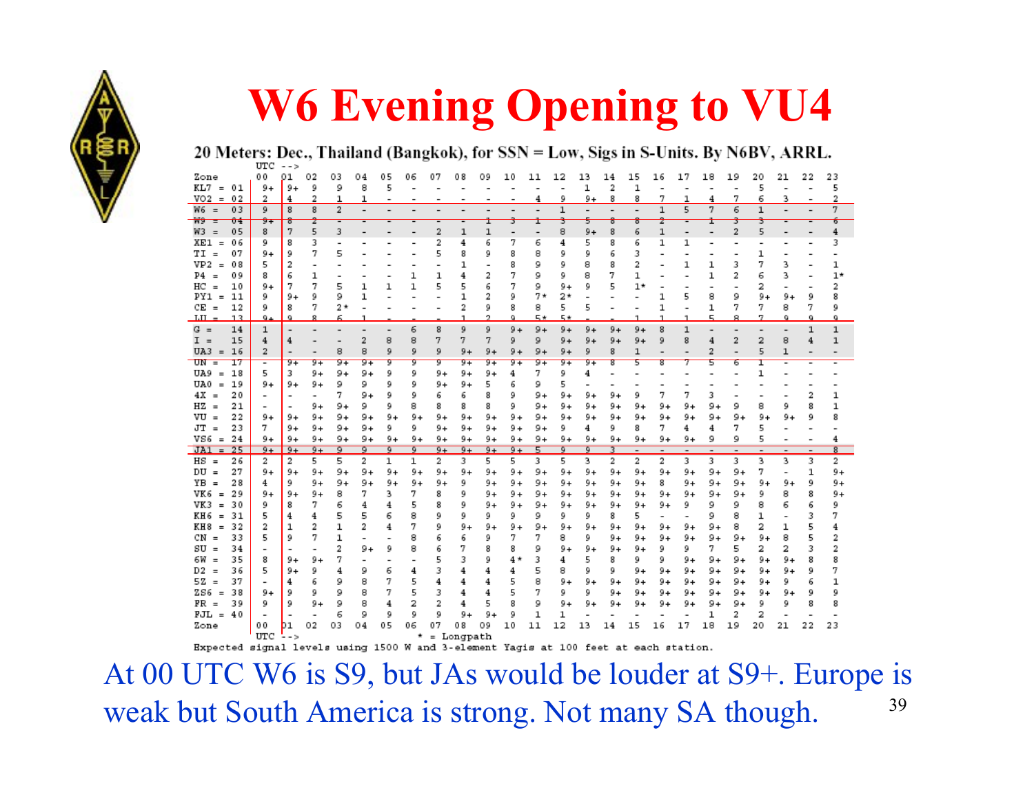# W6 Evening Opening to VU4

**20 Meters: Dec., Thailand (Bangkok), for SSN = Low, Sigs in S-Units. By N6BV, ARRL.**

UTC -->

| Zone | 00 | 01 | 02 | 03 | 04 | 05 | 06 | 07 | 08 | 09 | 10 | 11 | 12 | 13 | 14 | 15 | 16 | 17 | 18 | 19 | 20 | 21 | 22 | 23 |
|---|---|---|---|---|---|---|---|---|---|---|---|---|---|---|---|---|---|---|---|---|---|---|---|---|
| KL7 = 01 | 9+ | 9+ | 9 | 9 | 8 | 5 | - | - | - | - | - | - | - | 1 | 2 | 1 | - | - | - | - | 5 | - | - | 5 |
| VO2 = 02 | 2 | 4 | 2 | 1 | 1 | - | - | - | - | - | - | 4 | 9 | 9+ | 8 | 8 | 7 | 1 | 4 | 7 | 6 | 3 | - | 2 |
| W6 = 03 | 9 | 8 | 8 | 2 | - | - | - | - | - | - | - | - | 1 | - | - | - | 1 | 5 | 7 | 6 | 1 | - | - | 7 |
| W9 = 04 | 9+ | 8 | 2 | - | - | - | - | - | - | 1 | 3 | 1 | 3 | 5 | 8 | 8 | 2 | - | 1 | 3 | 3 | - | - | 6 |
| W3 = 05 | 8 | 7 | 5 | 3 | - | - | - | 2 | 1 | 1 | - | - | 8 | 9+ | 8 | 6 | 1 | - | - | 2 | 5 | - | - | 4 |
| XE1 = 06 | 9 | 8 | 3 | - | - | - | - | 2 | 4 | 6 | 7 | 6 | 4 | 5 | 8 | 6 | 1 | 1 | - | - | - | - | - | 3 |
| TI = 07 | 9+ | 9 | 7 | 5 | - | - | - | 5 | 8 | 9 | 8 | 8 | 9 | 9 | 6 | 3 | - | - | - | - | 1 | - | - | - |
| VP2 = 08 | 5 | 2 | - | - | - | - | - | - | 1 | - | 8 | 9 | 9 | 8 | 8 | 2 | - | 1 | 1 | 3 | 7 | 3 | - | 1 |
| P4 = 09 | 8 | 6 | 1 | - | - | - | 1 | 1 | 4 | 2 | 7 | 9 | 9 | 8 | 7 | 1 | - | - | 1 | 2 | 6 | 3 | - | 1* |
| HC = 10 | 9+ | 7 | 7 | 5 | 1 | 1 | 1 | 5 | 5 | 6 | 7 | 9 | 9+ | 9 | 5 | 1* | - | - | - | - | 2 | - | - | 2 |
| PY1 = 11 | 9 | 9+ | 9 | 9 | 1 | - | - | - | 1 | 2 | 9 | 7* | 2* | - | - | - | 1 | 5 | 8 | 9 | 9+ | 9+ | 9 | 8 |
| CE = 12 | 9 | 8 | 7 | 2* | - | - | - | - | 2 | 9 | 8 | 8 | 5 | 5 | - | - | 1 | - | 1 | 7 | 7 | 8 | 7 | 9 |
| LU = 13 | 9+ | 9 | 8 | 6 | 1 | - | - | - | 1 | 2 | 9 | 5* | 5* | - | - | 1 | 1 | 1 | 5 | 8 | 7 | 9 | 9 | 9 |
| G = 14 | 1 | - | - | - | - | - | 6 | 8 | 9 | 9 | 9+ | 9+ | 9+ | 9+ | 9+ | 9+ | 8 | 1 | - | - | - | - | 1 | 1 |
| I = 15 | 4 | 4 | - | - | 2 | 8 | 8 | 7 | 7 | 7 | 9 | 9 | 9+ | 9+ | 9+ | 9+ | 9 | 8 | 4 | 2 | 2 | 8 | 4 | 1 |
| UA3 = 16 | 2 | - | - | 8 | 8 | 9 | 9 | 9 | 9+ | 9+ | 9+ | 9+ | 9+ | 9 | 8 | 1 | - | - | 2 | - | 5 | 1 | - | - |
| UN = 17 | - | 9+ | 9+ | 9+ | 9+ | 9 | 9 | 9 | 9+ | 9+ | 9+ | 9+ | 9+ | 9+ | 8 | 5 | 8 | 7 | 5 | 6 | 1 | - | - | - |
| UA9 = 18 | 5 | 3 | 9+ | 9+ | 9+ | 9 | 9 | 9+ | 9+ | 9+ | 4 | 7 | 9 | 4 | - | - | - | - | - | - | 1 | - | - | - |
| UA0 = 19 | 9+ | 9+ | 9+ | 9 | 9 | 9 | 9 | 9+ | 9+ | 5 | 6 | 9 | 5 | - | - | - | - | - | - | - | - | - | - | - |
| 4X = 20 | - | - | - | 7 | 9+ | 9 | 9 | 6 | 6 | 8 | 9 | 9+ | 9+ | 9+ | 9+ | 9 | 7 | 7 | 3 | - | - | - | 2 | 1 |
| HZ = 21 | - | - | 9+ | 9+ | 9 | 9 | 8 | 8 | 8 | 8 | 9 | 9+ | 9+ | 9+ | 9+ | 9+ | 9+ | 9+ | 9+ | 9 | 8 | 9 | 8 | 1 |
| VU = 22 | 9+ | 9+ | 9+ | 9+ | 9+ | 9+ | 9+ | 9+ | 9+ | 9+ | 9+ | 9+ | 9+ | 9+ | 9+ | 9+ | 9+ | 9+ | 9+ | 9+ | 9+ | 9+ | 9 | 8 |
| JT = 23 | 7 | 9+ | 9+ | 9+ | 9+ | 9 | 9 | 9+ | 9+ | 9+ | 9+ | 9+ | 9 | 4 | 9 | 8 | 7 | 4 | 4 | 7 | 5 | - | - | - |
| VS6 = 24 | 9+ | 9+ | 9+ | 9+ | 9+ | 9+ | 9+ | 9+ | 9+ | 9+ | 9+ | 9+ | 9+ | 9+ | 9+ | 9+ | 9+ | 9+ | 9 | 9 | 5 | - | - | 4 |
| JA1 = 25 | 9+ | 9+ | 9+ | 9 | 9 | 9 | 9 | 9+ | 9+ | 9+ | 9+ | 5 | 9 | 9 | 3 | - | - | - | - | - | - | - | - | 8 |
| HS = 26 | 2 | 2 | 5 | 5 | 2 | 1 | 1 | 2 | 3 | 5 | 5 | 3 | 5 | 3 | 2 | 2 | 2 | 3 | 3 | 3 | 3 | 3 | 3 | 2 |
| DU = 27 | 9+ | 9+ | 9+ | 9+ | 9+ | 9+ | 9+ | 9+ | 9+ | 9+ | 9+ | 9+ | 9+ | 9+ | 9+ | 9+ | 9+ | 9+ | 9+ | 9+ | 7 | - | 1 | 9+ |
| YB = 28 | 4 | 9 | 9+ | 9+ | 9+ | 9+ | 9+ | 9+ | 9 | 9+ | 9+ | 9+ | 9+ | 9+ | 9+ | 9+ | 8 | 9+ | 9+ | 9+ | 9+ | 9+ | 9 | 9+ |
| VK6 = 29 | 9+ | 9+ | 9+ | 8 | 7 | 3 | 7 | 8 | 9 | 9+ | 9+ | 9+ | 9+ | 9+ | 9+ | 9+ | 9+ | 9+ | 9+ | 9+ | 9 | 8 | 8 | 9+ |
| VK3 = 30 | 9 | 8 | 7 | 6 | 4 | 4 | 5 | 8 | 9 | 9+ | 9+ | 9+ | 9+ | 9+ | 9+ | 9+ | 9+ | 9 | 9 | 9 | 8 | 6 | 6 | 9 |
| KH6 = 31 | 5 | 4 | 4 | 5 | 5 | 6 | 8 | 9 | 9 | 9 | 9 | 9 | 9 | 9 | 8 | 5 | - | - | 9 | 8 | 1 | - | 3 | 7 |
| KH8 = 32 | 2 | 1 | 2 | 1 | 2 | 4 | 7 | 9 | 9+ | 9+ | 9+ | 9+ | 9+ | 9+ | 9+ | 9+ | 9+ | 9+ | 9+ | 8 | 2 | 1 | 5 | 4 |
| CN = 33 | 5 | 9 | 7 | 1 | - | - | 8 | 6 | 6 | 9 | 7 | 7 | 8 | 9 | 9+ | 9+ | 9+ | 9+ | 9+ | 9+ | 9+ | 8 | 5 | 2 |
| SU = 34 | - | - | - | 2 | 9+ | 9 | 8 | 6 | 7 | 8 | 8 | 9 | 9+ | 9+ | 9+ | 9+ | 9 | 9 | 7 | 5 | 2 | 2 | 3 | 2 |
| 6W = 35 | 8 | 9+ | 9+ | 7 | - | - | - | 5 | 3 | 9 | 4* | 3 | 4 | 5 | 8 | 9 | 9 | 9+ | 9+ | 9+ | 9+ | 9+ | 8 | 8 |
| D2 = 36 | 5 | 9+ | 9 | 4 | 9 | 6 | 4 | 3 | 4 | 4 | 4 | 5 | 8 | 9 | 9 | 9+ | 9+ | 9+ | 9+ | 9+ | 9+ | 9+ | 9 | 7 |
| 5Z = 37 | - | 4 | 6 | 9 | 8 | 7 | 5 | 4 | 4 | 4 | 5 | 8 | 9+ | 9+ | 9+ | 9+ | 9+ | 9+ | 9+ | 9+ | 9+ | 9 | 6 | 1 |
| ZS6 = 38 | 9+ | 9 | 9 | 9 | 8 | 7 | 5 | 3 | 4 | 4 | 5 | 7 | 9 | 9 | 9+ | 9+ | 9+ | 9+ | 9+ | 9+ | 9+ | 9+ | 9 | 9 |
| FR = 39 | 9 | 9 | 9+ | 9 | 8 | 4 | 2 | 2 | 4 | 5 | 8 | 9 | 9+ | 9+ | 9+ | 9+ | 9+ | 9+ | 9+ | 9+ | 9 | 9 | 8 | 8 |
| FJL = 40 | - | - | - | 6 | 9 | 9 | 9 | 9 | 9+ | 9+ | 9 | 1 | 1 | - | - | - | - | - | 1 | 2 | 2 | - | - | - |
| Zone | 00 | 01 | 02 | 03 | 04 | 05 | 06 | 07 | 08 | 09 | 10 | 11 | 12 | 13 | 14 | 15 | 16 | 17 | 18 | 19 | 20 | 21 | 22 | 23 |

UTC -->   * = Longpath

Expected signal levels using 1500 W and 3-element Yagis at 100 feet at each station.

At 00 UTC W6 is S9, but JAs would be louder at S9+. Europe is weak but South America is strong. Not many SA though.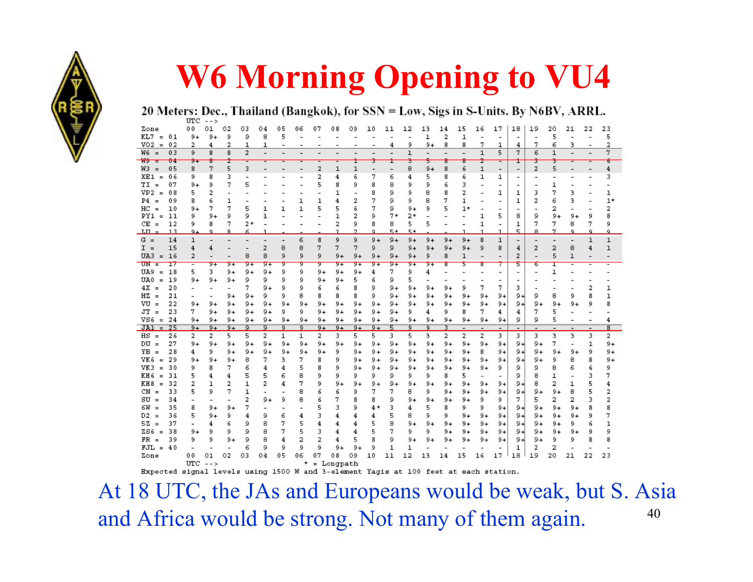# W6 Morning Opening to VU4

**20 Meters: Dec., Thailand (Bangkok), for SSN = Low, Sigs in S-Units. By N6BV, ARRL.**

UTC -->

| Zone | 00 | 01 | 02 | 03 | 04 | 05 | 06 | 07 | 08 | 09 | 10 | 11 | 12 | 13 | 14 | 15 | 16 | 17 | 18 | 19 | 20 | 21 | 22 | 23 |
|---|---|---|---|---|---|---|---|---|---|---|---|---|---|---|---|---|---|---|---|---|---|---|---|---|
| KL7 = 01 | 9+ | 9+ | 9 | 9 | 8 | 5 | - | - | - | - | - | - | - | 1 | 2 | 1 | - | - | - | - | 5 | - | - | 5 |
| VO2 = 02 | 2 | 4 | 2 | 1 | 1 | - | - | - | - | - | - | 4 | 9 | 9+ | 8 | 8 | 7 | 1 | 4 | 7 | 6 | 3 | - | 2 |
| W6 = 03 | 9 | 8 | 8 | 2 | - | - | - | - | - | - | - | - | 1 | - | - | - | 1 | 5 | 7 | 6 | 1 | - | - | 7 |
| W9 = 04 | 9+ | 8 | 2 | - | - | - | - | - | - | 1 | 3 | 1 | 3 | 5 | 8 | 8 | 2 | - | 1 | 3 | 3 | - | - | 6 |
| W3 = 05 | 8 | 7 | 5 | 3 | - | - | - | 2 | 1 | 1 | - | - | 8 | 9+ | 8 | 6 | 1 | - | - | 2 | 5 | - | - | 4 |
| XE1 = 06 | 9 | 8 | 3 | - | - | - | - | 2 | 4 | 6 | 7 | 6 | 4 | 5 | 8 | 6 | 1 | 1 | - | - | - | - | - | 3 |
| TI = 07 | 9+ | 9 | 7 | 5 | - | - | - | 5 | 8 | 9 | 8 | 8 | 9 | 9 | 6 | 3 | - | - | - | - | 1 | - | - | - |
| VP2 = 08 | 5 | 2 | - | - | - | - | - | - | 1 | - | 8 | 9 | 9 | 8 | 8 | 2 | - | 1 | 1 | 3 | 7 | 3 | - | 1 |
| P4 = 09 | 8 | 6 | 1 | - | - | - | 1 | 1 | 4 | 2 | 7 | 9 | 9 | 8 | 7 | 1 | - | - | 1 | 2 | 6 | 3 | - | 1* |
| HC = 10 | 9+ | 7 | 7 | 5 | 1 | 1 | 1 | 5 | 5 | 6 | 7 | 9 | 9+ | 9 | 5 | 1* | - | - | - | - | 2 | - | - | 2 |
| PY1 = 11 | 9 | 9+ | 9 | 9 | 1 | - | - | - | 1 | 2 | 9 | 7* | 2* | - | - | - | 1 | 5 | 8 | 9 | 9+ | 9+ | 9 | 8 |
| CE = 12 | 9 | 8 | 7 | 2* | - | - | - | - | 2 | 9 | 8 | 8 | 5 | 5 | - | - | 1 | - | 1 | 7 | 7 | 8 | 7 | 9 |
| LU = 13 | 9+ | 9 | 8 | 6 | 1 | - | - | - | 1 | 2 | 9 | 5* | 5* | - | - | 1 | 1 | 1 | 5 | 8 | 7 | 9 | 9 | 9 |
| G = 14 | 1 | - | - | - | - | - | 6 | 8 | 9 | 9 | 9+ | 9+ | 9+ | 9+ | 9+ | 9+ | 8 | 1 | - | - | - | - | 1 | 1 |
| I = 15 | 4 | 4 | - | - | 2 | 8 | 8 | 7 | 7 | 7 | 9 | 9 | 9+ | 9+ | 9+ | 9+ | 9 | 8 | 4 | 2 | 2 | 8 | 4 | 1 |
| UA3 = 16 | 2 | - | - | 8 | 8 | 9 | 9 | 9 | 9+ | 9+ | 9+ | 9+ | 9+ | 9 | 8 | 1 | - | - | 2 | - | 5 | 1 | - | - |
| UN = 17 | - | 9+ | 9+ | 9+ | 9+ | 9 | 9 | 9 | 9+ | 9+ | 9+ | 9+ | 9+ | 9+ | 8 | 5 | 8 | 7 | 5 | 6 | 1 | - | - | - |
| UA9 = 18 | 5 | 3 | 9+ | 9+ | 9+ | 9 | 9 | 9+ | 9+ | 9+ | 4 | 7 | 9 | 4 | - | - | - | - | - | - | 1 | - | - | - |
| UA0 = 19 | 9+ | 9+ | 9+ | 9 | 9 | 9 | 9 | 9+ | 9+ | 5 | 6 | 9 | 5 | - | - | - | - | - | - | - | - | - | - | - |
| 4X = 20 | - | - | - | 7 | 9+ | 9 | 9 | 6 | 6 | 8 | 9 | 9+ | 9+ | 9+ | 9+ | 9 | 7 | 7 | 3 | - | - | - | 2 | 1 |
| HZ = 21 | - | - | 9+ | 9+ | 9 | 9 | 8 | 8 | 8 | 8 | 9 | 9+ | 9+ | 9+ | 9+ | 9+ | 9+ | 9+ | 9+ | 9 | 8 | 9 | 8 | 1 |
| VU = 22 | 9+ | 9+ | 9+ | 9+ | 9+ | 9+ | 9+ | 9+ | 9+ | 9+ | 9+ | 9+ | 9+ | 9+ | 9+ | 9+ | 9+ | 9+ | 9+ | 9+ | 9+ | 9+ | 9 | 8 |
| JT = 23 | 7 | 9+ | 9+ | 9+ | 9+ | 9 | 9 | 9+ | 9+ | 9+ | 9+ | 9+ | 9 | 4 | 9 | 8 | 7 | 4 | 4 | 7 | 5 | - | - | - |
| VS6 = 24 | 9+ | 9+ | 9+ | 9+ | 9+ | 9+ | 9+ | 9+ | 9+ | 9+ | 9+ | 9+ | 9+ | 9+ | 9+ | 9+ | 9+ | 9+ | 9 | 9 | 5 | - | - | 4 |
| JA1 = 25 | 9+ | 9+ | 9+ | 9 | 9 | 9 | 9 | 9+ | 9+ | 9+ | 9+ | 5 | 9 | 9 | 3 | - | - | - | - | - | - | - | - | 8 |
| HS = 26 | 2 | 2 | 5 | 5 | 2 | 1 | 1 | 2 | 3 | 5 | 5 | 3 | 5 | 3 | 2 | 2 | 2 | 3 | 3 | 3 | 3 | 3 | 3 | 2 |
| DU = 27 | 9+ | 9+ | 9+ | 9+ | 9+ | 9+ | 9+ | 9+ | 9+ | 9+ | 9+ | 9+ | 9+ | 9+ | 9+ | 9+ | 9+ | 9+ | 9+ | 9+ | 7 | - | 1 | 9+ |
| YB = 28 | 4 | 9 | 9+ | 9+ | 9+ | 9+ | 9+ | 9+ | 9 | 9+ | 9+ | 9+ | 9+ | 9+ | 9+ | 9+ | 8 | 9+ | 9+ | 9+ | 9+ | 9+ | 9 | 9+ |
| VK6 = 29 | 9+ | 9+ | 9+ | 8 | 7 | 3 | 7 | 8 | 9 | 9+ | 9+ | 9+ | 9+ | 9+ | 9+ | 9+ | 9+ | 9+ | 9+ | 9+ | 9 | 8 | 8 | 9+ |
| VK3 = 30 | 9 | 8 | 7 | 6 | 4 | 4 | 5 | 8 | 9 | 9+ | 9+ | 9+ | 9+ | 9+ | 9+ | 9+ | 9+ | 9 | 9 | 9 | 8 | 6 | 6 | 9 |
| KH6 = 31 | 5 | 4 | 4 | 5 | 5 | 6 | 8 | 9 | 9 | 9 | 9 | 9 | 9 | 9 | 8 | 5 | - | - | 9 | 8 | 1 | - | 3 | 7 |
| KH8 = 32 | 2 | 1 | 2 | 1 | 2 | 4 | 7 | 9 | 9+ | 9+ | 9+ | 9+ | 9+ | 9+ | 9+ | 9+ | 9+ | 9+ | 9+ | 8 | 2 | 1 | 5 | 4 |
| CN = 33 | 5 | 9 | 7 | 1 | - | - | 8 | 6 | 6 | 9 | 7 | 7 | 8 | 9 | 9+ | 9+ | 9+ | 9+ | 9+ | 9+ | 9+ | 8 | 5 | 2 |
| SU = 34 | - | - | - | 2 | 9+ | 9 | 8 | 6 | 7 | 8 | 8 | 9 | 9+ | 9+ | 9+ | 9+ | 9 | 9 | 7 | 5 | 2 | 2 | 3 | 2 |
| 6W = 35 | 8 | 9+ | 9+ | 7 | - | - | - | 5 | 3 | 9 | 4* | 3 | 4 | 5 | 8 | 9 | 9 | 9+ | 9+ | 9+ | 9+ | 9+ | 8 | 8 |
| D2 = 36 | 5 | 9+ | 9 | 4 | 9 | 6 | 4 | 3 | 4 | 4 | 4 | 5 | 8 | 9 | 9 | 9+ | 9+ | 9+ | 9+ | 9+ | 9+ | 9+ | 9 | 7 |
| 5Z = 37 | - | 4 | 6 | 9 | 8 | 7 | 5 | 4 | 4 | 4 | 5 | 8 | 9+ | 9+ | 9+ | 9+ | 9+ | 9+ | 9+ | 9+ | 9+ | 9 | 6 | 1 |
| ZS6 = 38 | 9+ | 9 | 9 | 9 | 8 | 7 | 5 | 3 | 4 | 4 | 5 | 7 | 9 | 9 | 9+ | 9+ | 9+ | 9+ | 9+ | 9+ | 9+ | 9+ | 9 | 9 |
| FR = 39 | 9 | 9 | 9+ | 9 | 8 | 4 | 2 | 2 | 4 | 5 | 8 | 9 | 9+ | 9+ | 9+ | 9+ | 9+ | 9+ | 9+ | 9+ | 9 | 9 | 8 | 8 |
| FJL = 40 | - | - | - | 6 | 9 | 9 | 9 | 9 | 9+ | 9+ | 9 | 1 | 1 | - | - | - | - | - | 1 | 2 | 2 | - | - | - |
| Zone | 00 | 01 | 02 | 03 | 04 | 05 | 06 | 07 | 08 | 09 | 10 | 11 | 12 | 13 | 14 | 15 | 16 | 17 | 18 | 19 | 20 | 21 | 22 | 23 |

UTC -->  * = Longpath

Expected signal levels using 1500 W and 3-element Yagis at 100 feet at each station.

At 18 UTC, the JAs and Europeans would be weak, but S. Asia and Africa would be strong. Not many of them again.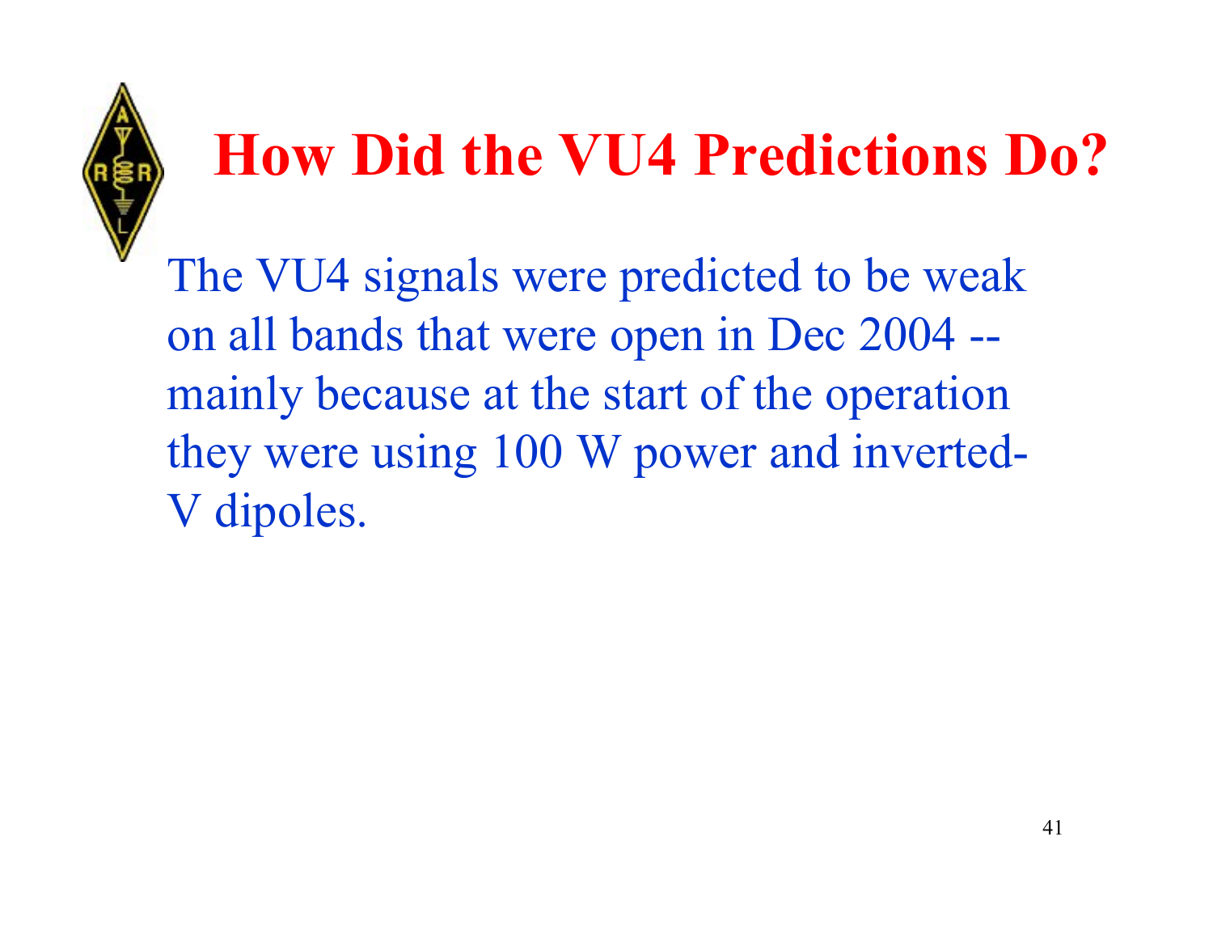# How Did the VU4 Predictions Do?

The VU4 signals were predicted to be weak on all bands that were open in Dec 2004 -- mainly because at the start of the operation they were using 100 W power and inverted-V dipoles.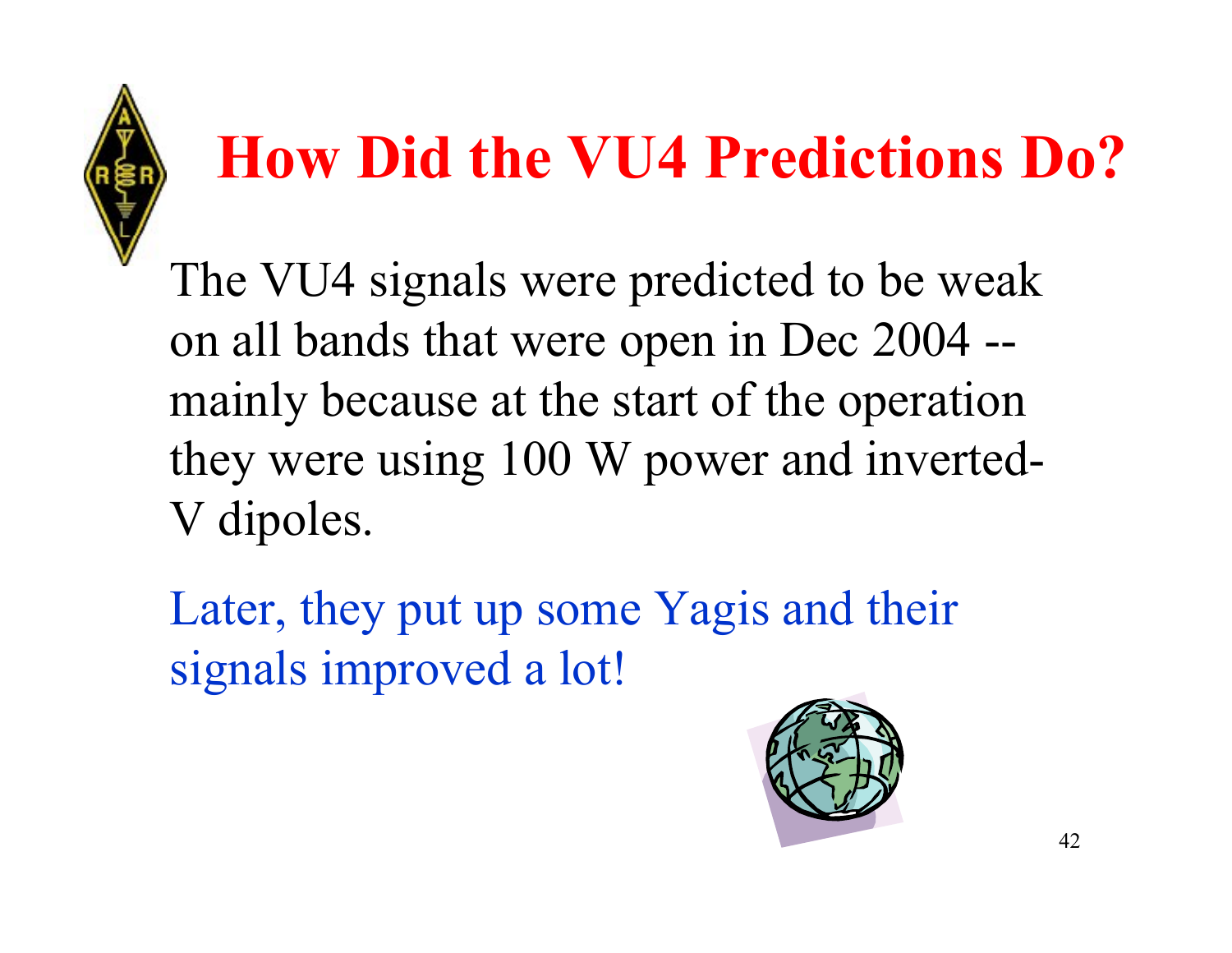# How Did the VU4 Predictions Do?

The VU4 signals were predicted to be weak on all bands that were open in Dec 2004 -- mainly because at the start of the operation they were using 100 W power and inverted-V dipoles.

Later, they put up some Yagis and their signals improved a lot!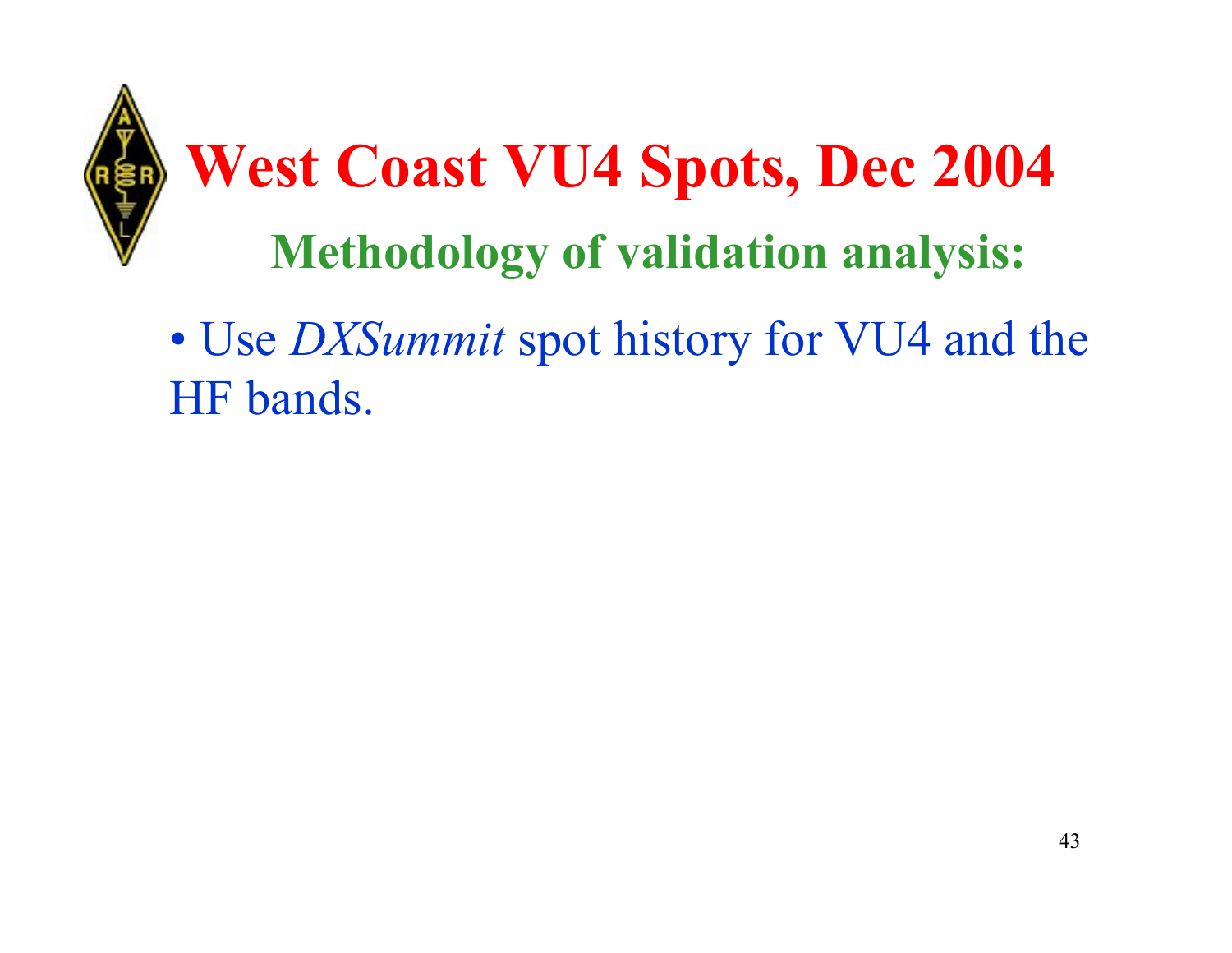# West Coast VU4 Spots, Dec 2004

## Methodology of validation analysis:

- Use *DXSummit* spot history for VU4 and the HF bands.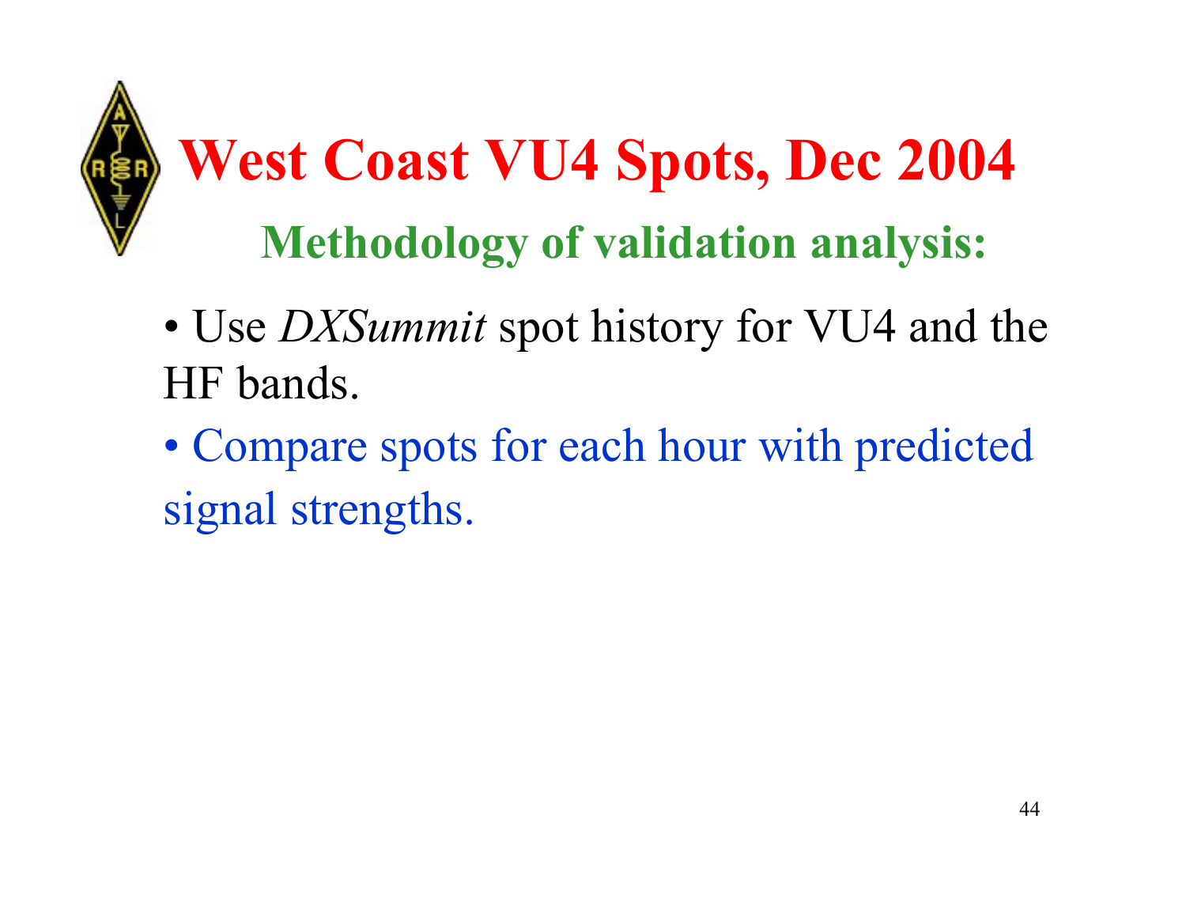# West Coast VU4 Spots, Dec 2004

## Methodology of validation analysis:

- Use *DXSummit* spot history for VU4 and the HF bands.
- Compare spots for each hour with predicted signal strengths.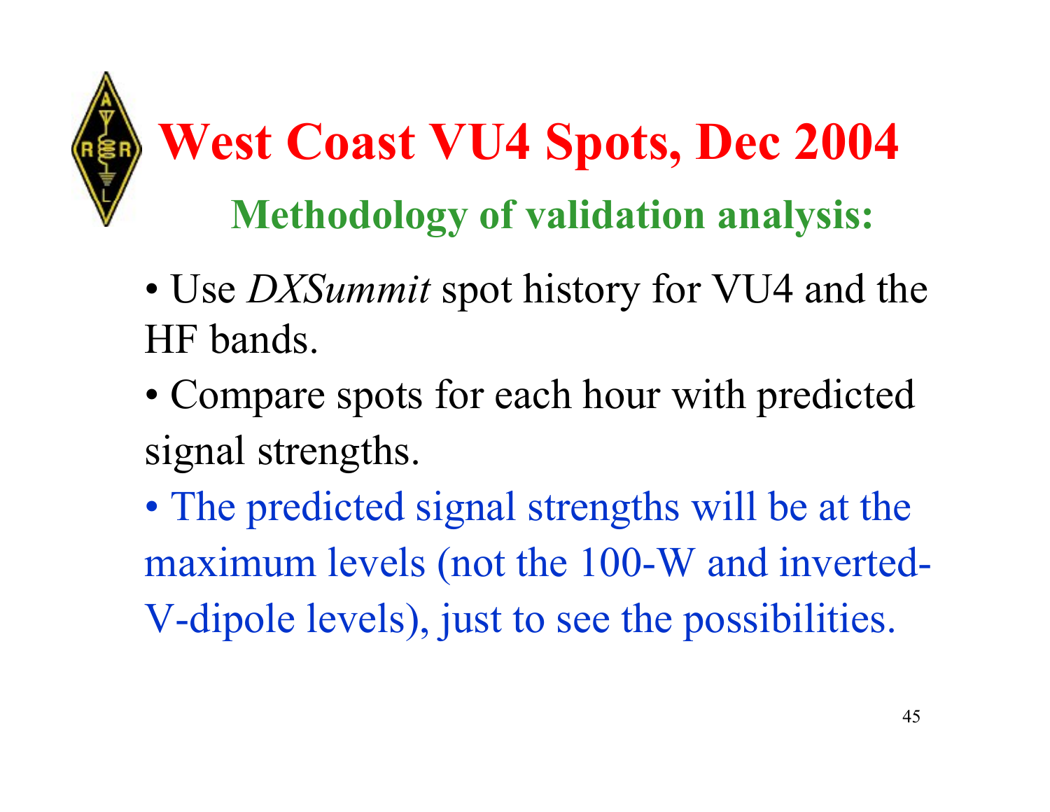# West Coast VU4 Spots, Dec 2004

## Methodology of validation analysis:

- Use *DXSummit* spot history for VU4 and the HF bands.
- Compare spots for each hour with predicted signal strengths.
- The predicted signal strengths will be at the maximum levels (not the 100-W and inverted-V-dipole levels), just to see the possibilities.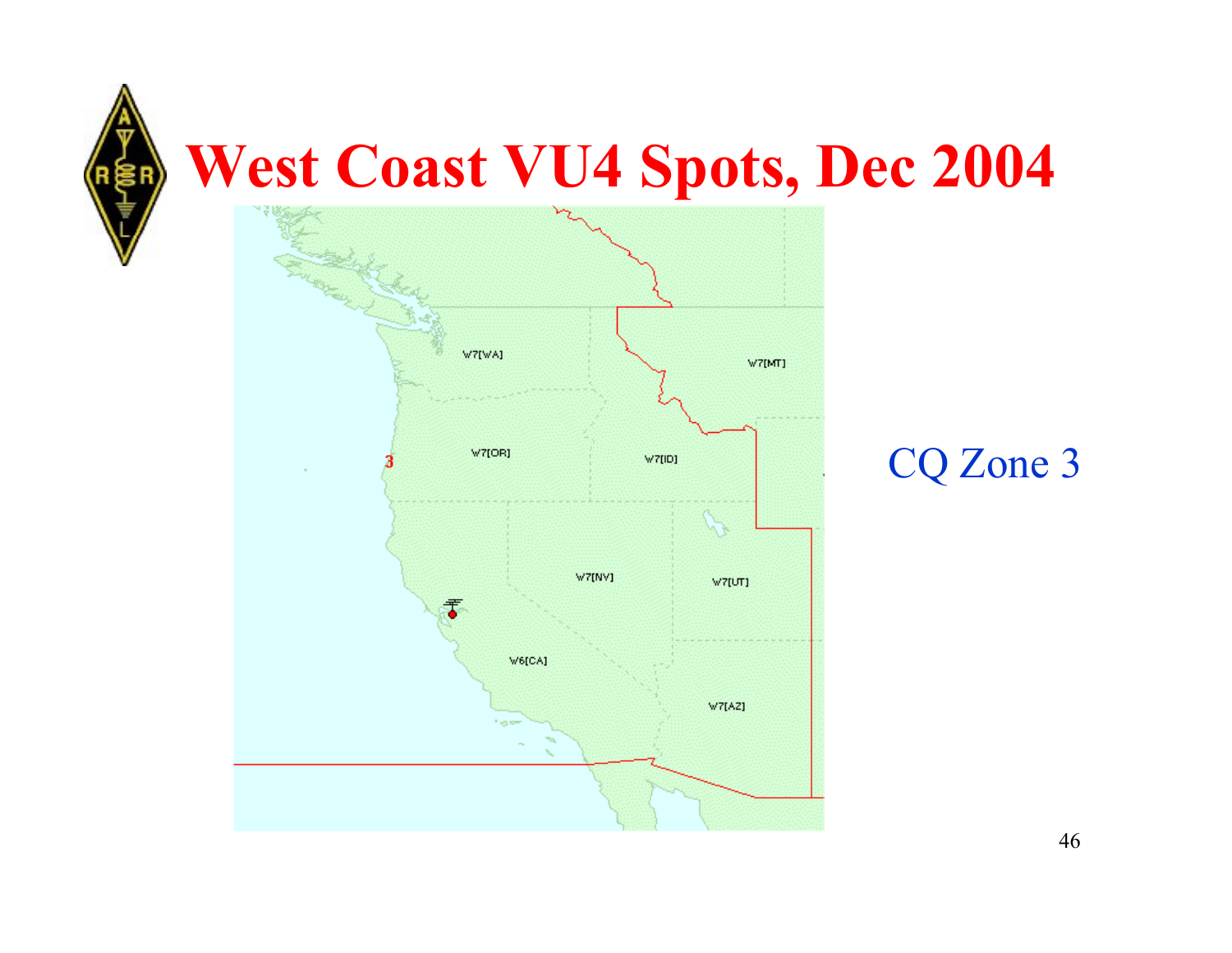# West Coast VU4 Spots, Dec 2004

CQ Zone 3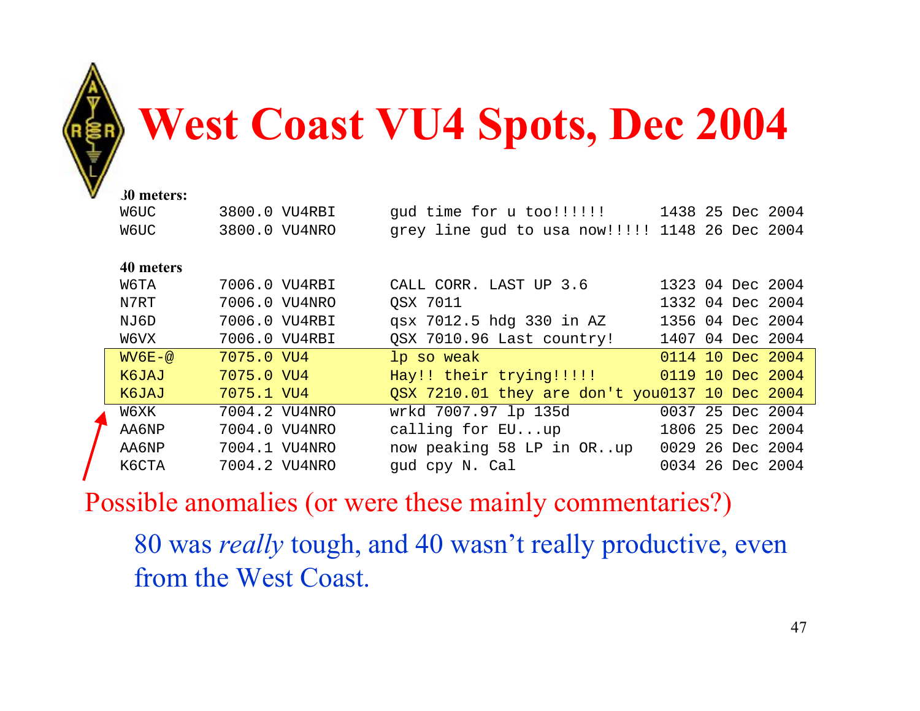# West Coast VU4 Spots, Dec 2004

**80 meters:**

```
W6UC        3800.0 VU4RBI      gud time for u too!!!!!!      1438 25 Dec 2004
W6UC        3800.0 VU4NRO      grey line gud to usa now!!!!! 1148 26 Dec 2004
```

**40 meters**

```
W6TA        7006.0 VU4RBI      CALL CORR. LAST UP 3.6        1323 04 Dec 2004
N7RT        7006.0 VU4NRO      QSX 7011                      1332 04 Dec 2004
NJ6D        7006.0 VU4RBI      qsx 7012.5 hdg 330 in AZ      1356 04 Dec 2004
W6VX        7006.0 VU4RBI      QSX 7010.96 Last country!     1407 04 Dec 2004
WV6E-@      7075.0 VU4         lp so weak                    0114 10 Dec 2004
K6JAJ       7075.0 VU4         Hay!! their trying!!!!!       0119 10 Dec 2004
K6JAJ       7075.1 VU4         QSX 7210.01 they are don't you0137 10 Dec 2004
W6XK        7004.2 VU4NRO      wrkd 7007.97 lp 135d          0037 25 Dec 2004
AA6NP       7004.0 VU4NRO      calling for EU...up           1806 25 Dec 2004
AA6NP       7004.1 VU4NRO      now peaking 58 LP in OR..up   0029 26 Dec 2004
K6CTA       7004.2 VU4NRO      gud cpy N. Cal                0034 26 Dec 2004
```

Possible anomalies (or were these mainly commentaries?)

80 was *really* tough, and 40 wasn't really productive, even from the West Coast.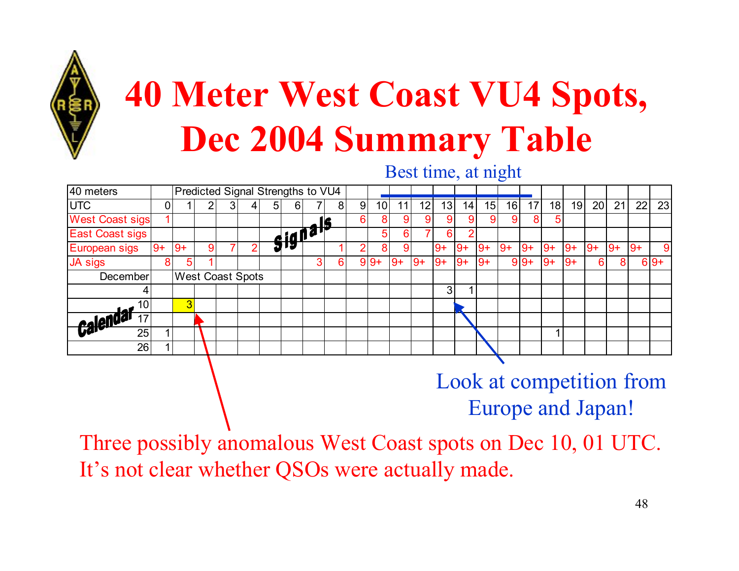# 40 Meter West Coast VU4 Spots, Dec 2004 Summary Table

Best time, at night

| 40 meters | | Predicted Signal Strengths to VU4 | | | | | | | | | | | | | | | | | | | | | | |
|---|---|---|---|---|---|---|---|---|---|---|---|---|---|---|---|---|---|---|---|---|---|---|---|---|
| UTC | 0 | 1 | 2 | 3 | 4 | 5 | 6 | 7 | 8 | 9 | 10 | 11 | 12 | 13 | 14 | 15 | 16 | 17 | 18 | 19 | 20 | 21 | 22 | 23 |
| West Coast sigs | 1 | | | | | | | | | 6 | 8 | 9 | 9 | 9 | 9 | 9 | 9 | 8 | 5 | | | | | |
| East Coast sigs | | | | | | | | | | | 5 | 6 | 7 | 6 | 2 | | | | | | | | | |
| European sigs | 9+ | 9+ | 9 | 7 | 2 | | | | 1 | 2 | 8 | 9 | | 9+ | 9+ | 9+ | 9+ | 9+ | 9+ | 9+ | 9+ | 9+ | 9+ | 9 |
| JA sigs | 8 | 5 | 1 | | | | | 3 | 6 | 9 | 9+ | 9+ | 9+ | 9+ | 9+ | 9+ | 9 | 9+ | 9+ | 9+ | 6 | 8 | 6 | 9+ |
| December | | West Coast Spots | | | | | | | | | | | | | | | | | | | | | | |
| 4 | | | | | | | | | | | | | | 3 | 1 | | | | | | | | | |
| 10 | | 3 | | | | | | | | | | | | | | | | | | | | | | |
| 17 | | | | | | | | | | | | | | | | | | | | | | | | |
| 25 | 1 | | | | | | | | | | | | | | | | | | 1 | | | | | |
| 26 | 1 | | | | | | | | | | | | | | | | | | | | | | | |

Signals

Calendar

Look at competition from Europe and Japan!

Three possibly anomalous West Coast spots on Dec 10, 01 UTC. It's not clear whether QSOs were actually made.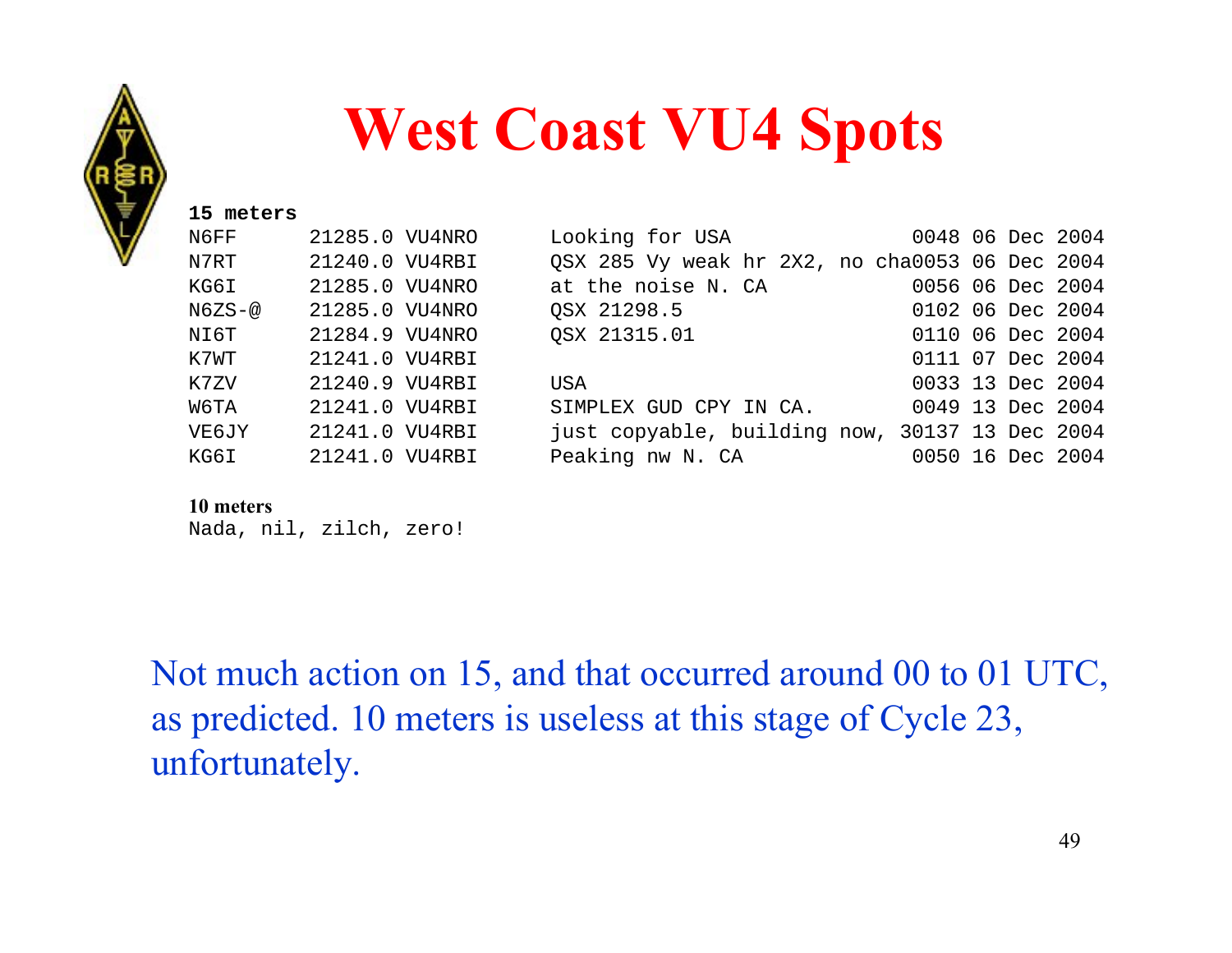# West Coast VU4 Spots

**15 meters**

```
N6FF       21285.0 VU4NRO      Looking for USA               0048 06 Dec 2004
N7RT       21240.0 VU4RBI      QSX 285 Vy weak hr 2X2, no cha0053 06 Dec 2004
KG6I       21285.0 VU4NRO      at the noise N. CA            0056 06 Dec 2004
N6ZS-@     21285.0 VU4NRO      QSX 21298.5                   0102 06 Dec 2004
NI6T       21284.9 VU4NRO      QSX 21315.01                  0110 06 Dec 2004
K7WT       21241.0 VU4RBI                                    0111 07 Dec 2004
K7ZV       21240.9 VU4RBI      USA                           0033 13 Dec 2004
W6TA       21241.0 VU4RBI      SIMPLEX GUD CPY IN CA.        0049 13 Dec 2004
VE6JY      21241.0 VU4RBI      just copyable, building now, 30137 13 Dec 2004
KG6I       21241.0 VU4RBI      Peaking nw N. CA              0050 16 Dec 2004
```

**10 meters**

Nada, nil, zilch, zero!

Not much action on 15, and that occurred around 00 to 01 UTC, as predicted. 10 meters is useless at this stage of Cycle 23, unfortunately.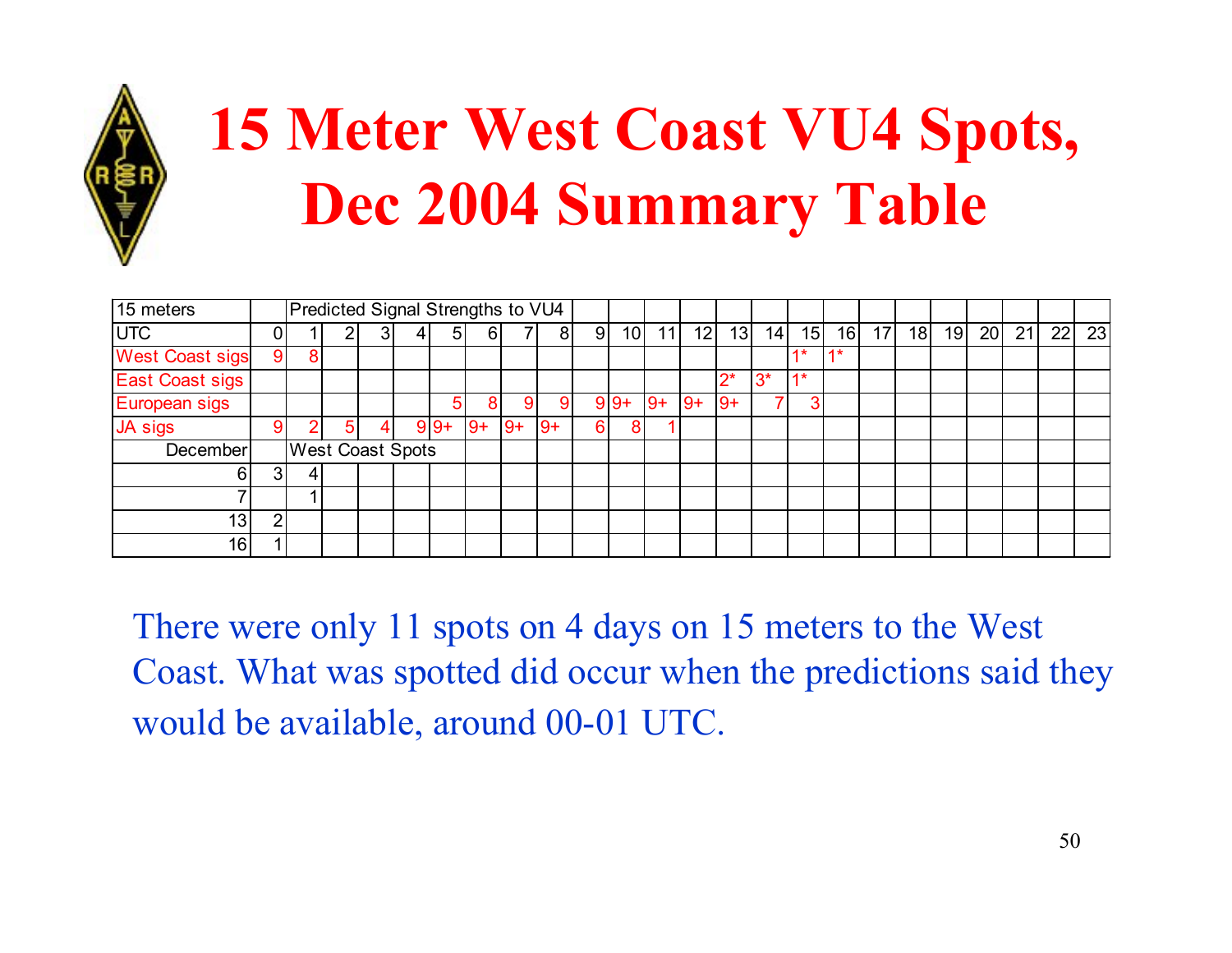# 15 Meter West Coast VU4 Spots, Dec 2004 Summary Table

| 15 meters | | Predicted Signal Strengths to VU4 | | | | | | | | | | | | | | | | | | | | | | |
|---|---|---|---|---|---|---|---|---|---|---|---|---|---|---|---|---|---|---|---|---|---|---|---|---|
| UTC | 0 | 1 | 2 | 3 | 4 | 5 | 6 | 7 | 8 | 9 | 10 | 11 | 12 | 13 | 14 | 15 | 16 | 17 | 18 | 19 | 20 | 21 | 22 | 23 |
| West Coast sigs | 9 | 8 | | | | | | | | | | | | | | 1* | 1* | | | | | | | |
| East Coast sigs | | | | | | | | | | | | | | 2* | 3* | 1* | | | | | | | | |
| European sigs | | | | | | 5 | 8 | 9 | 9 | 9 | 9+ | 9+ | 9+ | 9+ | 7 | 3 | | | | | | | | |
| JA sigs | 9 | 2 | 5 | 4 | 9 | 9+ | 9+ | 9+ | 9+ | 6 | 8 | 1 | | | | | | | | | | | | |
| December | | West Coast Spots | | | | | | | | | | | | | | | | | | | | | | |
| 6 | 3 | 4 | | | | | | | | | | | | | | | | | | | | | | |
| 7 | | 1 | | | | | | | | | | | | | | | | | | | | | | |
| 13 | 2 | | | | | | | | | | | | | | | | | | | | | | | |
| 16 | 1 | | | | | | | | | | | | | | | | | | | | | | | |

There were only 11 spots on 4 days on 15 meters to the West Coast. What was spotted did occur when the predictions said they would be available, around 00-01 UTC.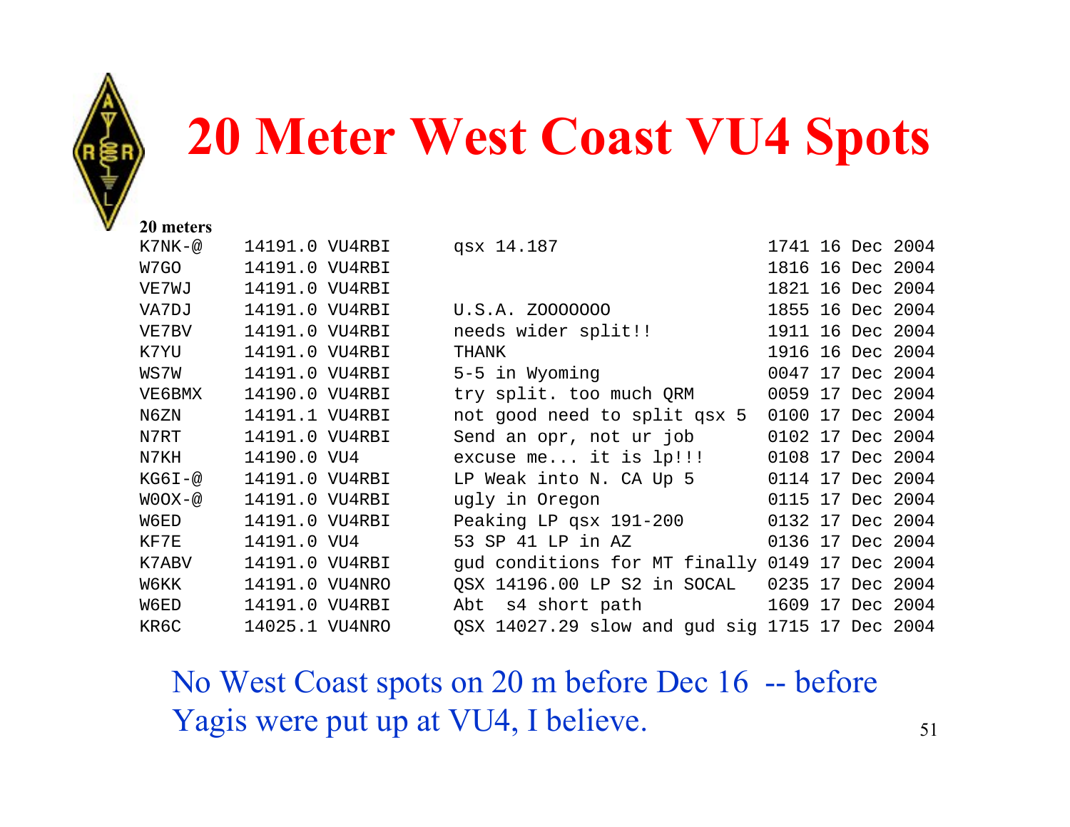# 20 Meter West Coast VU4 Spots

**20 meters**

```
K7NK-@     14191.0 VU4RBI      qsx 14.187                    1741 16 Dec 2004
W7GO       14191.0 VU4RBI                                    1816 16 Dec 2004
VE7WJ      14191.0 VU4RBI                                    1821 16 Dec 2004
VA7DJ      14191.0 VU4RBI      U.S.A. ZOOOOOOO               1855 16 Dec 2004
VE7BV      14191.0 VU4RBI      needs wider split!!           1911 16 Dec 2004
K7YU       14191.0 VU4RBI      THANK                         1916 16 Dec 2004
WS7W       14191.0 VU4RBI      5-5 in Wyoming                0047 17 Dec 2004
VE6BMX     14190.0 VU4RBI      try split. too much QRM       0059 17 Dec 2004
N6ZN       14191.1 VU4RBI      not good need to split qsx 5  0100 17 Dec 2004
N7RT       14191.0 VU4RBI      Send an opr, not ur job       0102 17 Dec 2004
N7KH       14190.0 VU4         excuse me... it is lp!!!      0108 17 Dec 2004
KG6I-@     14191.0 VU4RBI      LP Weak into N. CA Up 5       0114 17 Dec 2004
W0OX-@     14191.0 VU4RBI      ugly in Oregon                0115 17 Dec 2004
W6ED       14191.0 VU4RBI      Peaking LP qsx 191-200        0132 17 Dec 2004
KF7E       14191.0 VU4         53 SP 41 LP in AZ             0136 17 Dec 2004
K7ABV      14191.0 VU4RBI      gud conditions for MT finally 0149 17 Dec 2004
W6KK       14191.0 VU4NRO      QSX 14196.00 LP S2 in SOCAL   0235 17 Dec 2004
W6ED       14191.0 VU4RBI      Abt  s4 short path            1609 17 Dec 2004
KR6C       14025.1 VU4NRO      QSX 14027.29 slow and gud sig 1715 17 Dec 2004
```

No West Coast spots on 20 m before Dec 16 -- before Yagis were put up at VU4, I believe.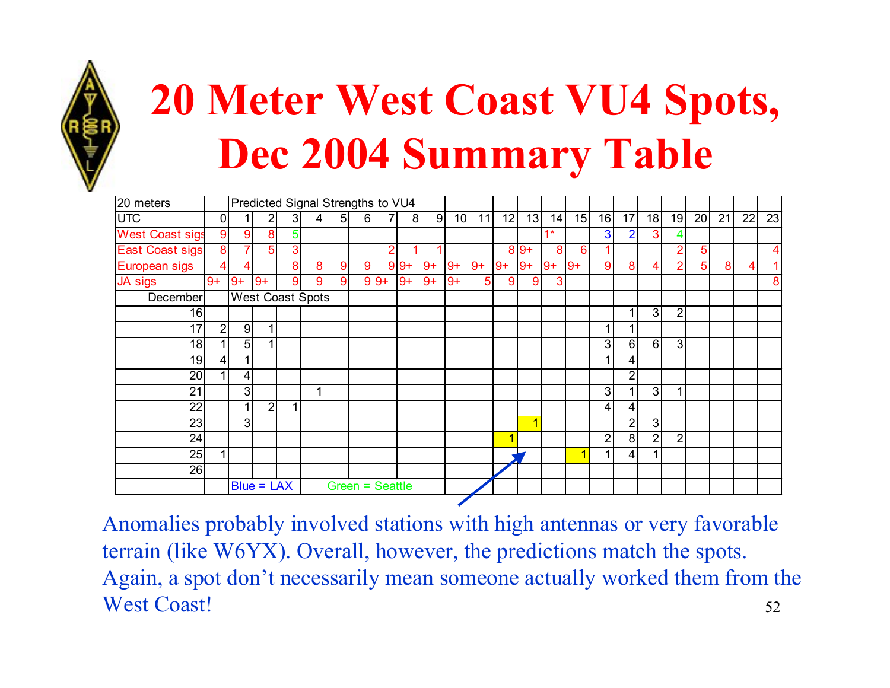# 20 Meter West Coast VU4 Spots, Dec 2004 Summary Table

| 20 meters | | Predicted Signal Strengths to VU4 | | | | | | | | | | | | | | | | | | | | | | |
|---|---|---|---|---|---|---|---|---|---|---|---|---|---|---|---|---|---|---|---|---|---|---|---|---|
| UTC | 0 | 1 | 2 | 3 | 4 | 5 | 6 | 7 | 8 | 9 | 10 | 11 | 12 | 13 | 14 | 15 | 16 | 17 | 18 | 19 | 20 | 21 | 22 | 23 |
| West Coast sigs | 9 | 9 | 8 | 5 | | | | | | | | | | | 1* | | 3 | 2 | 3 | 4 | | | | |
| East Coast sigs | 8 | 7 | 5 | 3 | | | | 2 | 1 | 1 | | | 8 | 9+ | 8 | 6 | 1 | | | 2 | 5 | | | 4 |
| European sigs | 4 | 4 | | 8 | 8 | 9 | 9 | 9 | 9+ | 9+ | 9+ | 9+ | 9+ | 9+ | 9+ | 9+ | 9 | 8 | 4 | 2 | 5 | 8 | 4 | 1 |
| JA sigs | 9+ | 9+ | 9+ | 9 | 9 | 9 | 9 | 9+ | 9+ | 9+ | 9+ | 5 | 9 | 9 | 3 | | | | | | | | | 8 |
| December | | West Coast Spots | | | | | | | | | | | | | | | | | | | | | | |
| 16 | | | | | | | | | | | | | | | | | | 1 | 3 | 2 | | | | |
| 17 | 2 | 9 | 1 | | | | | | | | | | | | | | 1 | 1 | | | | | | |
| 18 | 1 | 5 | 1 | | | | | | | | | | | | | | 3 | 6 | 6 | 3 | | | | |
| 19 | 4 | 1 | | | | | | | | | | | | | | | 1 | 4 | | | | | | |
| 20 | 1 | 4 | | | | | | | | | | | | | | | | 2 | | | | | | |
| 21 | | 3 | | | 1 | | | | | | | | | | | | 3 | 1 | 3 | 1 | | | | |
| 22 | | 1 | 2 | 1 | | | | | | | | | | | | | 4 | 4 | | | | | | |
| 23 | | 3 | | | | | | | | | | | | 1 | | | | 2 | 3 | | | | | |
| 24 | | | | | | | | | | | | | 1 | | | | 2 | 8 | 2 | 2 | | | | |
| 25 | 1 | | | | | | | | | | | | | | | 1 | 1 | 4 | 1 | | | | | |
| 26 | | | | | | | | | | | | | | | | | | | | | | | | |
| | | Blue = LAX | | | | Green = Seattle | | | | | | | | | | | | | | | | | | |

Anomalies probably involved stations with high antennas or very favorable terrain (like W6YX). Overall, however, the predictions match the spots. Again, a spot don't necessarily mean someone actually worked them from the West Coast!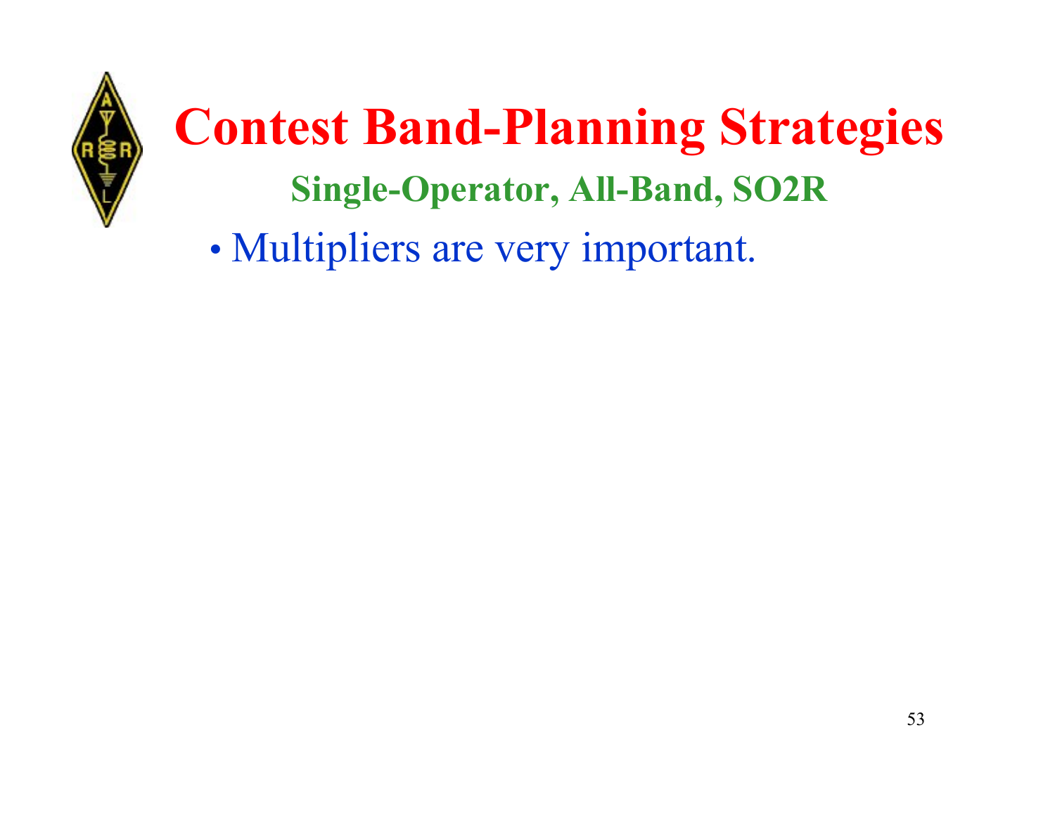# Contest Band-Planning Strategies

## Single-Operator, All-Band, SO2R

- Multipliers are very important.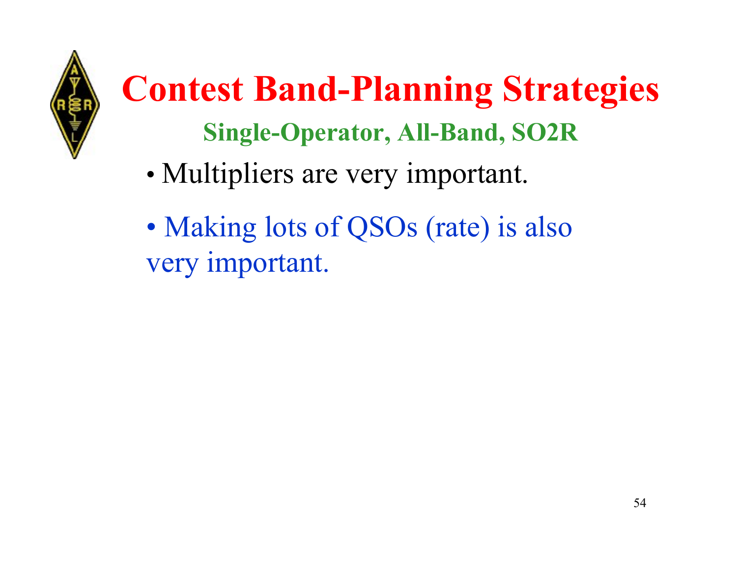# Contest Band-Planning Strategies

## Single-Operator, All-Band, SO2R

- Multipliers are very important.
- Making lots of QSOs (rate) is also very important.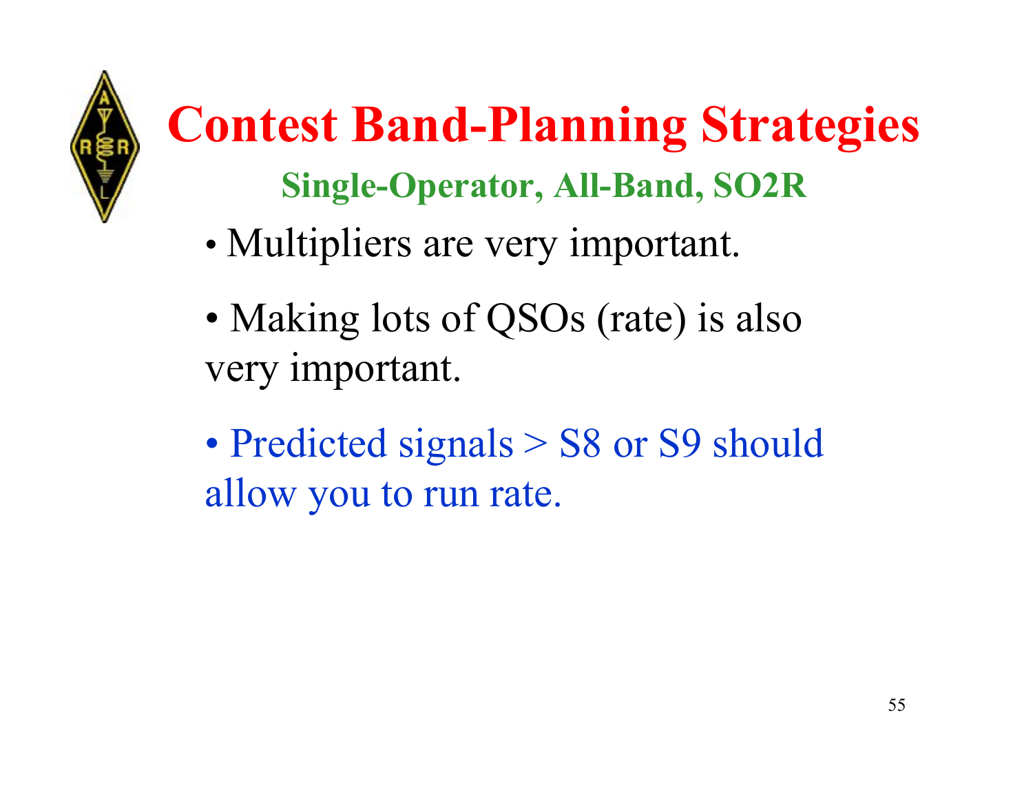# Contest Band-Planning Strategies

## Single-Operator, All-Band, SO2R

- Multipliers are very important.
- Making lots of QSOs (rate) is also very important.
- Predicted signals > S8 or S9 should allow you to run rate.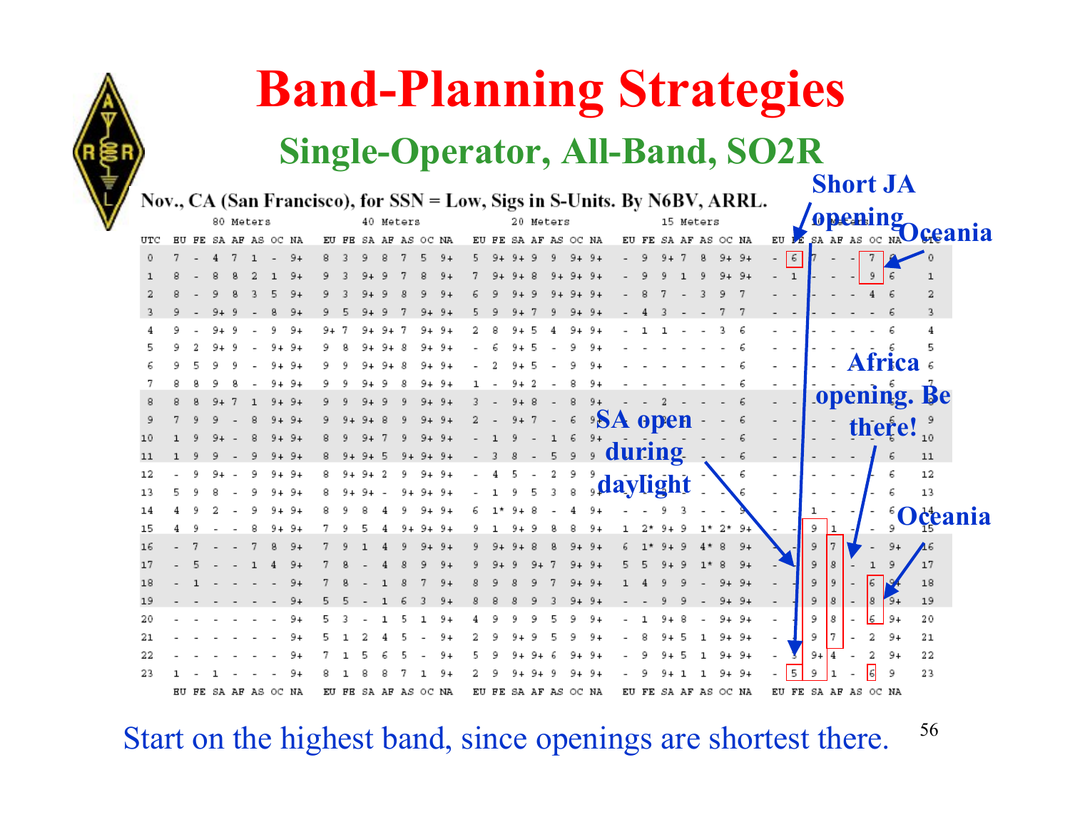# Band-Planning Strategies

## Single-Operator, All-Band, SO2R

**Nov., CA (San Francisco), for SSN = Low, Sigs in S-Units. By N6BV, ARRL.**

| UTC | 80 Meters | | | | | | | 40 Meters | | | | | | | 20 Meters | | | | | | | 15 Meters | | | | | | | 10 Meters | | | | | | | UTC |
|---|---|---|---|---|---|---|---|---|---|---|---|---|---|---|---|---|---|---|---|---|---|---|---|---|---|---|---|---|---|---|---|---|---|---|---|---|
| | EU | FE | SA | AF | AS | OC | NA | EU | FE | SA | AF | AS | OC | NA | EU | FE | SA | AF | AS | OC | NA | EU | FE | SA | AF | AS | OC | NA | EU | FE | SA | AF | AS | OC | NA | |
| 0 | 7 | - | 4 | 7 | 1 | - | 9+ | 8 | 3 | 9 | 8 | 7 | 5 | 9+ | 5 | 9+ | 9+ | 9 | 9 | 9+ | 9+ | - | 9 | 9+ | 7 | 8 | 9+ | 9+ | - | 6 | 7 | - | - | 7 | 8 | 0 |
| 1 | 8 | - | 8 | 8 | 2 | 1 | 9+ | 9 | 3 | 9+ | 9 | 7 | 8 | 9+ | 7 | 9+ | 9+ | 8 | 9+ | 9+ | 9+ | - | 9 | 9 | 1 | 9 | 9+ | 9+ | - | 1 | - | - | - | 9 | 6 | 1 |
| 2 | 8 | - | 9 | 8 | 3 | 5 | 9+ | 9 | 3 | 9+ | 9 | 8 | 9 | 9+ | 6 | 9 | 9+ | 9 | 9+ | 9+ | 9+ | - | 8 | 7 | - | 3 | 9 | 7 | - | - | - | - | - | 4 | 6 | 2 |
| 3 | 9 | - | 9+ | 9 | - | 8 | 9+ | 9 | 5 | 9+ | 9 | 7 | 9+ | 9+ | 5 | 9 | 9+ | 7 | 9 | 9+ | 9+ | - | 4 | 3 | - | - | 7 | 7 | - | - | - | - | - | - | 6 | 3 |
| 4 | 9 | - | 9+ | 9 | - | 9 | 9+ | 9+ | 7 | 9+ | 9+ | 7 | 9+ | 9+ | 2 | 8 | 9+ | 5 | 4 | 9+ | 9+ | - | 1 | 1 | - | - | 3 | 6 | - | - | - | - | - | - | 6 | 4 |
| 5 | 9 | 2 | 9+ | 9 | - | 9+ | 9+ | 9 | 8 | 9+ | 9+ | 8 | 9+ | 9+ | - | 6 | 9+ | 5 | - | 9 | 9+ | - | - | - | - | - | - | 6 | - | - | - | - | - | - | 6 | 5 |
| 6 | 9 | 5 | 9 | 9 | - | 9+ | 9+ | 9 | 9 | 9+ | 9+ | 8 | 9+ | 9+ | - | 2 | 9+ | 5 | - | 9 | 9+ | - | - | - | - | - | - | 6 | - | - | - | - | - | - | 6 | 6 |
| 7 | 8 | 8 | 9 | 8 | - | 9+ | 9+ | 9 | 9 | 9+ | 9 | 8 | 9+ | 9+ | 1 | - | 9+ | 2 | - | 8 | 9+ | - | - | - | - | - | - | 6 | - | - | - | - | - | - | 6 | 7 |
| 8 | 8 | 8 | 9+ | 7 | 1 | 9+ | 9+ | 9 | 9 | 9+ | 9 | 9 | 9+ | 9+ | 3 | - | 9+ | 8 | - | 8 | 9+ | - | - | 2 | - | - | - | 6 | - | - | - | - | - | - | 6 | 8 |
| 9 | 7 | 9 | 9 | - | 8 | 9+ | 9+ | 9 | 9+ | 9+ | 8 | 9 | 9+ | 9+ | 2 | - | 9+ | 7 | - | 6 | 9+ | - | - | 2 | - | - | - | 6 | - | - | - | - | - | - | 6 | 9 |
| 10 | 1 | 9 | 9+ | - | 8 | 9+ | 9+ | 8 | 9 | 9+ | 7 | 9 | 9+ | 9+ | - | 1 | 9 | - | 1 | 6 | 9+ | - | - | - | - | - | - | 6 | - | - | - | - | - | - | 6 | 10 |
| 11 | 1 | 9 | 9 | - | 9 | 9+ | 9+ | 8 | 9+ | 9+ | 5 | 9+ | 9+ | 9+ | - | 3 | 8 | - | 5 | 9 | 9 | - | - | - | - | - | - | 6 | - | - | - | - | - | - | 6 | 11 |
| 12 | - | 9 | 9+ | - | 9 | 9+ | 9+ | 8 | 9+ | 9+ | 2 | 9 | 9+ | 9+ | - | 4 | 5 | - | 2 | 9 | 9 | - | - | - | - | - | - | 6 | - | - | - | - | - | - | 6 | 12 |
| 13 | 5 | 9 | 8 | - | 9 | 9+ | 9+ | 8 | 9+ | 9+ | - | 9+ | 9+ | 9+ | - | 1 | 9 | 5 | 3 | 8 | 9+ | - | - | - | - | - | - | 6 | - | - | - | - | - | - | 6 | 13 |
| 14 | 4 | 9 | 2 | - | 9 | 9+ | 9+ | 8 | 9 | 8 | 4 | 9 | 9+ | 9+ | 6 | 1* | 9+ | 8 | - | 4 | 9+ | - | - | 9 | 3 | - | - | 9 | - | - | 1 | - | - | - | 6 | 14 |
| 15 | 4 | 9 | - | - | 8 | 9+ | 9+ | 7 | 9 | 5 | 4 | 9+ | 9+ | 9+ | 9 | 1 | 9+ | 9 | 8 | 8 | 9+ | 1 | 2* | 9+ | 9 | 1* | 2* | 9+ | - | - | 9 | 1 | - | - | 9 | 15 |
| 16 | - | 7 | - | - | 7 | 8 | 9+ | 7 | 9 | 1 | 4 | 9 | 9+ | 9+ | 9 | 9+ | 9+ | 8 | 8 | 9+ | 9+ | 6 | 1* | 9+ | 9 | 4* | 8 | 9+ | - | - | 9 | 7 | - | - | 9+ | 16 |
| 17 | - | 5 | - | - | 1 | 4 | 9+ | 7 | 8 | - | 4 | 8 | 9 | 9+ | 9 | 9+ | 9 | 9+ | 7 | 9+ | 9+ | 5 | 5 | 9+ | 9 | 1* | 8 | 9+ | - | - | 9 | 8 | - | 1 | 9 | 17 |
| 18 | - | 1 | - | - | - | - | 9+ | 7 | 8 | - | 1 | 8 | 7 | 9+ | 8 | 9 | 8 | 9 | 7 | 9+ | 9+ | 1 | 4 | 9 | 9 | - | 9+ | 9+ | - | - | 9 | 9 | - | 6 | 9+ | 18 |
| 19 | - | - | - | - | - | - | 9+ | 5 | 5 | - | 1 | 6 | 3 | 9+ | 8 | 8 | 8 | 9 | 3 | 9+ | 9+ | - | - | 9 | 9 | - | 9+ | 9+ | - | - | 9 | 8 | - | 8 | 9+ | 19 |
| 20 | - | - | - | - | - | - | 9+ | 5 | 3 | - | 1 | 5 | 1 | 9+ | 4 | 9 | 9 | 9 | 5 | 9 | 9+ | - | 1 | 9+ | 8 | - | 9+ | 9+ | - | - | 9 | 8 | - | 6 | 9+ | 20 |
| 21 | - | - | - | - | - | - | 9+ | 5 | 1 | 2 | 4 | 5 | - | 9+ | 2 | 9 | 9+ | 9 | 5 | 9 | 9+ | - | 8 | 9+ | 5 | 1 | 9+ | 9+ | - | - | 9 | 7 | - | 2 | 9+ | 21 |
| 22 | - | - | - | - | - | - | 9+ | 7 | 1 | 5 | 6 | 5 | - | 9+ | 5 | 9 | 9+ | 9+ | 6 | 9+ | 9+ | - | 9 | 9+ | 5 | 1 | 9+ | 9+ | - | 3 | 9+ | 4 | - | 2 | 9+ | 22 |
| 23 | 1 | - | 1 | - | - | - | 9+ | 8 | 1 | 8 | 8 | 7 | 1 | 9+ | 2 | 9 | 9+ | 9+ | 9 | 9+ | 9+ | - | 9 | 9+ | 1 | 1 | 9+ | 9+ | - | 5 | 9 | 1 | - | 6 | 9 | 23 |
| | EU | FE | SA | AF | AS | OC | NA | EU | FE | SA | AF | AS | OC | NA | EU | FE | SA | AF | AS | OC | NA | EU | FE | SA | AF | AS | OC | NA | EU | FE | SA | AF | AS | OC | NA | |

**Short JA opening**

**Oceania**

**Africa opening. Be there!**

**SA open during daylight**

**Oceania**

Start on the highest band, since openings are shortest there.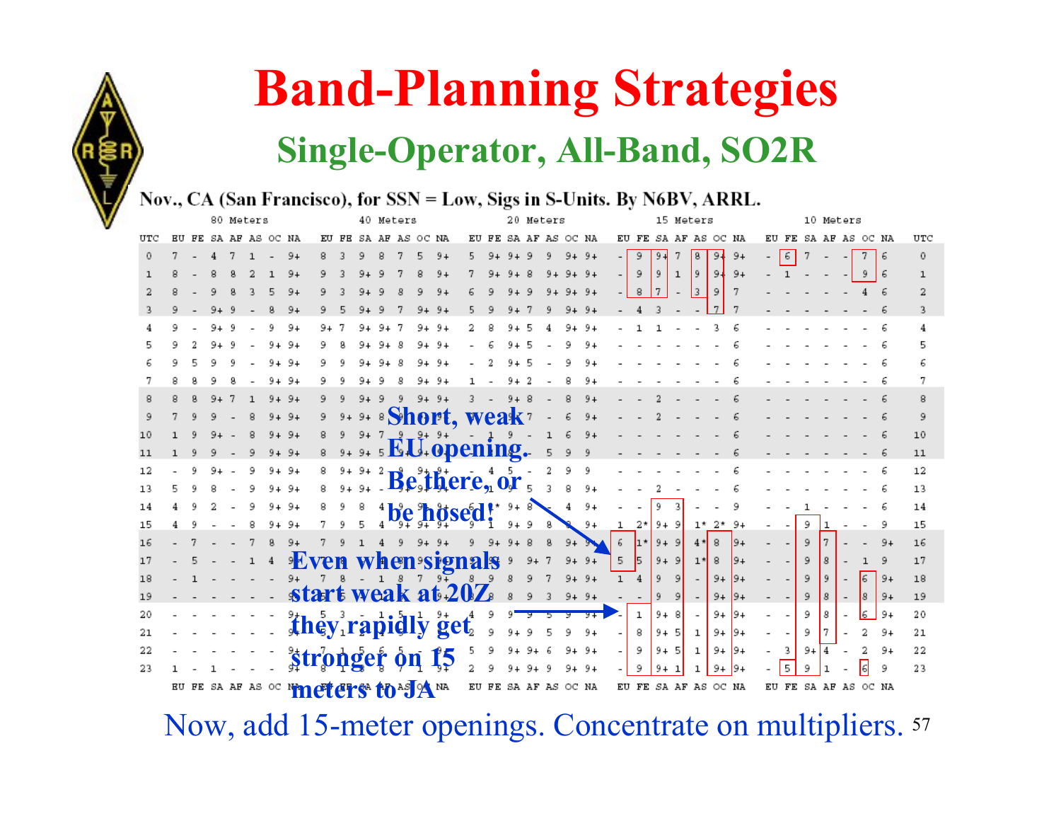# Band-Planning Strategies

## Single-Operator, All-Band, SO2R

**Nov., CA (San Francisco), for SSN = Low, Sigs in S-Units. By N6BV, ARRL.**

| UTC | 80 Meters | | | | | | | 40 Meters | | | | | | | 20 Meters | | | | | | | 15 Meters | | | | | | | 10 Meters | | | | | | | UTC |
|---|---|---|---|---|---|---|---|---|---|---|---|---|---|---|---|---|---|---|---|---|---|---|---|---|---|---|---|---|---|---|---|---|---|---|---|---|
| | EU | FE | SA | AF | AS | OC | NA | EU | FE | SA | AF | AS | OC | NA | EU | FE | SA | AF | AS | OC | NA | EU | FE | SA | AF | AS | OC | NA | EU | FE | SA | AF | AS | OC | NA | |
| 0 | 7 | - | 4 | 7 | 1 | - | 9+ | 8 | 3 | 9 | 8 | 7 | 5 | 9+ | 5 | 9+ | 9+ | 9 | 9 | 9+ | 9+ | - | 9 | 9+ | 7 | 8 | 9+ | 9+ | - | 6 | 7 | - | - | 7 | 6 | 0 |
| 1 | 8 | - | 8 | 8 | 2 | 1 | 9+ | 9 | 3 | 9+ | 9 | 7 | 8 | 9+ | 7 | 9+ | 9+ | 8 | 9+ | 9+ | 9+ | - | 9 | 9 | 1 | 9 | 9+ | 9+ | - | 1 | - | - | - | 9 | 6 | 1 |
| 2 | 8 | - | 9 | 8 | 3 | 5 | 9+ | 9 | 3 | 9+ | 9 | 8 | 9 | 9+ | 6 | 9 | 9+ | 9 | 9+ | 9+ | 9+ | - | 8 | 7 | - | 3 | 9 | 7 | - | - | - | - | - | 4 | 6 | 2 |
| 3 | 9 | - | 9+ | 9 | - | 8 | 9+ | 9 | 5 | 9+ | 9 | 7 | 9+ | 9+ | 5 | 9 | 9+ | 7 | 9 | 9+ | 9+ | - | 4 | 3 | - | - | 7 | 7 | - | - | - | - | - | - | 6 | 3 |
| 4 | 9 | - | 9+ | 9 | - | 9 | 9+ | 9+ | 7 | 9+ | 9+ | 7 | 9+ | 9+ | 2 | 8 | 9+ | 5 | 4 | 9+ | 9+ | - | 1 | 1 | - | - | 3 | 6 | - | - | - | - | - | - | 6 | 4 |
| 5 | 9 | 2 | 9+ | 9 | - | 9+ | 9+ | 9 | 8 | 9+ | 9+ | 8 | 9+ | 9+ | - | 6 | 9+ | 5 | - | 9 | 9+ | - | - | - | - | - | - | 6 | - | - | - | - | - | - | 6 | 5 |
| 6 | 9 | 5 | 9 | 9 | - | 9+ | 9+ | 9 | 9 | 9+ | 9+ | 8 | 9+ | 9+ | - | 2 | 9+ | 5 | - | 9 | 9+ | - | - | - | - | - | - | 6 | - | - | - | - | - | - | 6 | 6 |
| 7 | 8 | 8 | 9 | 8 | - | 9+ | 9+ | 9 | 9 | 9+ | 9 | 8 | 9+ | 9+ | 1 | - | 9+ | 2 | - | 8 | 9+ | - | - | - | - | - | - | 6 | - | - | - | - | - | - | 6 | 7 |
| 8 | 8 | 8 | 9+ | 7 | 1 | 9+ | 9+ | 9 | 9 | 9+ | 9 | 9 | 9+ | 9+ | 3 | - | 9+ | 8 | - | 8 | 9+ | - | - | 2 | - | - | - | 6 | - | - | - | - | - | - | 6 | 8 |
| 9 | 7 | 9 | 9 | - | 8 | 9+ | 9+ | 9 | 9+ | 9+ | 8 | | | | | | | 7 | - | 6 | 9+ | - | - | 2 | - | - | - | 6 | - | - | - | - | - | - | 6 | 9 |
| 10 | 1 | 9 | 9+ | - | 8 | 9+ | 9+ | 8 | 9 | 9+ | 7 | 9 | 9+ | 9+ | - | 1 | 9 | - | 1 | 6 | 9+ | - | - | - | - | - | - | 6 | - | - | - | - | - | - | 6 | 10 |
| 11 | 1 | 9 | 9 | - | 9 | 9+ | 9+ | 8 | 9+ | 9+ | 5 | 9+ | 9+ | 9+ | | | | | 5 | 9 | 9 | - | - | - | - | - | - | 6 | - | - | - | - | - | - | 6 | 11 |
| 12 | - | 9 | 9+ | - | 9 | 9+ | 9+ | 8 | 9+ | 9+ | 2 | 9 | 9+ | 9+ | - | 4 | 5 | - | 2 | 9 | 9 | - | - | - | - | - | - | 6 | - | - | - | - | - | - | 6 | 12 |
| 13 | 5 | 9 | 8 | - | 9 | 9+ | 9+ | 8 | 9+ | 9+ | | 9 | 9+ | 9+ | | | 9 | 5 | 3 | 8 | 9+ | - | - | 2 | - | - | - | 6 | - | - | - | - | - | - | 6 | 13 |
| 14 | 4 | 9 | 2 | - | 9 | 9+ | 9+ | 8 | 9 | 8 | 4 | 9 | 9+ | 9+ | 6 | 1* | 9+ | 8 | | 4 | 9+ | - | - | 9 | 3 | - | - | 9 | - | - | 1 | - | - | - | 6 | 14 |
| 15 | 4 | 9 | - | - | 8 | 9+ | 9+ | 7 | 9 | 5 | 4 | 9+ | 9+ | 9+ | 9 | 1 | 9+ | 9 | 8 | | 9+ | 1 | 2* | 9+ | 9 | 1* | 2* | 9+ | - | - | 9 | 1 | - | - | 9 | 15 |
| 16 | - | 7 | - | - | 7 | 8 | 9+ | 7 | 9 | 1 | 4 | 9 | 9+ | 9+ | 9 | 9+ | 9+ | 8 | 8 | 9+ | | 6 | 1* | 9+ | 9 | 4* | 8 | 9+ | - | - | 9 | 7 | - | - | 9+ | 16 |
| 17 | - | 5 | - | - | 1 | 4 | 9+ | | | | | | | | | | 9 | 9+ | 7 | 9+ | 9+ | 5 | 5 | 9+ | 9 | 1* | 8 | 9+ | - | - | 9 | 8 | - | 1 | 9 | 17 |
| 18 | - | 1 | - | - | - | - | 9+ | 7 | 8 | - | 1 | 8 | 7 | 9+ | 8 | 9 | 8 | 9 | 7 | 9+ | 9+ | 1 | 4 | 9 | 9 | - | 9+ | 9+ | - | - | 9 | 9 | - | 6 | 9+ | 18 |
| 19 | - | - | - | - | - | - | 9+ | | | | | | | | | 8 | 8 | 9 | 3 | 9+ | 9+ | - | - | 9 | 9 | - | 9+ | 9+ | - | - | 9 | 8 | - | 8 | 9+ | 19 |
| 20 | - | - | - | - | - | - | 9+ | 5 | 3 | - | 1 | 5 | 1 | 9+ | 4 | 9 | 9 | 9 | 5 | 9 | 9+ | - | 1 | 9+ | 8 | - | 9+ | 9+ | - | - | 9 | 8 | - | 6 | 9+ | 20 |
| 21 | - | - | - | - | - | - | 9+ | 5 | 1 | 2 | | | | | 2 | 9 | 9+ | 9 | 5 | 9 | 9+ | - | 8 | 9+ | 5 | 1 | 9+ | 9+ | - | - | 9 | 7 | - | 2 | 9+ | 21 |
| 22 | - | - | - | - | - | - | 9+ | 7 | 1 | 5 | 6 | 5 | - | 9+ | 5 | 9 | 9+ | 9+ | 6 | 9+ | 9+ | - | 9 | 9+ | 5 | 1 | 9+ | 9+ | - | 3 | 9+ | 4 | - | 2 | 9+ | 22 |
| 23 | 1 | - | 1 | - | - | - | 9+ | 8 | 1 | 8 | 8 | 7 | 1 | 9+ | 2 | 9 | 9+ | 9+ | 9 | 9+ | 9+ | - | 9 | 9+ | 1 | 1 | 9+ | 9+ | - | 5 | 9 | 1 | - | 6 | 9 | 23 |
| | EU | FE | SA | AF | AS | OC | NA | EU | FE | SA | AF | AS | OC | NA | EU | FE | SA | AF | AS | OC | NA | EU | FE | SA | AF | AS | OC | NA | EU | FE | SA | AF | AS | OC | NA | |

**Short, weak EU opening. Be there, or be hosed!**

**Even when signals start weak at 20Z they rapidly get stronger on 15 meters to JA**

Now, add 15-meter openings. Concentrate on multipliers.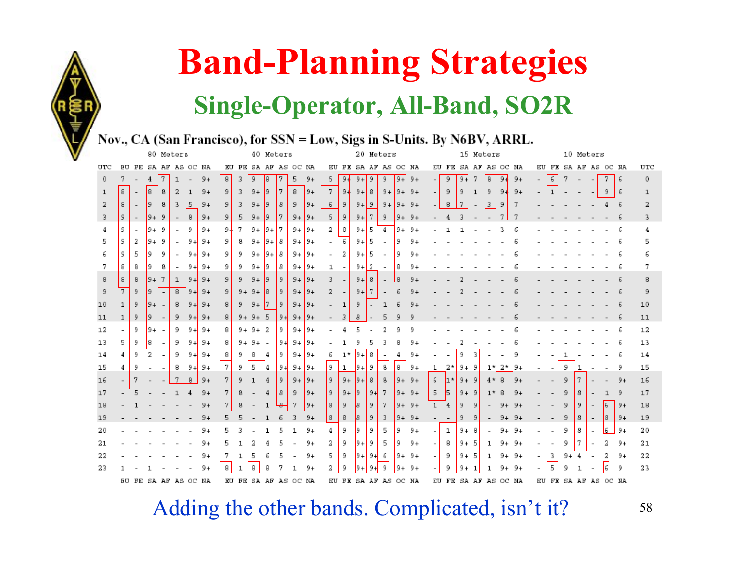# Band-Planning Strategies

## Single-Operator, All-Band, SO2R

**Nov., CA (San Francisco), for SSN = Low, Sigs in S-Units. By N6BV, ARRL.**

| | 80 Meters | | | | | | | 40 Meters | | | | | | | 20 Meters | | | | | | | 15 Meters | | | | | | | 10 Meters | | | | | | | |
|---|---|---|---|---|---|---|---|---|---|---|---|---|---|---|---|---|---|---|---|---|---|---|---|---|---|---|---|---|---|---|---|---|---|---|---|---|
| UTC | EU | FE | SA | AF | AS | OC | NA | EU | FE | SA | AF | AS | OC | NA | EU | FE | SA | AF | AS | OC | NA | EU | FE | SA | AF | AS | OC | NA | EU | FE | SA | AF | AS | OC | NA | UTC |
| 0 | 7 | - | 4 | 7 | 1 | - | 9+ | 8 | 3 | 9 | 8 | 7 | 5 | 9+ | 5 | 9+ | 9+ | 9 | 9 | 9+ | 9+ | - | 9 | 9+ | 7 | 8 | 9+ | 9+ | - | 6 | 7 | - | - | 7 | 6 | 0 |
| 1 | 8 | - | 8 | 8 | 2 | 1 | 9+ | 9 | 3 | 9+ | 9 | 7 | 8 | 9+ | 7 | 9+ | 9+ | 8 | 9+ | 9+ | 9+ | - | 9 | 9 | 1 | 9 | 9+ | 9+ | - | 1 | - | - | - | 9 | 6 | 1 |
| 2 | 8 | - | 9 | 8 | 3 | 5 | 9+ | 9 | 3 | 9+ | 9 | 8 | 9 | 9+ | 6 | 9 | 9+ | 9 | 9+ | 9+ | 9+ | - | 8 | 7 | - | 3 | 9 | 7 | - | - | - | - | - | 4 | 6 | 2 |
| 3 | 9 | - | 9+ | 9 | - | 8 | 9+ | 9 | 5 | 9+ | 9 | 7 | 9+ | 9+ | 5 | 9 | 9+ | 7 | 9 | 9+ | 9+ | - | 4 | 3 | - | - | 7 | 7 | - | - | - | - | - | - | 6 | 3 |
| 4 | 9 | - | 9+ | 9 | - | 9 | 9+ | 9+ | 7 | 9+ | 9+ | 7 | 9+ | 9+ | 2 | 8 | 9+ | 5 | 4 | 9+ | 9+ | - | 1 | 1 | - | - | 3 | 6 | - | - | - | - | - | - | 6 | 4 |
| 5 | 9 | 2 | 9+ | 9 | - | 9+ | 9+ | 9 | 8 | 9+ | 9+ | 8 | 9+ | 9+ | - | 6 | 9+ | 5 | - | 9 | 9+ | - | - | - | - | - | - | 6 | - | - | - | - | - | - | 6 | 5 |
| 6 | 9 | 5 | 9 | 9 | - | 9+ | 9+ | 9 | 9 | 9+ | 9+ | 8 | 9+ | 9+ | - | 2 | 9+ | 5 | - | 9 | 9+ | - | - | - | - | - | - | 6 | - | - | - | - | - | - | 6 | 6 |
| 7 | 8 | 8 | 9 | 8 | - | 9+ | 9+ | 9 | 9 | 9+ | 9 | 8 | 9+ | 9+ | 1 | - | 9+ | 2 | - | 8 | 9+ | - | - | - | - | - | - | 6 | - | - | - | - | - | - | 6 | 7 |
| 8 | 8 | 8 | 9+ | 7 | 1 | 9+ | 9+ | 9 | 9 | 9+ | 9 | 9 | 9+ | 9+ | 3 | - | 9+ | 8 | - | 8 | 9+ | - | - | 2 | - | - | - | 6 | - | - | - | - | - | - | 6 | 8 |
| 9 | 7 | 9 | 9 | - | 8 | 9+ | 9+ | 9 | 9+ | 9+ | 8 | 9 | 9+ | 9+ | 2 | - | 9+ | 7 | - | 6 | 9+ | - | - | 2 | - | - | - | 6 | - | - | - | - | - | - | 6 | 9 |
| 10 | 1 | 9 | 9+ | - | 8 | 9+ | 9+ | 8 | 9 | 9+ | 7 | 9 | 9+ | 9+ | - | 1 | 9 | - | 1 | 6 | 9+ | - | - | - | - | - | - | 6 | - | - | - | - | - | - | 6 | 10 |
| 11 | 1 | 9 | 9 | - | 9 | 9+ | 9+ | 8 | 9+ | 9+ | 5 | 9+ | 9+ | 9+ | - | 3 | 8 | - | 5 | 9 | 9 | - | - | - | - | - | - | 6 | - | - | - | - | - | - | 6 | 11 |
| 12 | - | 9 | 9+ | - | 9 | 9+ | 9+ | 8 | 9+ | 9+ | 2 | 9 | 9+ | 9+ | - | 4 | 5 | - | 2 | 9 | 9 | - | - | - | - | - | - | 6 | - | - | - | - | - | - | 6 | 12 |
| 13 | 5 | 9 | 8 | - | 9 | 9+ | 9+ | 8 | 9+ | 9+ | - | 9+ | 9+ | 9+ | - | 1 | 9 | 5 | 3 | 8 | 9+ | - | - | 2 | - | - | - | 6 | - | - | - | - | - | - | 6 | 13 |
| 14 | 4 | 9 | 2 | - | 9 | 9+ | 9+ | 8 | 9 | 8 | 4 | 9 | 9+ | 9+ | 6 | 1* | 9+ | 8 | - | 4 | 9+ | - | - | 9 | 3 | - | - | 9 | - | - | 1 | - | - | - | 6 | 14 |
| 15 | 4 | 9 | - | - | 8 | 9+ | 9+ | 7 | 9 | 5 | 4 | 9+ | 9+ | 9+ | 9 | 1 | 9+ | 9 | 8 | 8 | 9+ | 1 | 2* | 9+ | 9 | 1* | 2* | 9+ | - | - | 9 | 1 | - | - | 9 | 15 |
| 16 | - | 7 | - | - | 7 | 8 | 9+ | 7 | 9 | 1 | 4 | 9 | 9+ | 9+ | 9 | 9+ | 9+ | 8 | 8 | 9+ | 9+ | 6 | 1* | 9+ | 9 | 4* | 8 | 9+ | - | - | 9 | 7 | - | - | 9+ | 16 |
| 17 | - | 5 | - | - | 1 | 4 | 9+ | 7 | 8 | - | 4 | 8 | 9 | 9+ | 9 | 9+ | 9 | 9+ | 7 | 9+ | 9+ | 5 | 5 | 9+ | 9 | 1* | 8 | 9+ | - | - | 9 | 8 | - | 1 | 9 | 17 |
| 18 | - | 1 | - | - | - | - | 9+ | 7 | 8 | - | 1 | 8 | 7 | 9+ | 8 | 9 | 8 | 9 | 7 | 9+ | 9+ | 1 | 4 | 9 | 9 | - | 9+ | 9+ | - | - | 9 | 9 | - | 6 | 9+ | 18 |
| 19 | - | - | - | - | - | - | 9+ | 5 | 5 | - | 1 | 6 | 3 | 9+ | 8 | 8 | 8 | 9 | 3 | 9+ | 9+ | - | - | 9 | 9 | - | 9+ | 9+ | - | - | 9 | 8 | - | 8 | 9+ | 19 |
| 20 | - | - | - | - | - | - | 9+ | 5 | 3 | - | 1 | 5 | 1 | 9+ | 4 | 9 | 9 | 9 | 5 | 9 | 9+ | - | 1 | 9+ | 8 | - | 9+ | 9+ | - | - | 9 | 8 | - | 6 | 9+ | 20 |
| 21 | - | - | - | - | - | - | 9+ | 5 | 1 | 2 | 4 | 5 | - | 9+ | 2 | 9 | 9+ | 9 | 5 | 9 | 9+ | - | 8 | 9+ | 5 | 1 | 9+ | 9+ | - | - | 9 | 7 | - | 2 | 9+ | 21 |
| 22 | - | - | - | - | - | - | 9+ | 7 | 1 | 5 | 6 | 5 | - | 9+ | 5 | 9 | 9+ | 9+ | 6 | 9+ | 9+ | - | 9 | 9+ | 5 | 1 | 9+ | 9+ | - | 3 | 9+ | 4 | - | 2 | 9+ | 22 |
| 23 | 1 | - | 1 | - | - | - | 9+ | 8 | 1 | 8 | 8 | 7 | 1 | 9+ | 2 | 9 | 9+ | 9+ | 9 | 9+ | 9+ | - | 9 | 9+ | 1 | 1 | 9+ | 9+ | - | 5 | 9 | 1 | - | 6 | 9 | 23 |
| | EU | FE | SA | AF | AS | OC | NA | EU | FE | SA | AF | AS | OC | NA | EU | FE | SA | AF | AS | OC | NA | EU | FE | SA | AF | AS | OC | NA | EU | FE | SA | AF | AS | OC | NA | |

Adding the other bands. Complicated, isn't it?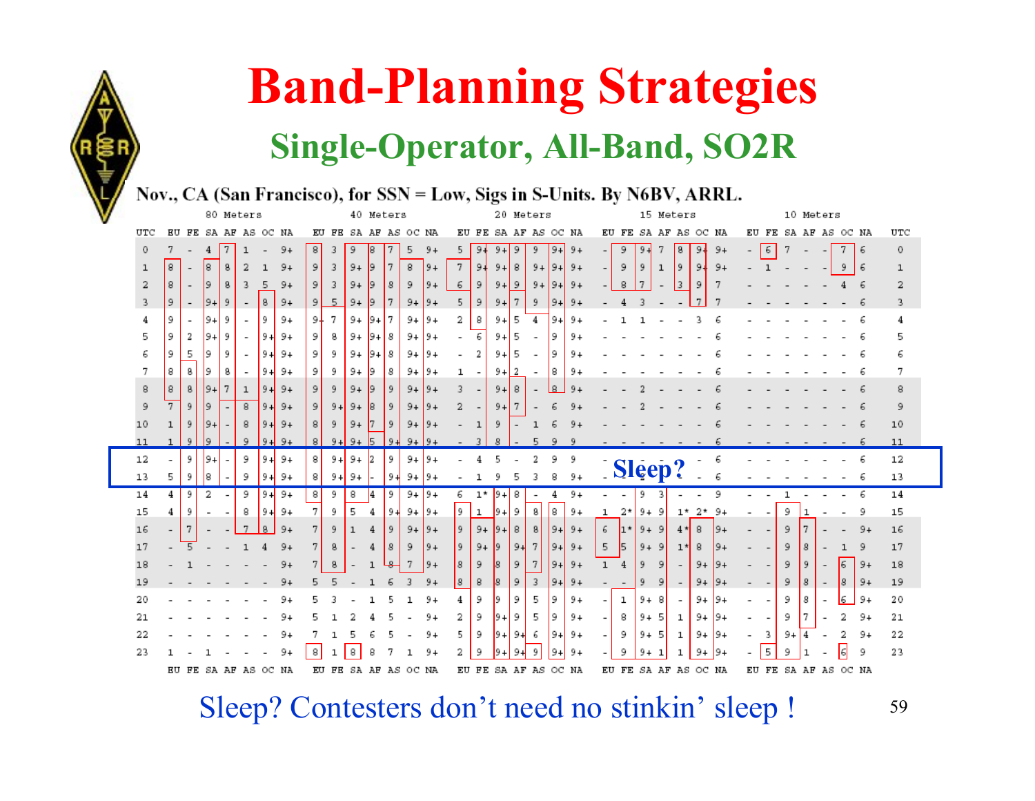# Band-Planning Strategies

## Single-Operator, All-Band, SO2R

**Nov., CA (San Francisco), for SSN = Low, Sigs in S-Units. By N6BV, ARRL.**

| | 80 Meters | | | | | | | 40 Meters | | | | | | | 20 Meters | | | | | | | 15 Meters | | | | | | | 10 Meters | | | | | | | |
|---|---|---|---|---|---|---|---|---|---|---|---|---|---|---|---|---|---|---|---|---|---|---|---|---|---|---|---|---|---|---|---|---|---|---|---|---|
| UTC | EU | FE | SA | AF | AS | OC | NA | EU | FE | SA | AF | AS | OC | NA | EU | FE | SA | AF | AS | OC | NA | EU | FE | SA | AF | AS | OC | NA | EU | FE | SA | AF | AS | OC | NA | UTC |
| 0 | 7 | - | 4 | 7 | 1 | - | 9+ | 8 | 3 | 9 | 8 | 7 | 5 | 9+ | 5 | 9+ | 9+ | 9 | 9 | 9+ | 9+ | - | 9 | 9+ | 7 | 8 | 9+ | 9+ | - | 6 | 7 | - | - | 7 | 6 | 0 |
| 1 | 8 | - | 8 | 8 | 2 | 1 | 9+ | 9 | 3 | 9+ | 9 | 7 | 8 | 9+ | 7 | 9+ | 9+ | 8 | 9+ | 9+ | 9+ | - | 9 | 9 | 1 | 9 | 9+ | 9+ | - | 1 | - | - | - | 9 | 6 | 1 |
| 2 | 8 | - | 9 | 8 | 3 | 5 | 9+ | 9 | 3 | 9+ | 9 | 8 | 9 | 9+ | 6 | 9 | 9+ | 9 | 9+ | 9+ | 9+ | - | 8 | 7 | - | 3 | 9 | 7 | - | - | - | - | - | 4 | 6 | 2 |
| 3 | 9 | - | 9+ | 9 | - | 8 | 9+ | 9 | 5 | 9+ | 9 | 7 | 9+ | 9+ | 5 | 9 | 9+ | 7 | 9 | 9+ | 9+ | - | 4 | 3 | - | - | 7 | 7 | - | - | - | - | - | - | 6 | 3 |
| 4 | 9 | - | 9+ | 9 | - | 9 | 9+ | 9+ | 7 | 9+ | 9+ | 7 | 9+ | 9+ | 2 | 8 | 9+ | 5 | 4 | 9+ | 9+ | - | 1 | 1 | - | - | 3 | 6 | - | - | - | - | - | - | 6 | 4 |
| 5 | 9 | 2 | 9+ | 9 | - | 9+ | 9+ | 9 | 8 | 9+ | 9+ | 8 | 9+ | 9+ | - | 6 | 9+ | 5 | - | 9 | 9+ | - | - | - | - | - | - | 6 | - | - | - | - | - | - | 6 | 5 |
| 6 | 9 | 5 | 9 | 9 | - | 9+ | 9+ | 9 | 9 | 9+ | 9+ | 8 | 9+ | 9+ | - | 2 | 9+ | 5 | - | 9 | 9+ | - | - | - | - | - | - | 6 | - | - | - | - | - | - | 6 | 6 |
| 7 | 8 | 8 | 9 | 8 | - | 9+ | 9+ | 9 | 9 | 9+ | 9 | 8 | 9+ | 9+ | 1 | - | 9+ | 2 | - | 8 | 9+ | - | - | - | - | - | - | 6 | - | - | - | - | - | - | 6 | 7 |
| 8 | 8 | 8 | 9+ | 7 | 1 | 9+ | 9+ | 9 | 9 | 9+ | 9 | 9 | 9+ | 9+ | 3 | - | 9+ | 8 | - | 8 | 9+ | - | - | 2 | - | - | - | 6 | - | - | - | - | - | - | 6 | 8 |
| 9 | 7 | 9 | 9 | - | 8 | 9+ | 9+ | 9 | 9+ | 9+ | 8 | 9 | 9+ | 9+ | 2 | - | 9+ | 7 | - | 6 | 9+ | - | - | 2 | - | - | - | 6 | - | - | - | - | - | - | 6 | 9 |
| 10 | 1 | 9 | 9+ | - | 8 | 9+ | 9+ | 8 | 9 | 9+ | 7 | 9 | 9+ | 9+ | - | 1 | 9 | - | 1 | 6 | 9+ | - | - | - | - | - | - | 6 | - | - | - | - | - | - | 6 | 10 |
| 11 | 1 | 9 | 9 | - | 9 | 9+ | 9+ | 8 | 9+ | 9+ | 5 | 9+ | 9+ | 9+ | - | 3 | 8 | - | 5 | 9 | 9 | - | - | - | - | - | - | 6 | - | - | - | - | - | - | 6 | 11 |
| 12 | - | 9 | 9+ | - | 9 | 9+ | 9+ | 8 | 9+ | 9+ | 2 | 9 | 9+ | 9+ | - | 4 | 5 | - | 2 | 9 | 9 | - | - | - | - | - | - | 6 | - | - | - | - | - | - | 6 | 12 |
| 13 | 5 | 9 | 8 | - | 9 | 9+ | 9+ | 8 | 9+ | 9+ | - | 9+ | 9+ | 9+ | - | 1 | 9 | 5 | 3 | 8 | 9+ | - | - | - | - | - | - | 6 | - | - | - | - | - | - | 6 | 13 |
| 14 | 4 | 9 | 2 | - | 9 | 9+ | 9+ | 8 | 9 | 8 | 4 | 9 | 9+ | 9+ | 6 | 1* | 9+ | 8 | - | 4 | 9+ | - | - | 9 | 3 | - | - | 9 | - | - | 1 | - | - | - | 6 | 14 |
| 15 | 4 | 9 | - | - | 8 | 9+ | 9+ | 7 | 9 | 5 | 4 | 9+ | 9+ | 9+ | 9 | 1 | 9+ | 9 | 8 | 8 | 9+ | 1 | 2* | 9+ | 9 | 1* | 2* | 9+ | - | - | 9 | 1 | - | - | 9 | 15 |
| 16 | - | 7 | - | - | 7 | 8 | 9+ | 7 | 9 | 1 | 4 | 9 | 9+ | 9+ | 9 | 9+ | 9+ | 8 | 8 | 9+ | 9+ | 6 | 1* | 9+ | 9 | 4* | 8 | 9+ | - | - | 9 | 7 | - | - | 9+ | 16 |
| 17 | - | 5 | - | - | 1 | 4 | 9+ | 7 | 8 | - | 4 | 8 | 9 | 9+ | 9 | 9+ | 9 | 9+ | 7 | 9+ | 9+ | 5 | 5 | 9+ | 9 | 1* | 8 | 9+ | - | - | 9 | 8 | - | 1 | 9 | 17 |
| 18 | - | 1 | - | - | - | - | 9+ | 7 | 8 | - | 1 | 8 | 7 | 9+ | 8 | 9 | 8 | 9 | 7 | 9+ | 9+ | 1 | 4 | 9 | 9 | - | 9+ | 9+ | - | - | 9 | 9 | - | 6 | 9+ | 18 |
| 19 | - | - | - | - | - | - | 9+ | 5 | 5 | - | 1 | 6 | 3 | 9+ | 8 | 8 | 8 | 9 | 3 | 9+ | 9+ | - | - | 9 | 9 | - | 9+ | 9+ | - | - | 9 | 8 | - | 8 | 9+ | 19 |
| 20 | - | - | - | - | - | - | 9+ | 5 | 3 | - | 1 | 5 | 1 | 9+ | 4 | 9 | 9 | 9 | 5 | 9 | 9+ | - | 1 | 9+ | 8 | - | 9+ | 9+ | - | - | 9 | 8 | - | 6 | 9+ | 20 |
| 21 | - | - | - | - | - | - | 9+ | 5 | 1 | 2 | 4 | 5 | - | 9+ | 2 | 9 | 9+ | 9 | 5 | 9 | 9+ | - | 8 | 9+ | 5 | 1 | 9+ | 9+ | - | - | 9 | 7 | - | 2 | 9+ | 21 |
| 22 | - | - | - | - | - | - | 9+ | 7 | 1 | 5 | 6 | 5 | - | 9+ | 5 | 9 | 9+ | 9+ | 6 | 9+ | 9+ | - | 9 | 9+ | 5 | 1 | 9+ | 9+ | - | 3 | 9+ | 4 | - | 2 | 9+ | 22 |
| 23 | 1 | - | 1 | - | - | - | 9+ | 8 | 1 | 8 | 8 | 7 | 1 | 9+ | 2 | 9 | 9+ | 9+ | 9 | 9+ | 9+ | - | 9 | 9+ | 1 | 1 | 9+ | 9+ | - | 5 | 9 | 1 | - | 6 | 9 | 23 |
| | EU | FE | SA | AF | AS | OC | NA | EU | FE | SA | AF | AS | OC | NA | EU | FE | SA | AF | AS | OC | NA | EU | FE | SA | AF | AS | OC | NA | EU | FE | SA | AF | AS | OC | NA | |

Sleep?

Sleep? Contesters don't need no stinkin' sleep !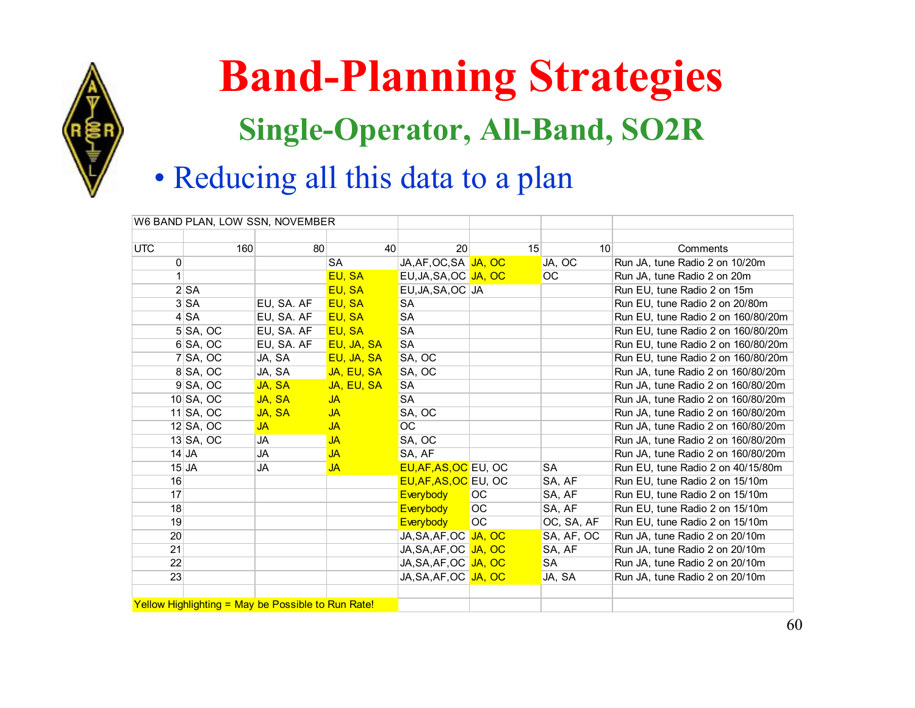# Band-Planning Strategies

## Single-Operator, All-Band, SO2R

- Reducing all this data to a plan

| W6 BAND PLAN, LOW SSN, NOVEMBER | | | | | | | |
|---|---|---|---|---|---|---|---|
| UTC | 160 | 80 | 40 | 20 | 15 | 10 | Comments |
| 0 | | | SA | JA,AF,OC,SA | JA, OC | JA, OC | Run JA, tune Radio 2 on 10/20m |
| 1 | | | EU, SA | EU,JA,SA,OC | JA, OC | OC | Run JA, tune Radio 2 on 20m |
| 2 | SA | | EU, SA | EU,JA,SA,OC | JA | | Run EU, tune Radio 2 on 15m |
| 3 | SA | EU, SA. AF | EU, SA | SA | | | Run EU, tune Radio 2 on 20/80m |
| 4 | SA | EU, SA. AF | EU, SA | SA | | | Run EU, tune Radio 2 on 160/80/20m |
| 5 | SA, OC | EU, SA. AF | EU, SA | SA | | | Run EU, tune Radio 2 on 160/80/20m |
| 6 | SA, OC | EU, SA. AF | EU, JA, SA | SA | | | Run EU, tune Radio 2 on 160/80/20m |
| 7 | SA, OC | JA, SA | EU, JA, SA | SA, OC | | | Run EU, tune Radio 2 on 160/80/20m |
| 8 | SA, OC | JA, SA | JA, EU, SA | SA, OC | | | Run JA, tune Radio 2 on 160/80/20m |
| 9 | SA, OC | JA, SA | JA, EU, SA | SA | | | Run JA, tune Radio 2 on 160/80/20m |
| 10 | SA, OC | JA, SA | JA | SA | | | Run JA, tune Radio 2 on 160/80/20m |
| 11 | SA, OC | JA, SA | JA | SA, OC | | | Run JA, tune Radio 2 on 160/80/20m |
| 12 | SA, OC | JA | JA | OC | | | Run JA, tune Radio 2 on 160/80/20m |
| 13 | SA, OC | JA | JA | SA, OC | | | Run JA, tune Radio 2 on 160/80/20m |
| 14 | JA | JA | JA | SA, AF | | | Run JA, tune Radio 2 on 160/80/20m |
| 15 | JA | JA | JA | EU,AF,AS,OC | EU, OC | SA | Run EU, tune Radio 2 on 40/15/80m |
| 16 | | | | EU,AF,AS,OC | EU, OC | SA, AF | Run EU, tune Radio 2 on 15/10m |
| 17 | | | | Everybody | OC | SA, AF | Run EU, tune Radio 2 on 15/10m |
| 18 | | | | Everybody | OC | SA, AF | Run EU, tune Radio 2 on 15/10m |
| 19 | | | | Everybody | OC | OC, SA, AF | Run EU, tune Radio 2 on 15/10m |
| 20 | | | | JA,SA,AF,OC | JA, OC | SA, AF, OC | Run JA, tune Radio 2 on 20/10m |
| 21 | | | | JA,SA,AF,OC | JA, OC | SA, AF | Run JA, tune Radio 2 on 20/10m |
| 22 | | | | JA,SA,AF,OC | JA, OC | SA | Run JA, tune Radio 2 on 20/10m |
| 23 | | | | JA,SA,AF,OC | JA, OC | JA, SA | Run JA, tune Radio 2 on 20/10m |

Yellow Highlighting = May be Possible to Run Rate!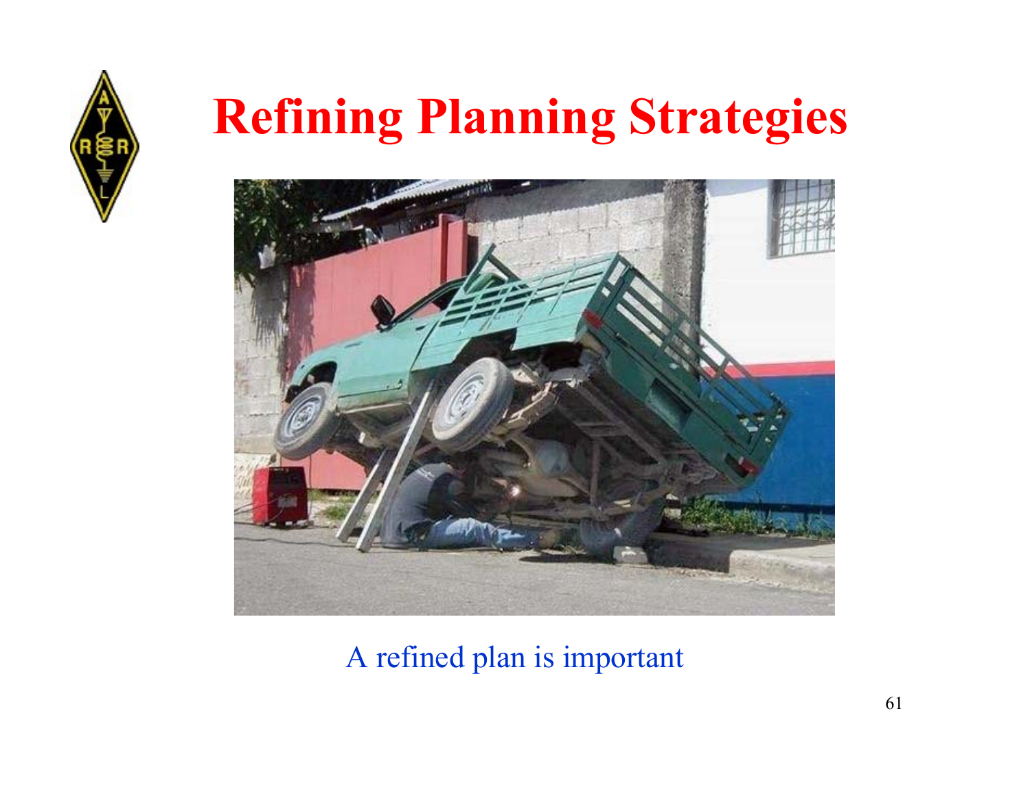# Refining Planning Strategies

A refined plan is important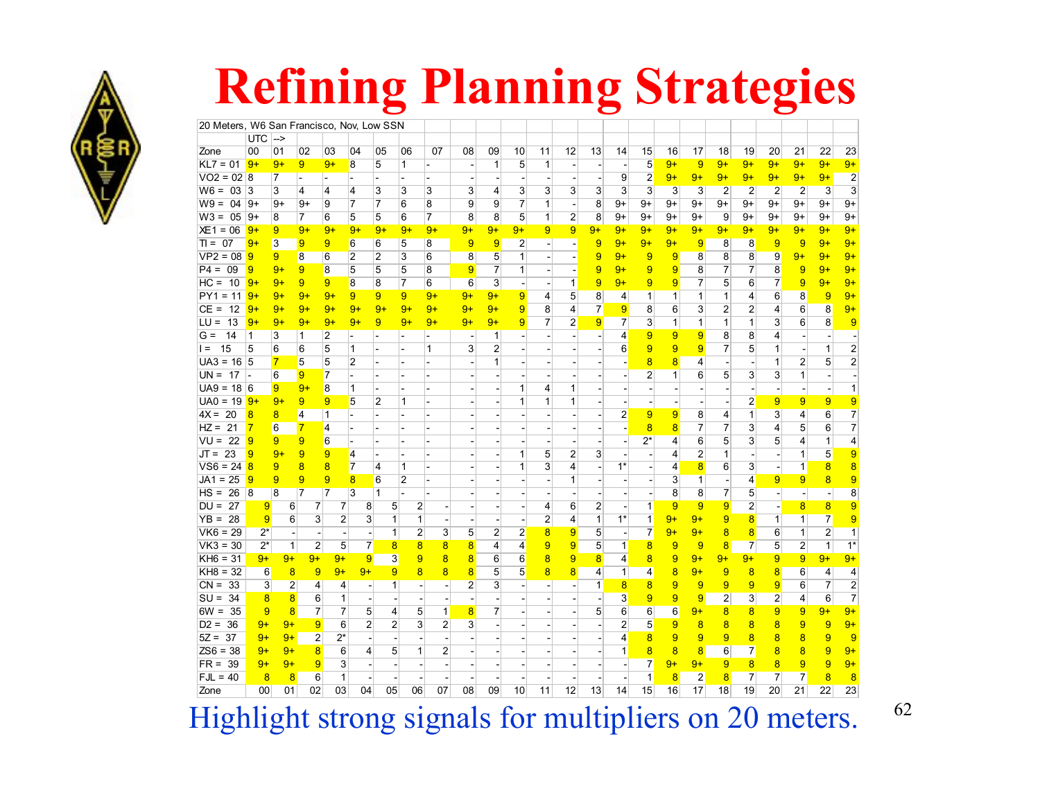# Refining Planning Strategies

| 20 Meters, W6 San Francisco, Nov, Low SSN | | | | | | | | | | | | | | | | | | | | | | | | |
|---|---|---|---|---|---|---|---|---|---|---|---|---|---|---|---|---|---|---|---|---|---|---|---|---|
| | UTC --> | | | | | | | | | | | | | | | | | | | | | | | |
| Zone | 00 | 01 | 02 | 03 | 04 | 05 | 06 | 07 | 08 | 09 | 10 | 11 | 12 | 13 | 14 | 15 | 16 | 17 | 18 | 19 | 20 | 21 | 22 | 23 |
| KL7 = 01 | 9+ | 9+ | 9 | 9+ | 8 | 5 | 1 | - | - | 1 | 5 | 1 | - | - | - | 5 | 9+ | 9 | 9+ | 9+ | 9+ | 9+ | 9+ | 9+ |
| VO2 = 02 | 8 | 7 | - | - | - | - | - | - | - | - | - | - | - | - | 9 | 2 | 9+ | 9+ | 9+ | 9+ | 9+ | 9+ | 9+ | 2 |
| W6 = 03 | 3 | 3 | 4 | 4 | 4 | 3 | 3 | 3 | 3 | 4 | 3 | 3 | 3 | 3 | 3 | 3 | 3 | 3 | 2 | 2 | 2 | 2 | 3 | 3 |
| W9 = 04 | 9+ | 9+ | 9+ | 9 | 7 | 7 | 6 | 8 | 9 | 9 | 7 | 1 | - | 8 | 9+ | 9+ | 9+ | 9+ | 9+ | 9+ | 9+ | 9+ | 9+ | 9+ |
| W3 = 05 | 9+ | 8 | 7 | 6 | 5 | 5 | 6 | 7 | 8 | 8 | 5 | 1 | 2 | 8 | 9+ | 9+ | 9+ | 9+ | 9 | 9+ | 9+ | 9+ | 9+ | 9+ |
| XE1 = 06 | 9+ | 9 | 9+ | 9+ | 9+ | 9+ | 9+ | 9+ | 9+ | 9+ | 9+ | 9 | 9 | 9+ | 9+ | 9+ | 9+ | 9+ | 9+ | 9+ | 9+ | 9+ | 9+ | 9+ |
| TI = 07 | 9+ | 3 | 9 | 9 | 6 | 6 | 5 | 8 | 9 | 9 | 2 | - | - | 9 | 9+ | 9+ | 9+ | 9 | 8 | 8 | 9 | 9 | 9+ | 9+ |
| VP2 = 08 | 9 | 9 | 8 | 6 | 2 | 2 | 3 | 6 | 8 | 5 | 1 | - | - | 9 | 9+ | 9 | 9 | 8 | 8 | 8 | 9 | 9+ | 9+ | 9+ |
| P4 = 09 | 9 | 9+ | 9 | 8 | 5 | 5 | 5 | 8 | 9 | 7 | 1 | - | - | 9 | 9+ | 9 | 9 | 8 | 7 | 7 | 8 | 9 | 9+ | 9+ |
| HC = 10 | 9+ | 9+ | 9 | 9 | 8 | 8 | 7 | 6 | 6 | 3 | - | - | 1 | 9 | 9+ | 9 | 9 | 7 | 5 | 6 | 7 | 9 | 9+ | 9+ |
| PY1 = 11 | 9+ | 9+ | 9+ | 9+ | 9 | 9 | 9 | 9+ | 9+ | 9+ | 9 | 4 | 5 | 8 | 4 | 1 | 1 | 1 | 1 | 4 | 6 | 8 | 9 | 9+ |
| CE = 12 | 9+ | 9+ | 9+ | 9+ | 9+ | 9+ | 9+ | 9+ | 9+ | 9+ | 9 | 8 | 4 | 7 | 9 | 8 | 6 | 3 | 2 | 2 | 4 | 6 | 8 | 9+ |
| LU = 13 | 9+ | 9+ | 9+ | 9+ | 9+ | 9 | 9+ | 9+ | 9+ | 9+ | 9 | 7 | 2 | 9 | 7 | 3 | 1 | 1 | 1 | 1 | 3 | 6 | 8 | 9 |
| G = 14 | 1 | 3 | 1 | 2 | - | - | - | - | - | 1 | - | - | - | - | 4 | 9 | 9 | 9 | 8 | 8 | 4 | - | - | - |
| I = 15 | 5 | 6 | 6 | 5 | 1 | - | - | 1 | 3 | 2 | - | - | - | - | 6 | 9 | 9 | 9 | 7 | 5 | 1 | - | 1 | 2 |
| UA3 = 16 | 5 | 7 | 5 | 5 | 2 | - | - | - | - | 1 | - | - | - | - | - | 8 | 8 | 4 | - | - | 1 | 2 | 5 | 2 |
| UN = 17 | - | 6 | 9 | 7 | - | - | - | - | - | - | - | - | - | - | - | 2 | 1 | 6 | 5 | 3 | 3 | 1 | - | - |
| UA9 = 18 | 6 | 9 | 9+ | 8 | 1 | - | - | - | - | - | 1 | 4 | 1 | - | - | - | - | - | - | - | - | - | - | 1 |
| UA0 = 19 | 9+ | 9+ | 9 | 9 | 5 | 2 | 1 | - | - | - | 1 | 1 | 1 | - | - | - | - | - | - | 2 | 9 | 9 | 9 | 9 |
| 4X = 20 | 8 | 8 | 4 | 1 | - | - | - | - | - | - | - | - | - | - | 2 | 9 | 9 | 8 | 4 | 1 | 3 | 4 | 6 | 7 |
| HZ = 21 | 7 | 6 | 7 | 4 | - | - | - | - | - | - | - | - | - | - | - | 8 | 8 | 7 | 7 | 3 | 4 | 5 | 6 | 7 |
| VU = 22 | 9 | 9 | 9 | 6 | - | - | - | - | - | - | - | - | - | - | - | 2* | 4 | 6 | 5 | 3 | 5 | 4 | 1 | 4 |
| JT = 23 | 9 | 9+ | 9 | 9 | 4 | - | - | - | - | - | 1 | 5 | 2 | 3 | - | - | 4 | 2 | 1 | - | - | 1 | 5 | 9 |
| VS6 = 24 | 8 | 9 | 8 | 8 | 7 | 4 | 1 | - | - | - | 1 | 3 | 4 | - | 1* | - | 4 | 8 | 6 | 3 | - | 1 | 8 | 8 |
| JA1 = 25 | 9 | 9 | 9 | 9 | 8 | 6 | 2 | - | - | - | - | - | 1 | - | - | - | 3 | 1 | - | 4 | 9 | 9 | 8 | 9 |
| HS = 26 | 8 | 8 | 7 | 7 | 3 | 1 | - | - | - | - | - | - | - | - | - | - | 8 | 8 | 7 | 5 | - | - | - | 8 |
| DU = 27 | 9 | 6 | 7 | 7 | 8 | 5 | 2 | - | - | - | - | 4 | 6 | 2 | - | 1 | 9 | 9 | 9 | 2 | - | 8 | 8 | 9 |
| YB = 28 | 9 | 6 | 3 | 2 | 3 | 1 | 1 | - | - | - | - | 2 | 4 | 1 | 1* | 1 | 9+ | 9+ | 9 | 8 | 1 | 1 | 7 | 9 |
| VK6 = 29 | 2* | - | - | - | - | 1 | 2 | 3 | 5 | 2 | 2 | 8 | 9 | 5 | - | 7 | 9+ | 9+ | 8 | 8 | 6 | 1 | 2 | 1 |
| VK3 = 30 | 2* | 1 | 2 | 5 | 7 | 8 | 8 | 8 | 8 | 4 | 4 | 9 | 9 | 5 | 1 | 8 | 9 | 9 | 8 | 7 | 5 | 2 | 1 | 1* |
| KH6 = 31 | 9+ | 9+ | 9+ | 9+ | 9 | 3 | 9 | 8 | 8 | 6 | 6 | 8 | 9 | 8 | 4 | 8 | 9 | 9+ | 9+ | 9+ | 9 | 9 | 9+ | 9+ |
| KH8 = 32 | 6 | 8 | 9 | 9+ | 9+ | 9 | 8 | 8 | 8 | 5 | 5 | 8 | 8 | 4 | 1 | 4 | 8 | 9+ | 9 | 8 | 8 | 6 | 4 | 4 |
| CN = 33 | 3 | 2 | 4 | 4 | - | 1 | - | - | 2 | 3 | - | - | - | 1 | 8 | 8 | 9 | 9 | 9 | 9 | 9 | 6 | 7 | 2 |
| SU = 34 | 8 | 8 | 6 | 1 | - | - | - | - | - | - | - | - | - | - | 3 | 9 | 9 | 9 | 2 | 3 | 2 | 4 | 6 | 7 |
| 6W = 35 | 9 | 8 | 7 | 7 | 5 | 4 | 5 | 1 | 8 | 7 | - | - | - | 5 | 6 | 6 | 6 | 9+ | 8 | 8 | 9 | 9 | 9+ | 9+ |
| D2 = 36 | 9+ | 9+ | 9 | 6 | 2 | 2 | 3 | 2 | 3 | - | - | - | - | - | 2 | 5 | 9 | 8 | 8 | 8 | 8 | 9 | 9 | 9+ |
| 5Z = 37 | 9+ | 9+ | 2 | 2* | - | - | - | - | - | - | - | - | - | - | 4 | 8 | 9 | 9 | 9 | 8 | 8 | 8 | 9 | 9 |
| ZS6 = 38 | 9+ | 9+ | 8 | 6 | 4 | 5 | 1 | 2 | - | - | - | - | - | - | 1 | 8 | 8 | 8 | 6 | 7 | 8 | 8 | 9 | 9+ |
| FR = 39 | 9+ | 9+ | 9 | 3 | - | - | - | - | - | - | - | - | - | - | - | 7 | 9+ | 9+ | 9 | 8 | 8 | 9 | 9 | 9+ |
| FJL = 40 | 8 | 8 | 6 | 1 | - | - | - | - | - | - | - | - | - | - | - | 1 | 8 | 2 | 8 | 7 | 7 | 7 | 8 | 8 |
| Zone | 00 | 01 | 02 | 03 | 04 | 05 | 06 | 07 | 08 | 09 | 10 | 11 | 12 | 13 | 14 | 15 | 16 | 17 | 18 | 19 | 20 | 21 | 22 | 23 |

Highlight strong signals for multipliers on 20 meters.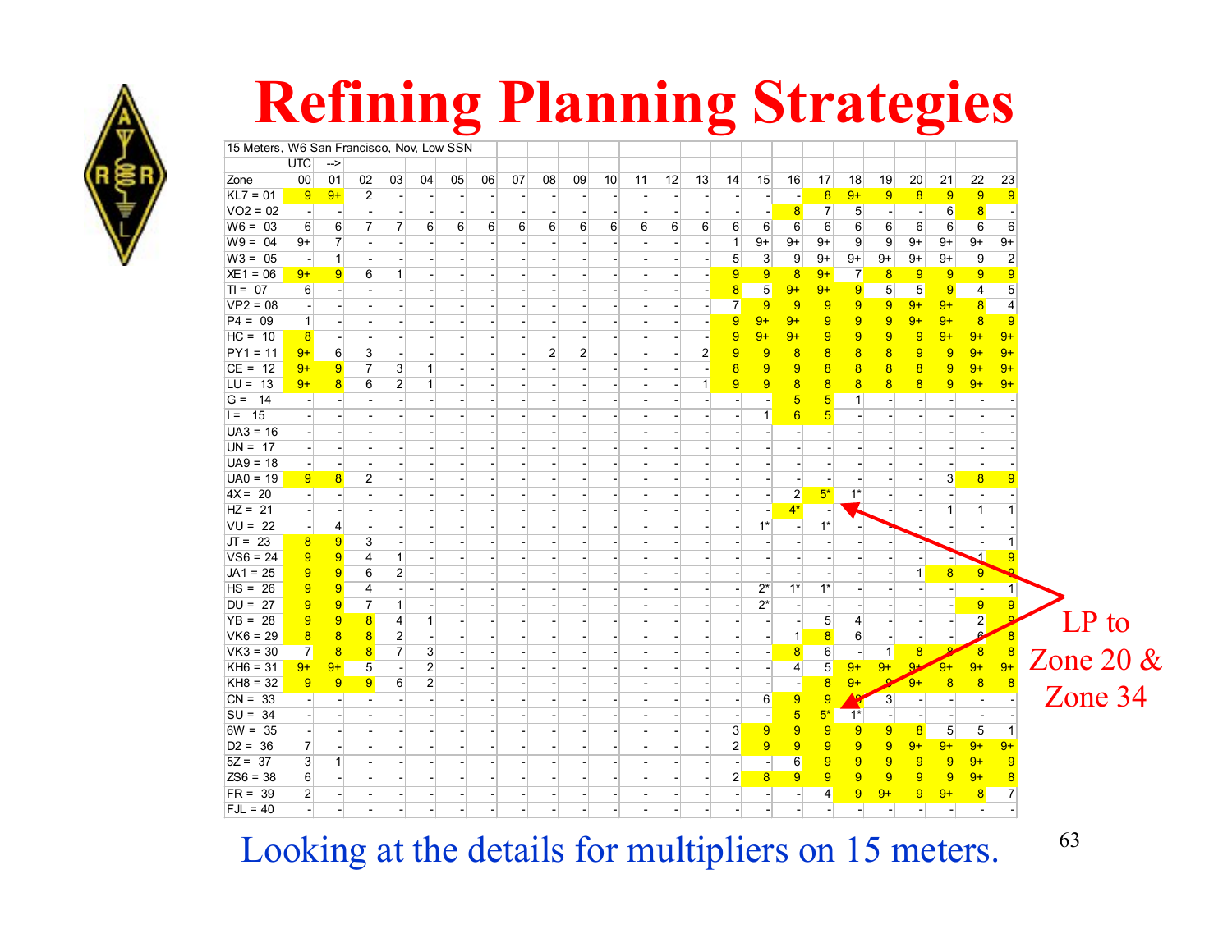# Refining Planning Strategies

| 15 Meters, W6 San Francisco, Nov, Low SSN | | | | | | | | | | | | | | | | | | | | | | | | |
|---|---|---|---|---|---|---|---|---|---|---|---|---|---|---|---|---|---|---|---|---|---|---|---|---|
| | UTC | --> | | | | | | | | | | | | | | | | | | | | | | |
| Zone | 00 | 01 | 02 | 03 | 04 | 05 | 06 | 07 | 08 | 09 | 10 | 11 | 12 | 13 | 14 | 15 | 16 | 17 | 18 | 19 | 20 | 21 | 22 | 23 |
| KL7 = 01 | 9 | 9+ | 2 | - | - | - | - | - | - | - | - | - | - | - | - | - | - | 8 | 9+ | 9 | 8 | 9 | 9 | 9 |
| VO2 = 02 | - | - | - | - | - | - | - | - | - | - | - | - | - | - | - | - | 8 | 7 | 5 | - | - | 6 | 8 | - |
| W6 = 03 | 6 | 6 | 7 | 7 | 6 | 6 | 6 | 6 | 6 | 6 | 6 | 6 | 6 | 6 | 6 | 6 | 6 | 6 | 6 | 6 | 6 | 6 | 6 | 6 |
| W9 = 04 | 9+ | 7 | - | - | - | - | - | - | - | - | - | - | - | - | 1 | 9+ | 9+ | 9+ | 9 | 9 | 9+ | 9+ | 9+ | 9+ |
| W3 = 05 | - | 1 | - | - | - | - | - | - | - | - | - | - | - | - | 5 | 3 | 9 | 9+ | 9+ | 9+ | 9+ | 9+ | 9 | 2 |
| XE1 = 06 | 9+ | 9 | 6 | 1 | - | - | - | - | - | - | - | - | - | - | 9 | 9 | 8 | 9+ | 7 | 8 | 9 | 9 | 9 | 9 |
| TI = 07 | 6 | - | - | - | - | - | - | - | - | - | - | - | - | - | 8 | 5 | 9+ | 9+ | 9 | 5 | 5 | 9 | 4 | 5 |
| VP2 = 08 | - | - | - | - | - | - | - | - | - | - | - | - | - | - | 7 | 9 | 9 | 9 | 9 | 9 | 9+ | 9+ | 8 | 4 |
| P4 = 09 | 1 | - | - | - | - | - | - | - | - | - | - | - | - | - | 9 | 9+ | 9+ | 9 | 9 | 9 | 9+ | 9+ | 8 | 9 |
| HC = 10 | 8 | - | - | - | - | - | - | - | - | - | - | - | - | - | 9 | 9+ | 9+ | 9 | 9 | 9 | 9 | 9+ | 9+ | 9+ |
| PY1 = 11 | 9+ | 6 | 3 | - | - | - | - | - | 2 | 2 | - | - | - | 2 | 9 | 9 | 8 | 8 | 8 | 8 | 9 | 9 | 9+ | 9+ |
| CE = 12 | 9+ | 9 | 7 | 3 | 1 | - | - | - | - | - | - | - | - | - | 8 | 9 | 9 | 8 | 8 | 8 | 8 | 9 | 9+ | 9+ |
| LU = 13 | 9+ | 8 | 6 | 2 | 1 | - | - | - | - | - | - | - | - | 1 | 9 | 9 | 8 | 8 | 8 | 8 | 8 | 9 | 9+ | 9+ |
| G = 14 | - | - | - | - | - | - | - | - | - | - | - | - | - | - | - | - | 5 | 5 | 1 | - | - | - | - | - |
| I = 15 | - | - | - | - | - | - | - | - | - | - | - | - | - | - | - | 1 | 6 | 5 | - | - | - | - | - | - |
| UA3 = 16 | - | - | - | - | - | - | - | - | - | - | - | - | - | - | - | - | - | - | - | - | - | - | - | - |
| UN = 17 | - | - | - | - | - | - | - | - | - | - | - | - | - | - | - | - | - | - | - | - | - | - | - | - |
| UA9 = 18 | - | - | - | - | - | - | - | - | - | - | - | - | - | - | - | - | - | - | - | - | - | - | - | - |
| UA0 = 19 | 9 | 8 | 2 | - | - | - | - | - | - | - | - | - | - | - | - | - | - | - | - | - | - | 3 | 8 | 9 |
| 4X = 20 | - | - | - | - | - | - | - | - | - | - | - | - | - | - | - | - | 2 | 5* | 1* | - | - | - | - | - |
| HZ = 21 | - | - | - | - | - | - | - | - | - | - | - | - | - | - | - | - | 4* | - | - | - | - | 1 | 1 | 1 |
| VU = 22 | - | 4 | - | - | - | - | - | - | - | - | - | - | - | - | - | 1* | - | 1* | - | - | - | - | - | - |
| JT = 23 | 8 | 9 | 3 | - | - | - | - | - | - | - | - | - | - | - | - | - | - | - | - | - | - | - | - | 1 |
| VS6 = 24 | 9 | 9 | 4 | 1 | - | - | - | - | - | - | - | - | - | - | - | - | - | - | - | - | - | - | 1 | 9 |
| JA1 = 25 | 9 | 9 | 6 | 2 | - | - | - | - | - | - | - | - | - | - | - | - | - | - | - | - | 1 | 8 | 9 | 9 |
| HS = 26 | 9 | 9 | 4 | - | - | - | - | - | - | - | - | - | - | - | - | 2* | 1* | 1* | - | - | - | - | - | 1 |
| DU = 27 | 9 | 9 | 7 | 1 | - | - | - | - | - | - | - | - | - | - | - | 2* | - | - | - | - | - | - | 9 | 9 |
| YB = 28 | 9 | 9 | 8 | 4 | 1 | - | - | - | - | - | - | - | - | - | - | - | - | 5 | 4 | - | - | - | 2 | 9 |
| VK6 = 29 | 8 | 8 | 8 | 2 | - | - | - | - | - | - | - | - | - | - | - | - | 1 | 8 | 6 | - | - | - | 6 | 8 |
| VK3 = 30 | 7 | 8 | 8 | 7 | 3 | - | - | - | - | - | - | - | - | - | - | - | 8 | 6 | - | 1 | 8 | 8 | 8 | 8 |
| KH6 = 31 | 9+ | 9+ | 5 | - | 2 | - | - | - | - | - | - | - | - | - | - | - | 4 | 5 | 9+ | 9+ | 9+ | 9+ | 9+ | 9+ |
| KH8 = 32 | 9 | 9 | 9 | 6 | 2 | - | - | - | - | - | - | - | - | - | - | - | - | 8 | 9+ | 9 | 9+ | 8 | 8 | 8 |
| CN = 33 | - | - | - | - | - | - | - | - | - | - | - | - | - | - | - | 6 | 9 | 9 | 9 | 3 | - | - | - | - |
| SU = 34 | - | - | - | - | - | - | - | - | - | - | - | - | - | - | - | - | 5 | 5* | 1* | - | - | - | - | - |
| 6W = 35 | - | - | - | - | - | - | - | - | - | - | - | - | - | - | 3 | 9 | 9 | 9 | 9 | 9 | 8 | 5 | 5 | 1 |
| D2 = 36 | 7 | - | - | - | - | - | - | - | - | - | - | - | - | - | 2 | 9 | 9 | 9 | 9 | 9 | 9+ | 9+ | 9+ | 9+ |
| 5Z = 37 | 3 | 1 | - | - | - | - | - | - | - | - | - | - | - | - | - | - | 6 | 9 | 9 | 9 | 9 | 9 | 9+ | 9 |
| ZS6 = 38 | 6 | - | - | - | - | - | - | - | - | - | - | - | - | - | 2 | 8 | 9 | 9 | 9 | 9 | 9 | 9 | 9+ | 8 |
| FR = 39 | 2 | - | - | - | - | - | - | - | - | - | - | - | - | - | - | - | - | 4 | 9 | 9+ | 9 | 9+ | 8 | 7 |
| FJL = 40 | - | - | - | - | - | - | - | - | - | - | - | - | - | - | - | - | - | - | - | - | - | - | - | - |

LP to Zone 20 & Zone 34

Looking at the details for multipliers on 15 meters.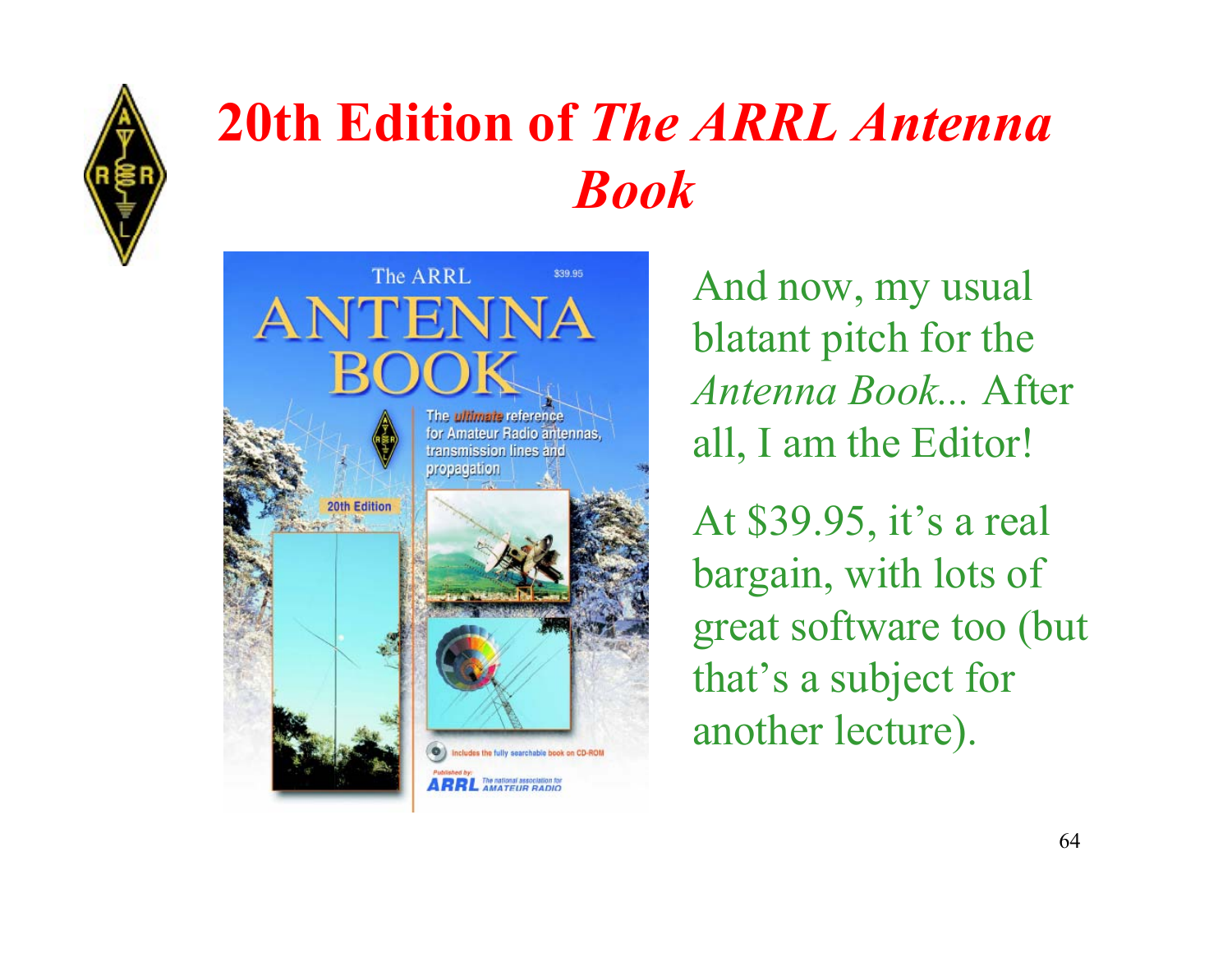# 20th Edition of *The ARRL Antenna Book*

And now, my usual blatant pitch for the *Antenna Book...* After all, I am the Editor!

At $39.95, it's a real bargain, with lots of great software too (but that's a subject for another lecture).